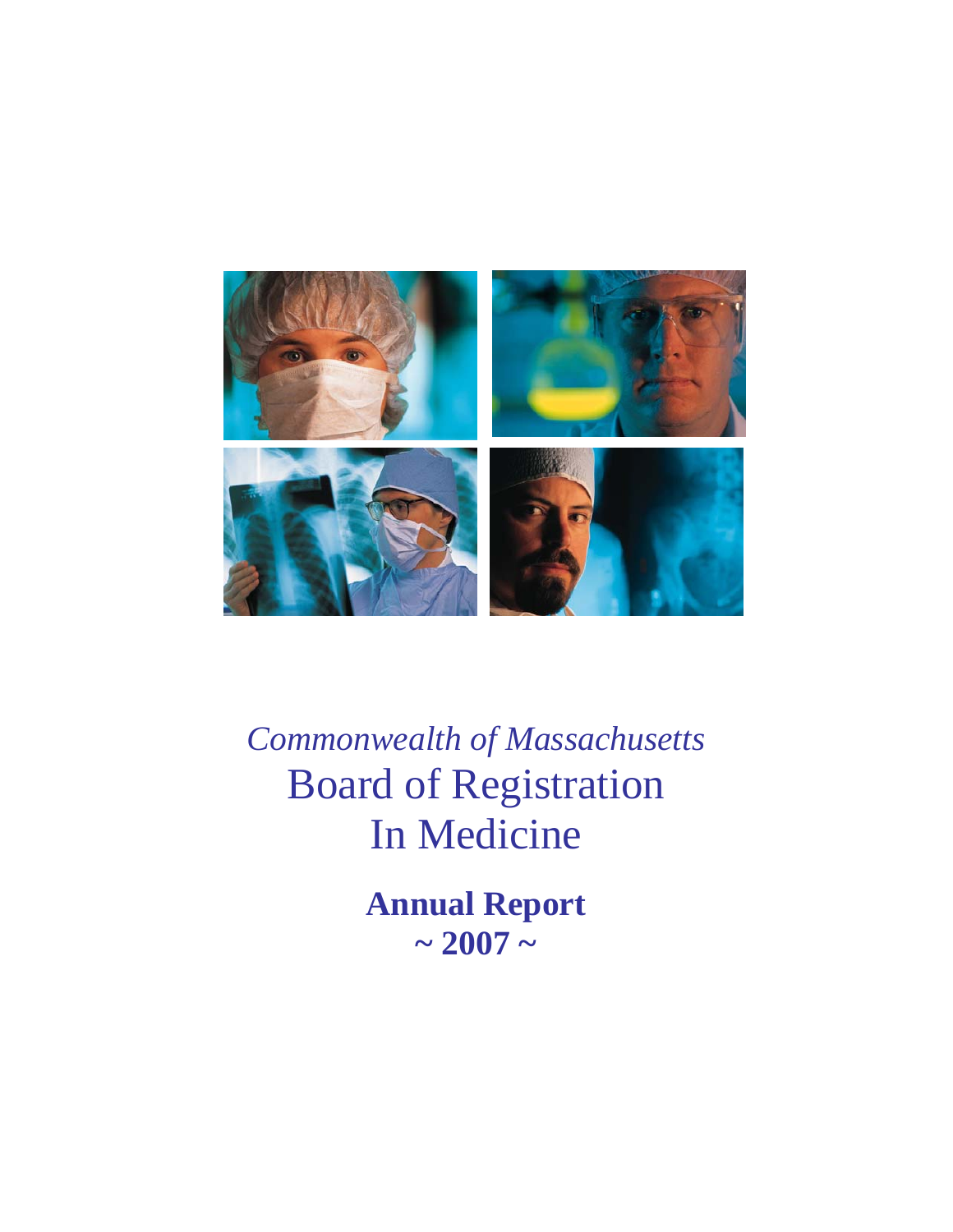*Commonwealth of Massachusetts*

# Board of Registration In Medicine

## Annual Report ~ 2007 ~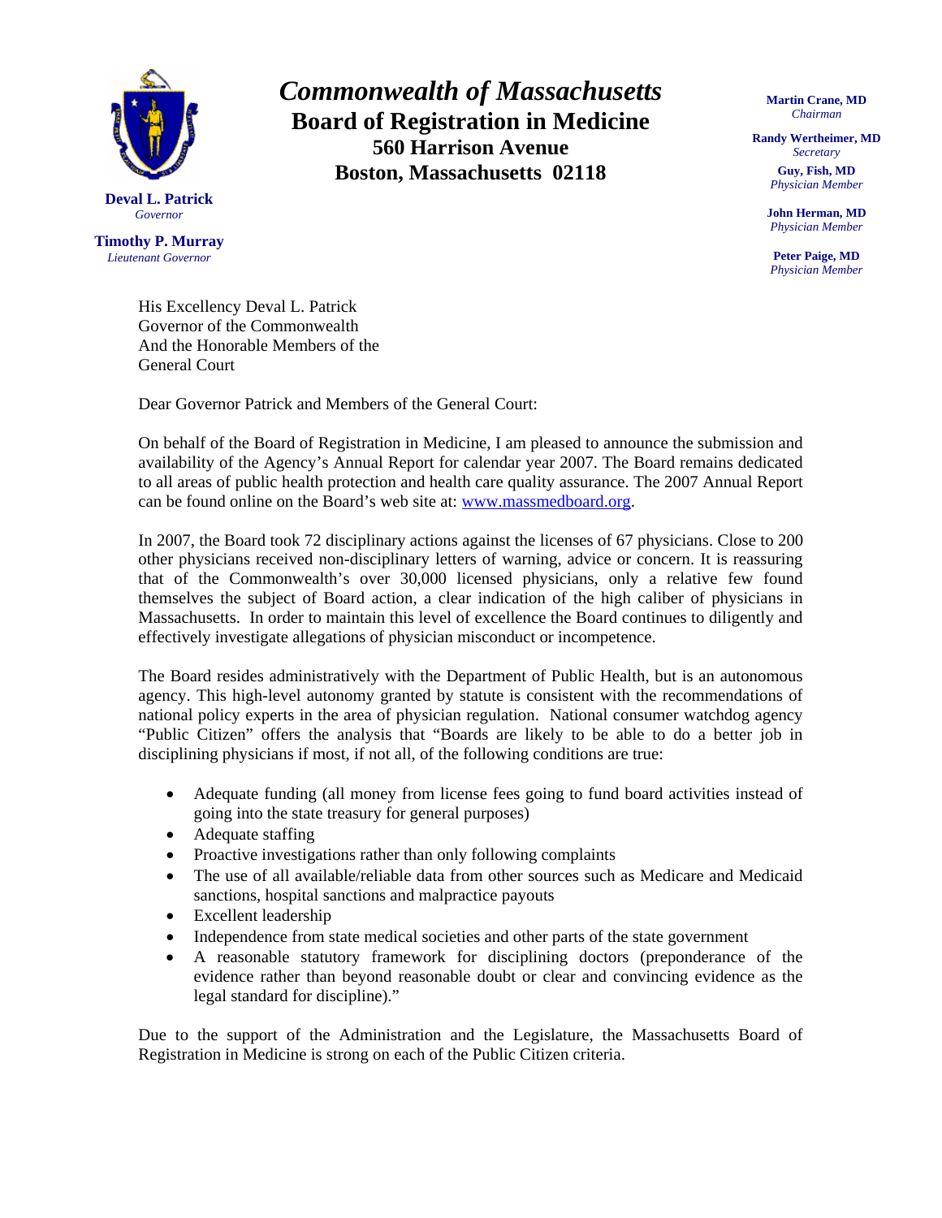**Deval L. Patrick**
*Governor*

**Timothy P. Murray**
*Lieutenant Governor*

# *Commonwealth of Massachusetts*
## Board of Registration in Medicine
### 560 Harrison Avenue
### Boston, Massachusetts 02118

**Martin Crane, MD**
*Chairman*

**Randy Wertheimer, MD**
*Secretary*

**Guy, Fish, MD**
*Physician Member*

**John Herman, MD**
*Physician Member*

**Peter Paige, MD**
*Physician Member*

His Excellency Deval L. Patrick
Governor of the Commonwealth
And the Honorable Members of the
General Court

Dear Governor Patrick and Members of the General Court:

On behalf of the Board of Registration in Medicine, I am pleased to announce the submission and availability of the Agency's Annual Report for calendar year 2007. The Board remains dedicated to all areas of public health protection and health care quality assurance. The 2007 Annual Report can be found online on the Board's web site at: www.massmedboard.org.

In 2007, the Board took 72 disciplinary actions against the licenses of 67 physicians. Close to 200 other physicians received non-disciplinary letters of warning, advice or concern. It is reassuring that of the Commonwealth's over 30,000 licensed physicians, only a relative few found themselves the subject of Board action, a clear indication of the high caliber of physicians in Massachusetts. In order to maintain this level of excellence the Board continues to diligently and effectively investigate allegations of physician misconduct or incompetence.

The Board resides administratively with the Department of Public Health, but is an autonomous agency. This high-level autonomy granted by statute is consistent with the recommendations of national policy experts in the area of physician regulation. National consumer watchdog agency "Public Citizen" offers the analysis that "Boards are likely to be able to do a better job in disciplining physicians if most, if not all, of the following conditions are true:

- Adequate funding (all money from license fees going to fund board activities instead of going into the state treasury for general purposes)
- Adequate staffing
- Proactive investigations rather than only following complaints
- The use of all available/reliable data from other sources such as Medicare and Medicaid sanctions, hospital sanctions and malpractice payouts
- Excellent leadership
- Independence from state medical societies and other parts of the state government
- A reasonable statutory framework for disciplining doctors (preponderance of the evidence rather than beyond reasonable doubt or clear and convincing evidence as the legal standard for discipline)."

Due to the support of the Administration and the Legislature, the Massachusetts Board of Registration in Medicine is strong on each of the Public Citizen criteria.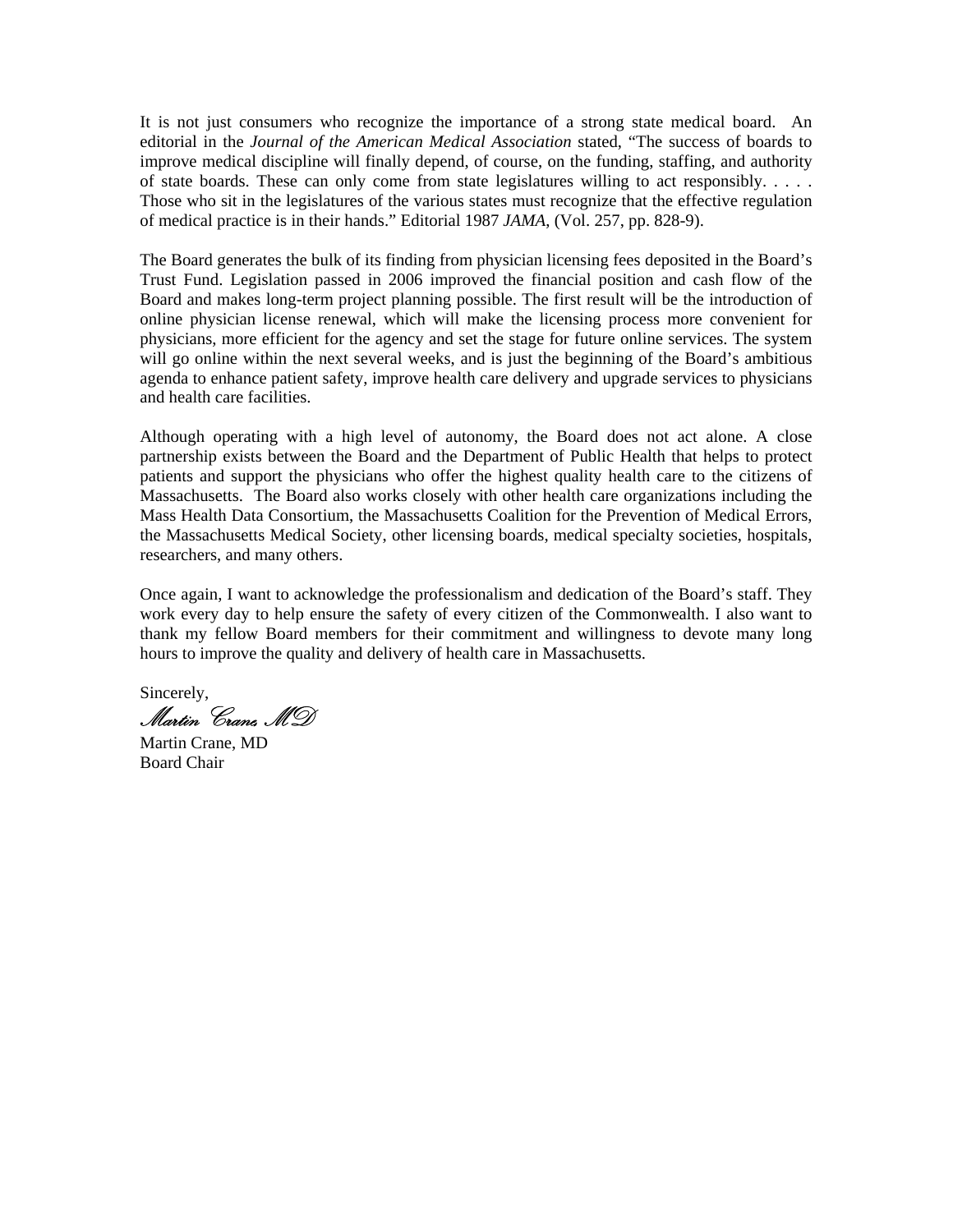It is not just consumers who recognize the importance of a strong state medical board. An editorial in the *Journal of the American Medical Association* stated, "The success of boards to improve medical discipline will finally depend, of course, on the funding, staffing, and authority of state boards. These can only come from state legislatures willing to act responsibly. . . . . Those who sit in the legislatures of the various states must recognize that the effective regulation of medical practice is in their hands." Editorial 1987 *JAMA*, (Vol. 257, pp. 828-9).

The Board generates the bulk of its finding from physician licensing fees deposited in the Board's Trust Fund. Legislation passed in 2006 improved the financial position and cash flow of the Board and makes long-term project planning possible. The first result will be the introduction of online physician license renewal, which will make the licensing process more convenient for physicians, more efficient for the agency and set the stage for future online services. The system will go online within the next several weeks, and is just the beginning of the Board's ambitious agenda to enhance patient safety, improve health care delivery and upgrade services to physicians and health care facilities.

Although operating with a high level of autonomy, the Board does not act alone. A close partnership exists between the Board and the Department of Public Health that helps to protect patients and support the physicians who offer the highest quality health care to the citizens of Massachusetts. The Board also works closely with other health care organizations including the Mass Health Data Consortium, the Massachusetts Coalition for the Prevention of Medical Errors, the Massachusetts Medical Society, other licensing boards, medical specialty societies, hospitals, researchers, and many others.

Once again, I want to acknowledge the professionalism and dedication of the Board's staff. They work every day to help ensure the safety of every citizen of the Commonwealth. I also want to thank my fellow Board members for their commitment and willingness to devote many long hours to improve the quality and delivery of health care in Massachusetts.

Sincerely,

*Martin Crane, MD*

Martin Crane, MD
Board Chair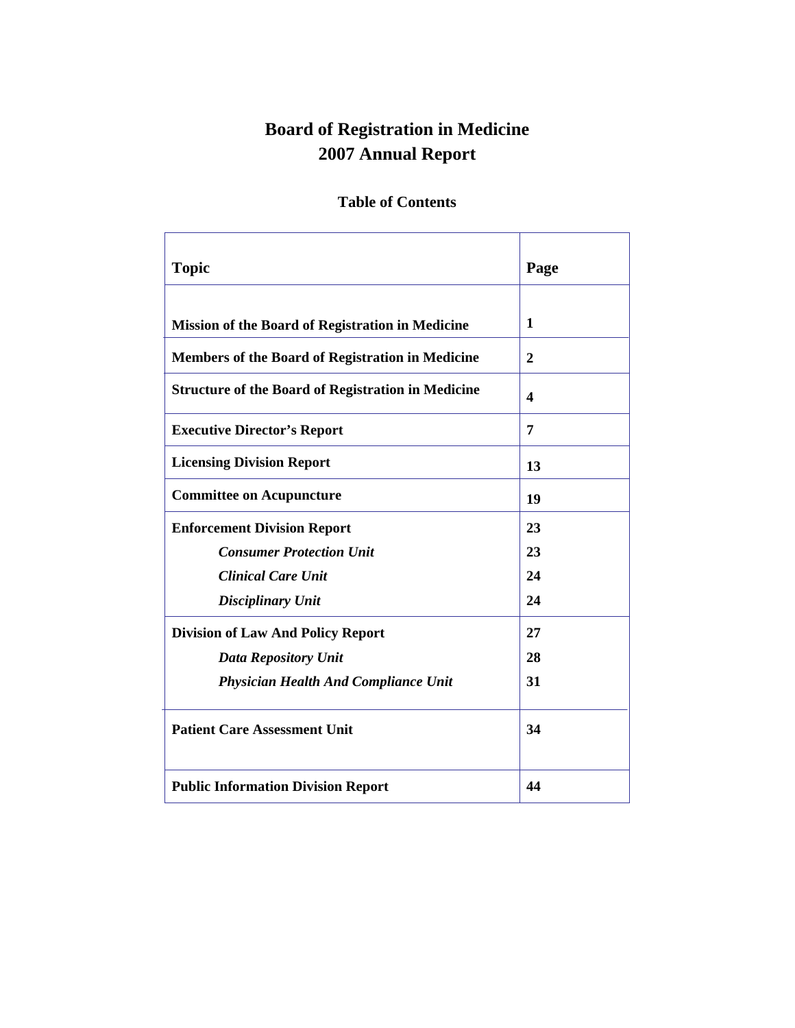# Board of Registration in Medicine
# 2007 Annual Report

## Table of Contents

| Topic | Page |
|---|---|
| **Mission of the Board of Registration in Medicine** | **1** |
| **Members of the Board of Registration in Medicine** | **2** |
| **Structure of the Board of Registration in Medicine** | **4** |
| **Executive Director's Report** | **7** |
| **Licensing Division Report** | **13** |
| **Committee on Acupuncture** | **19** |
| **Enforcement Division Report** | **23** |
| ***Consumer Protection Unit*** | **23** |
| ***Clinical Care Unit*** | **24** |
| ***Disciplinary Unit*** | **24** |
| **Division of Law And Policy Report** | **27** |
| ***Data Repository Unit*** | **28** |
| ***Physician Health And Compliance Unit*** | **31** |
| **Patient Care Assessment Unit** | **34** |
| **Public Information Division Report** | **44** |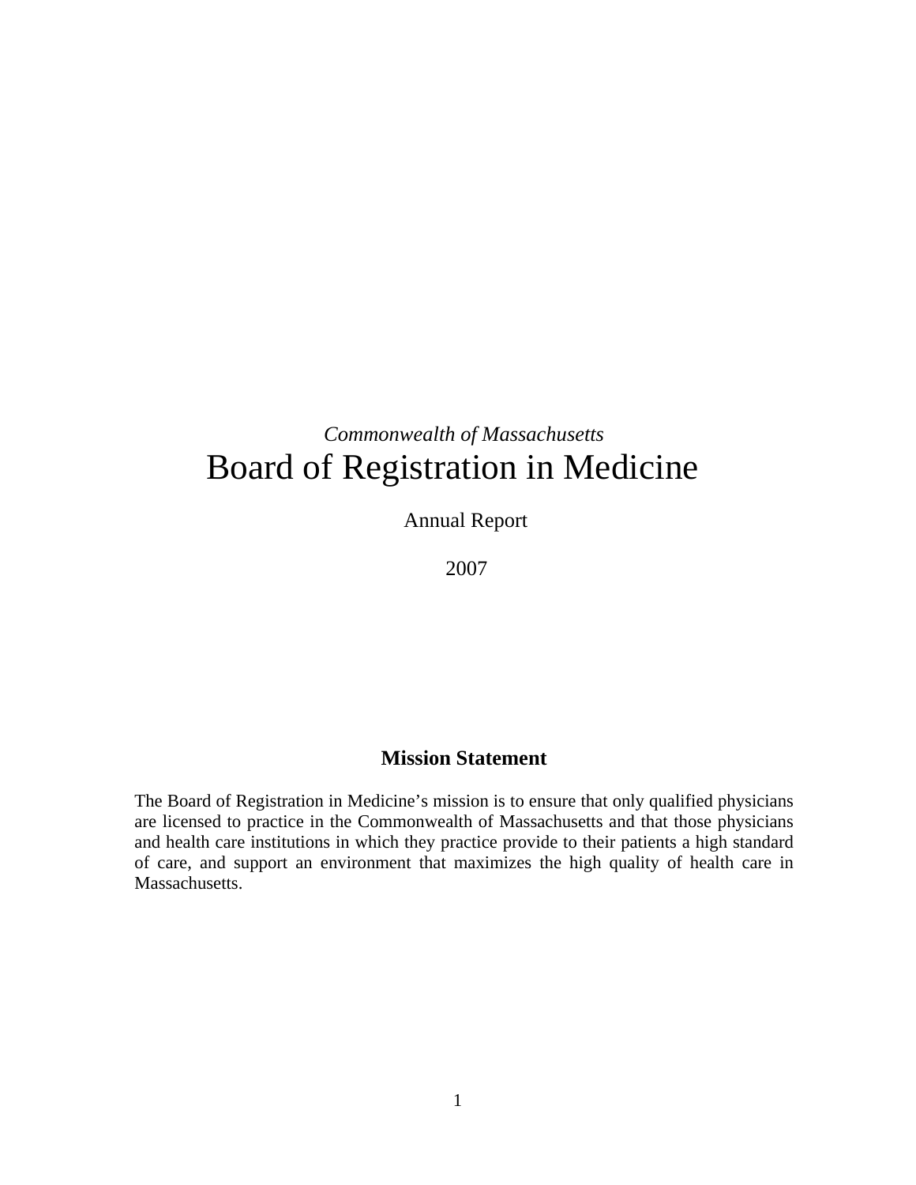*Commonwealth of Massachusetts*

# Board of Registration in Medicine

Annual Report

2007

## Mission Statement

The Board of Registration in Medicine's mission is to ensure that only qualified physicians are licensed to practice in the Commonwealth of Massachusetts and that those physicians and health care institutions in which they practice provide to their patients a high standard of care, and support an environment that maximizes the high quality of health care in Massachusetts.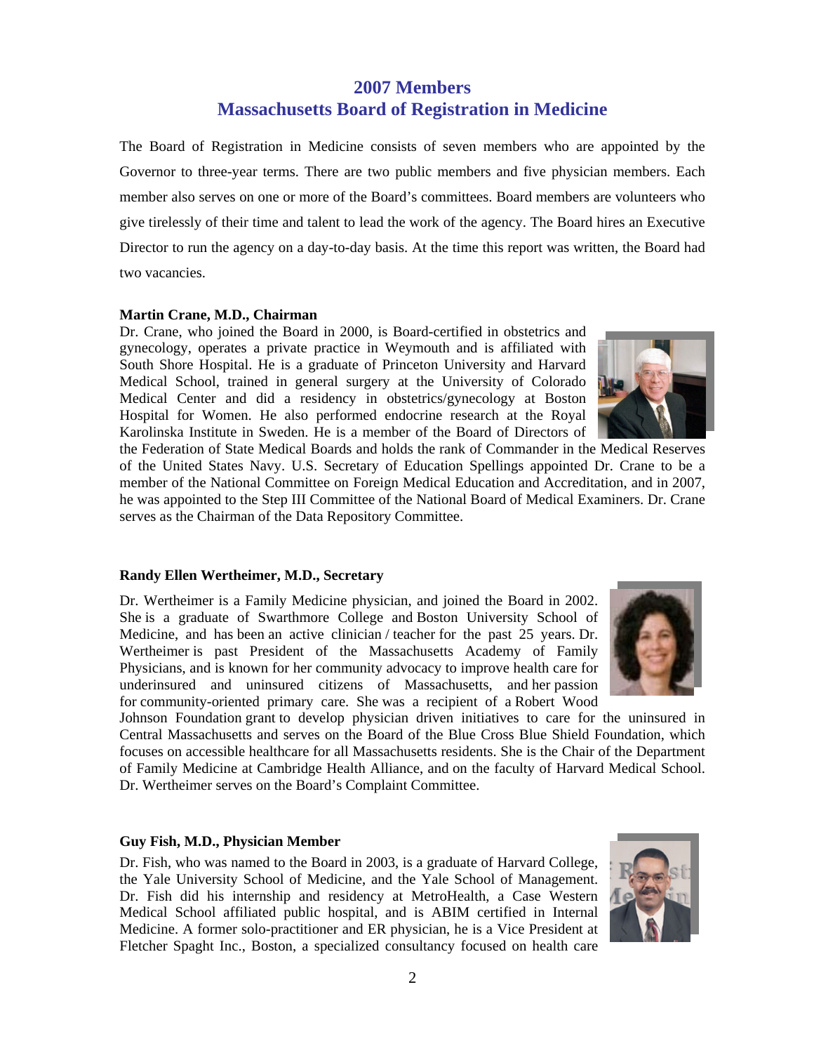# 2007 Members
# Massachusetts Board of Registration in Medicine

The Board of Registration in Medicine consists of seven members who are appointed by the Governor to three-year terms. There are two public members and five physician members. Each member also serves on one or more of the Board's committees. Board members are volunteers who give tirelessly of their time and talent to lead the work of the agency. The Board hires an Executive Director to run the agency on a day-to-day basis. At the time this report was written, the Board had two vacancies.

**Martin Crane, M.D., Chairman**

Dr. Crane, who joined the Board in 2000, is Board-certified in obstetrics and gynecology, operates a private practice in Weymouth and is affiliated with South Shore Hospital. He is a graduate of Princeton University and Harvard Medical School, trained in general surgery at the University of Colorado Medical Center and did a residency in obstetrics/gynecology at Boston Hospital for Women. He also performed endocrine research at the Royal Karolinska Institute in Sweden. He is a member of the Board of Directors of the Federation of State Medical Boards and holds the rank of Commander in the Medical Reserves of the United States Navy. U.S. Secretary of Education Spellings appointed Dr. Crane to be a member of the National Committee on Foreign Medical Education and Accreditation, and in 2007, he was appointed to the Step III Committee of the National Board of Medical Examiners. Dr. Crane serves as the Chairman of the Data Repository Committee.

**Randy Ellen Wertheimer, M.D., Secretary**

Dr. Wertheimer is a Family Medicine physician, and joined the Board in 2002. She is a graduate of Swarthmore College and Boston University School of Medicine, and has been an active clinician / teacher for the past 25 years. Dr. Wertheimer is past President of the Massachusetts Academy of Family Physicians, and is known for her community advocacy to improve health care for underinsured and uninsured citizens of Massachusetts, and her passion for community-oriented primary care. She was a recipient of a Robert Wood Johnson Foundation grant to develop physician driven initiatives to care for the uninsured in Central Massachusetts and serves on the Board of the Blue Cross Blue Shield Foundation, which focuses on accessible healthcare for all Massachusetts residents. She is the Chair of the Department of Family Medicine at Cambridge Health Alliance, and on the faculty of Harvard Medical School. Dr. Wertheimer serves on the Board's Complaint Committee.

**Guy Fish, M.D., Physician Member**

Dr. Fish, who was named to the Board in 2003, is a graduate of Harvard College, the Yale University School of Medicine, and the Yale School of Management. Dr. Fish did his internship and residency at MetroHealth, a Case Western Medical School affiliated public hospital, and is ABIM certified in Internal Medicine. A former solo-practitioner and ER physician, he is a Vice President at Fletcher Spaght Inc., Boston, a specialized consultancy focused on health care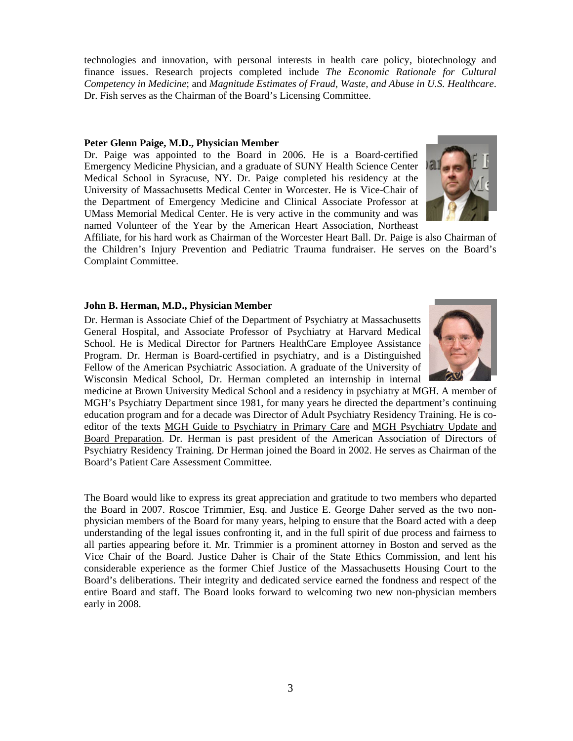technologies and innovation, with personal interests in health care policy, biotechnology and finance issues. Research projects completed include *The Economic Rationale for Cultural Competency in Medicine*; and *Magnitude Estimates of Fraud, Waste, and Abuse in U.S. Healthcare*. Dr. Fish serves as the Chairman of the Board's Licensing Committee.

**Peter Glenn Paige, M.D., Physician Member**

Dr. Paige was appointed to the Board in 2006. He is a Board-certified Emergency Medicine Physician, and a graduate of SUNY Health Science Center Medical School in Syracuse, NY. Dr. Paige completed his residency at the University of Massachusetts Medical Center in Worcester. He is Vice-Chair of the Department of Emergency Medicine and Clinical Associate Professor at UMass Memorial Medical Center. He is very active in the community and was named Volunteer of the Year by the American Heart Association, Northeast Affiliate, for his hard work as Chairman of the Worcester Heart Ball. Dr. Paige is also Chairman of the Children's Injury Prevention and Pediatric Trauma fundraiser. He serves on the Board's Complaint Committee.

**John B. Herman, M.D., Physician Member**

Dr. Herman is Associate Chief of the Department of Psychiatry at Massachusetts General Hospital, and Associate Professor of Psychiatry at Harvard Medical School. He is Medical Director for Partners HealthCare Employee Assistance Program. Dr. Herman is Board-certified in psychiatry, and is a Distinguished Fellow of the American Psychiatric Association. A graduate of the University of Wisconsin Medical School, Dr. Herman completed an internship in internal medicine at Brown University Medical School and a residency in psychiatry at MGH. A member of MGH's Psychiatry Department since 1981, for many years he directed the department's continuing education program and for a decade was Director of Adult Psychiatry Residency Training. He is co-editor of the texts <u>MGH Guide to Psychiatry in Primary Care</u> and <u>MGH Psychiatry Update and Board Preparation</u>. Dr. Herman is past president of the American Association of Directors of Psychiatry Residency Training. Dr Herman joined the Board in 2002. He serves as Chairman of the Board's Patient Care Assessment Committee.

The Board would like to express its great appreciation and gratitude to two members who departed the Board in 2007. Roscoe Trimmier, Esq. and Justice E. George Daher served as the two non-physician members of the Board for many years, helping to ensure that the Board acted with a deep understanding of the legal issues confronting it, and in the full spirit of due process and fairness to all parties appearing before it. Mr. Trimmier is a prominent attorney in Boston and served as the Vice Chair of the Board. Justice Daher is Chair of the State Ethics Commission, and lent his considerable experience as the former Chief Justice of the Massachusetts Housing Court to the Board's deliberations. Their integrity and dedicated service earned the fondness and respect of the entire Board and staff. The Board looks forward to welcoming two new non-physician members early in 2008.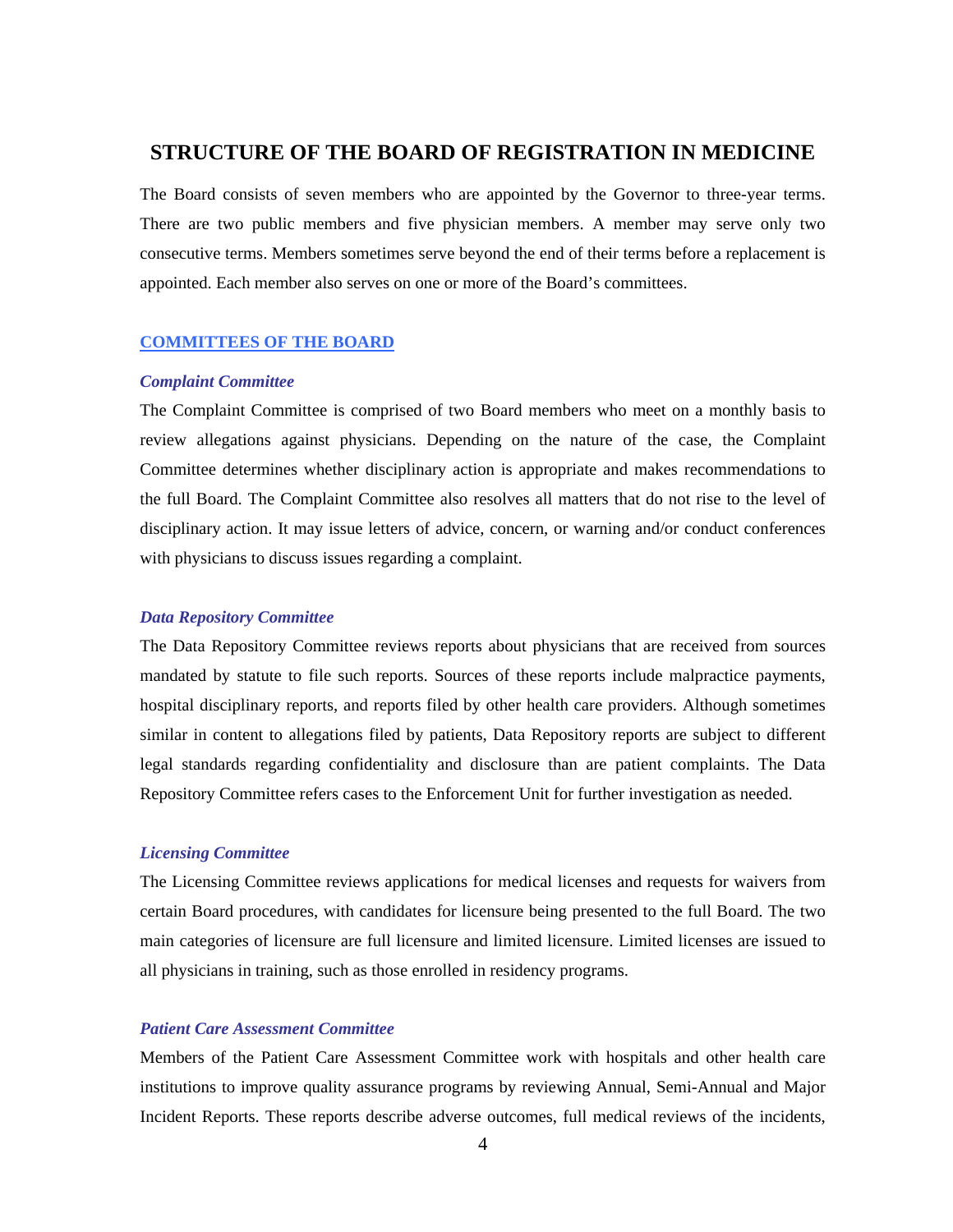## STRUCTURE OF THE BOARD OF REGISTRATION IN MEDICINE

The Board consists of seven members who are appointed by the Governor to three-year terms. There are two public members and five physician members. A member may serve only two consecutive terms. Members sometimes serve beyond the end of their terms before a replacement is appointed. Each member also serves on one or more of the Board's committees.

### COMMITTEES OF THE BOARD

#### *Complaint Committee*

The Complaint Committee is comprised of two Board members who meet on a monthly basis to review allegations against physicians. Depending on the nature of the case, the Complaint Committee determines whether disciplinary action is appropriate and makes recommendations to the full Board. The Complaint Committee also resolves all matters that do not rise to the level of disciplinary action. It may issue letters of advice, concern, or warning and/or conduct conferences with physicians to discuss issues regarding a complaint.

#### *Data Repository Committee*

The Data Repository Committee reviews reports about physicians that are received from sources mandated by statute to file such reports. Sources of these reports include malpractice payments, hospital disciplinary reports, and reports filed by other health care providers. Although sometimes similar in content to allegations filed by patients, Data Repository reports are subject to different legal standards regarding confidentiality and disclosure than are patient complaints. The Data Repository Committee refers cases to the Enforcement Unit for further investigation as needed.

#### *Licensing Committee*

The Licensing Committee reviews applications for medical licenses and requests for waivers from certain Board procedures, with candidates for licensure being presented to the full Board. The two main categories of licensure are full licensure and limited licensure. Limited licenses are issued to all physicians in training, such as those enrolled in residency programs.

#### *Patient Care Assessment Committee*

Members of the Patient Care Assessment Committee work with hospitals and other health care institutions to improve quality assurance programs by reviewing Annual, Semi-Annual and Major Incident Reports. These reports describe adverse outcomes, full medical reviews of the incidents,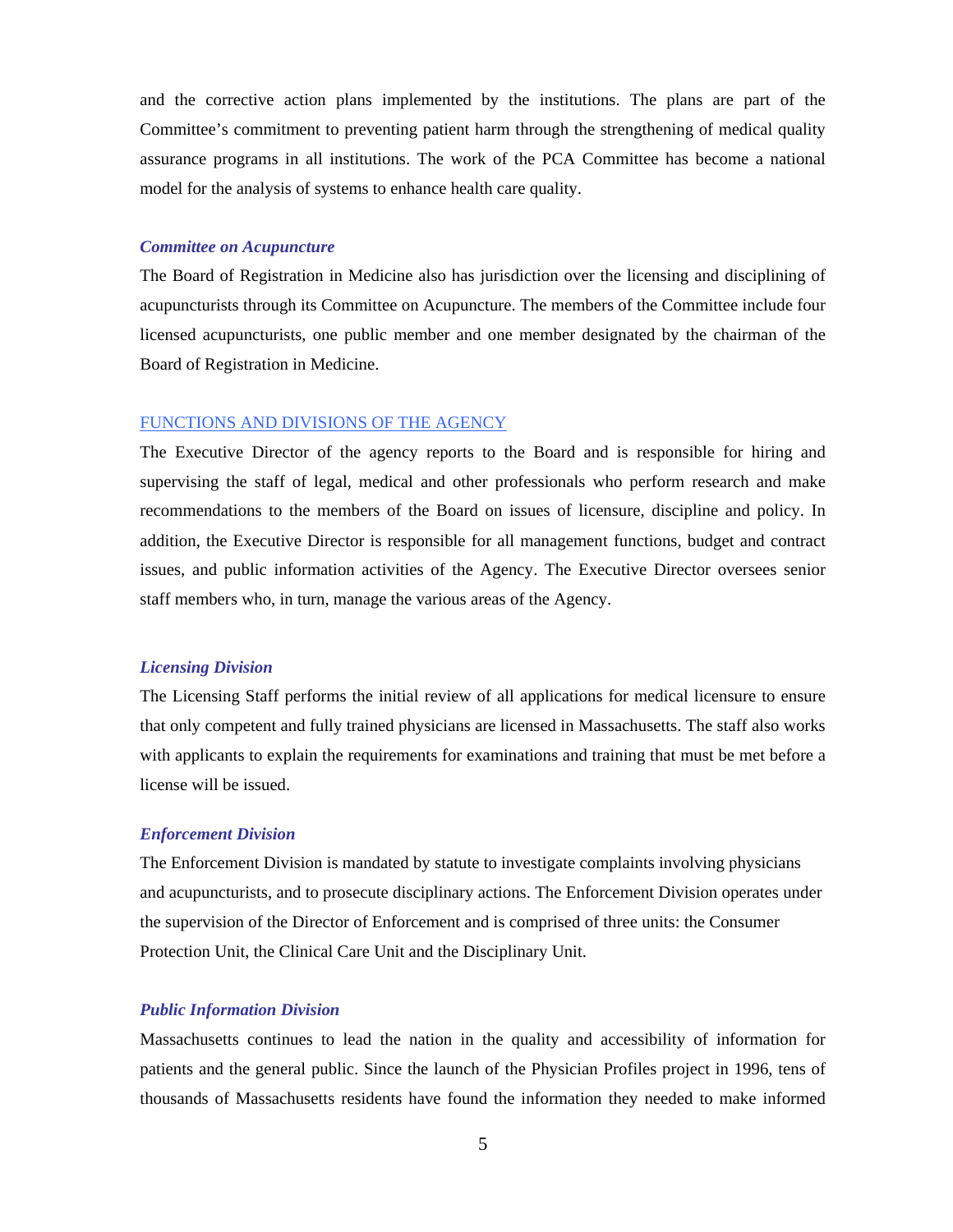and the corrective action plans implemented by the institutions. The plans are part of the Committee's commitment to preventing patient harm through the strengthening of medical quality assurance programs in all institutions. The work of the PCA Committee has become a national model for the analysis of systems to enhance health care quality.

### *Committee on Acupuncture*

The Board of Registration in Medicine also has jurisdiction over the licensing and disciplining of acupuncturists through its Committee on Acupuncture. The members of the Committee include four licensed acupuncturists, one public member and one member designated by the chairman of the Board of Registration in Medicine.

## FUNCTIONS AND DIVISIONS OF THE AGENCY

The Executive Director of the agency reports to the Board and is responsible for hiring and supervising the staff of legal, medical and other professionals who perform research and make recommendations to the members of the Board on issues of licensure, discipline and policy. In addition, the Executive Director is responsible for all management functions, budget and contract issues, and public information activities of the Agency. The Executive Director oversees senior staff members who, in turn, manage the various areas of the Agency.

### *Licensing Division*

The Licensing Staff performs the initial review of all applications for medical licensure to ensure that only competent and fully trained physicians are licensed in Massachusetts. The staff also works with applicants to explain the requirements for examinations and training that must be met before a license will be issued.

### *Enforcement Division*

The Enforcement Division is mandated by statute to investigate complaints involving physicians and acupuncturists, and to prosecute disciplinary actions. The Enforcement Division operates under the supervision of the Director of Enforcement and is comprised of three units: the Consumer Protection Unit, the Clinical Care Unit and the Disciplinary Unit.

### *Public Information Division*

Massachusetts continues to lead the nation in the quality and accessibility of information for patients and the general public. Since the launch of the Physician Profiles project in 1996, tens of thousands of Massachusetts residents have found the information they needed to make informed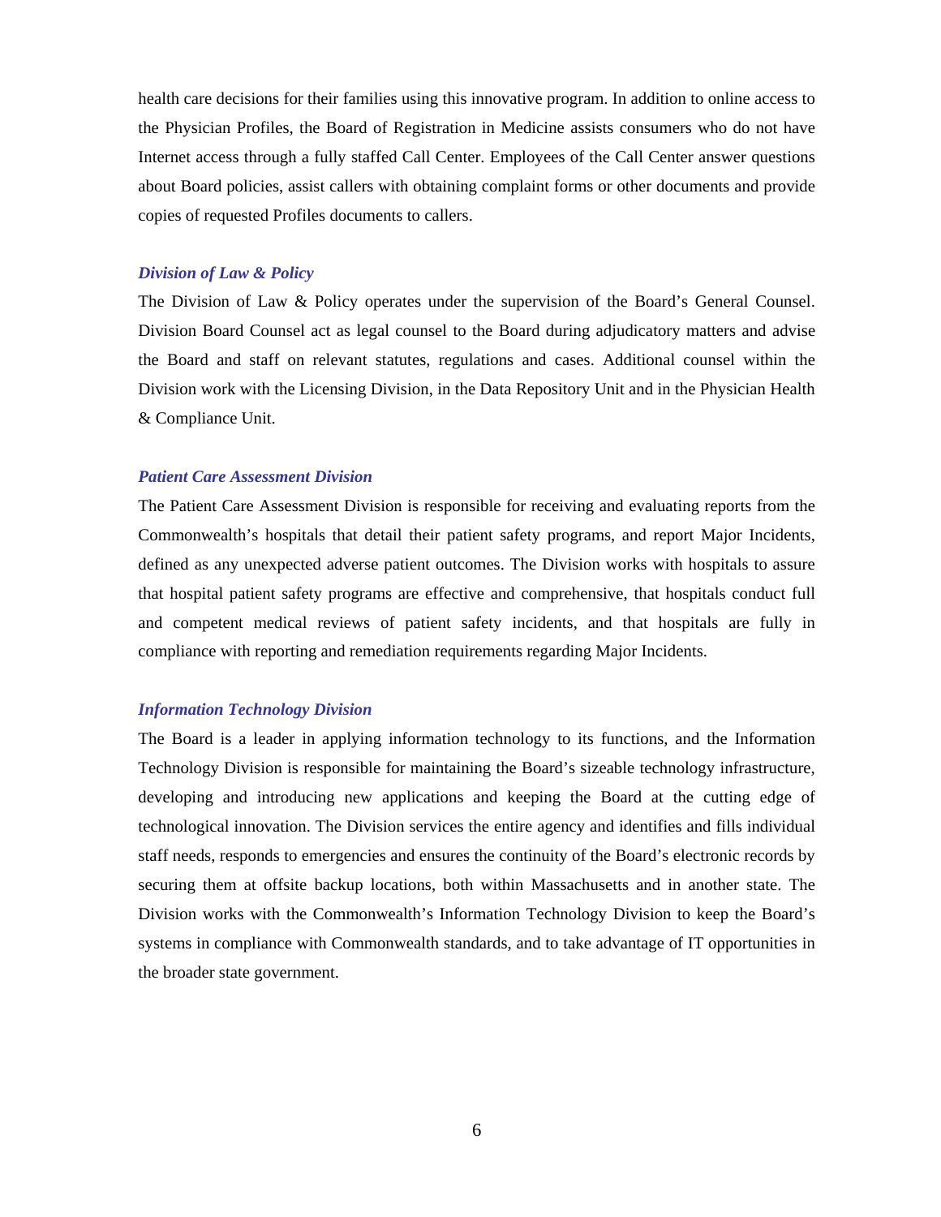health care decisions for their families using this innovative program. In addition to online access to the Physician Profiles, the Board of Registration in Medicine assists consumers who do not have Internet access through a fully staffed Call Center. Employees of the Call Center answer questions about Board policies, assist callers with obtaining complaint forms or other documents and provide copies of requested Profiles documents to callers.

### *Division of Law & Policy*

The Division of Law & Policy operates under the supervision of the Board's General Counsel. Division Board Counsel act as legal counsel to the Board during adjudicatory matters and advise the Board and staff on relevant statutes, regulations and cases. Additional counsel within the Division work with the Licensing Division, in the Data Repository Unit and in the Physician Health & Compliance Unit.

### *Patient Care Assessment Division*

The Patient Care Assessment Division is responsible for receiving and evaluating reports from the Commonwealth's hospitals that detail their patient safety programs, and report Major Incidents, defined as any unexpected adverse patient outcomes. The Division works with hospitals to assure that hospital patient safety programs are effective and comprehensive, that hospitals conduct full and competent medical reviews of patient safety incidents, and that hospitals are fully in compliance with reporting and remediation requirements regarding Major Incidents.

### *Information Technology Division*

The Board is a leader in applying information technology to its functions, and the Information Technology Division is responsible for maintaining the Board's sizeable technology infrastructure, developing and introducing new applications and keeping the Board at the cutting edge of technological innovation. The Division services the entire agency and identifies and fills individual staff needs, responds to emergencies and ensures the continuity of the Board's electronic records by securing them at offsite backup locations, both within Massachusetts and in another state. The Division works with the Commonwealth's Information Technology Division to keep the Board's systems in compliance with Commonwealth standards, and to take advantage of IT opportunities in the broader state government.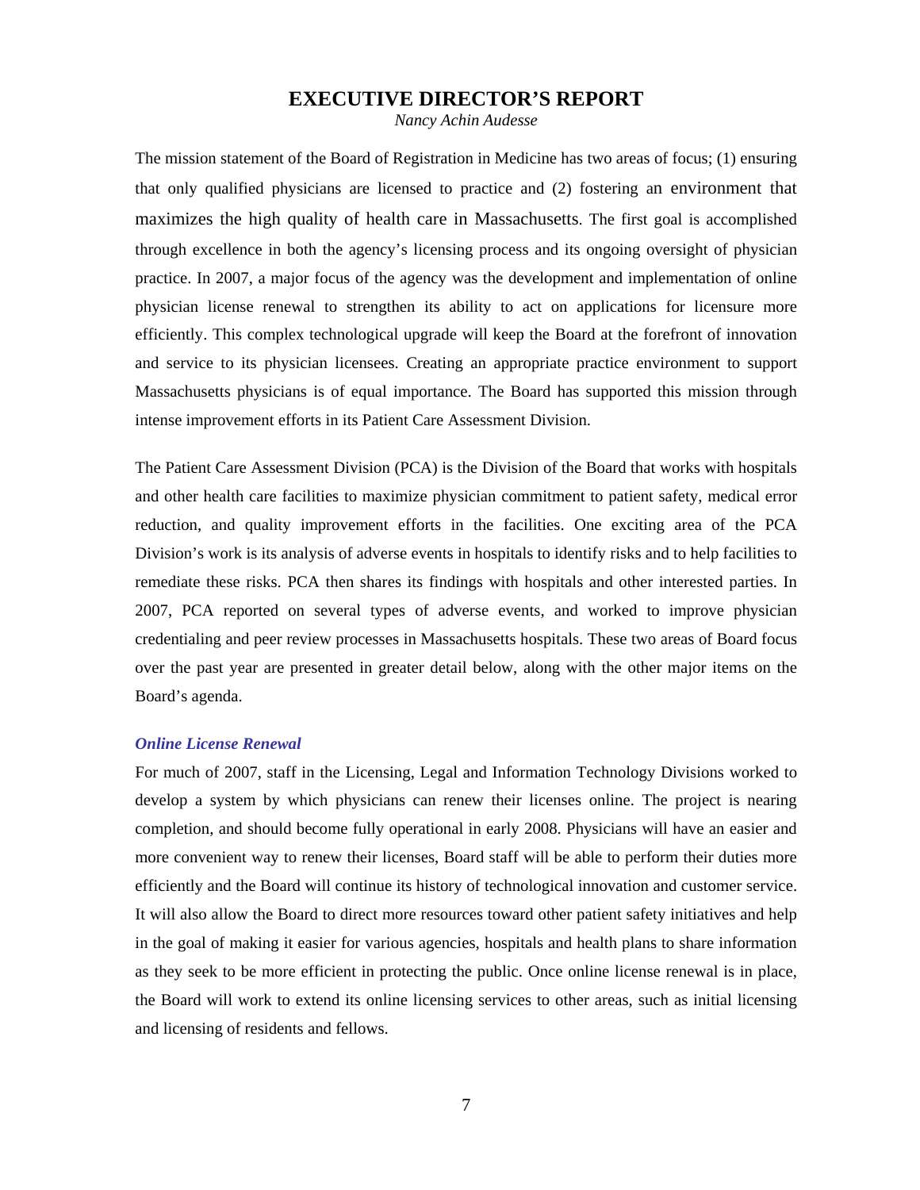# EXECUTIVE DIRECTOR'S REPORT

*Nancy Achin Audesse*

The mission statement of the Board of Registration in Medicine has two areas of focus; (1) ensuring that only qualified physicians are licensed to practice and (2) fostering an environment that maximizes the high quality of health care in Massachusetts. The first goal is accomplished through excellence in both the agency's licensing process and its ongoing oversight of physician practice. In 2007, a major focus of the agency was the development and implementation of online physician license renewal to strengthen its ability to act on applications for licensure more efficiently. This complex technological upgrade will keep the Board at the forefront of innovation and service to its physician licensees. Creating an appropriate practice environment to support Massachusetts physicians is of equal importance. The Board has supported this mission through intense improvement efforts in its Patient Care Assessment Division.

The Patient Care Assessment Division (PCA) is the Division of the Board that works with hospitals and other health care facilities to maximize physician commitment to patient safety, medical error reduction, and quality improvement efforts in the facilities. One exciting area of the PCA Division's work is its analysis of adverse events in hospitals to identify risks and to help facilities to remediate these risks. PCA then shares its findings with hospitals and other interested parties. In 2007, PCA reported on several types of adverse events, and worked to improve physician credentialing and peer review processes in Massachusetts hospitals. These two areas of Board focus over the past year are presented in greater detail below, along with the other major items on the Board's agenda.

### *Online License Renewal*

For much of 2007, staff in the Licensing, Legal and Information Technology Divisions worked to develop a system by which physicians can renew their licenses online. The project is nearing completion, and should become fully operational in early 2008. Physicians will have an easier and more convenient way to renew their licenses, Board staff will be able to perform their duties more efficiently and the Board will continue its history of technological innovation and customer service. It will also allow the Board to direct more resources toward other patient safety initiatives and help in the goal of making it easier for various agencies, hospitals and health plans to share information as they seek to be more efficient in protecting the public. Once online license renewal is in place, the Board will work to extend its online licensing services to other areas, such as initial licensing and licensing of residents and fellows.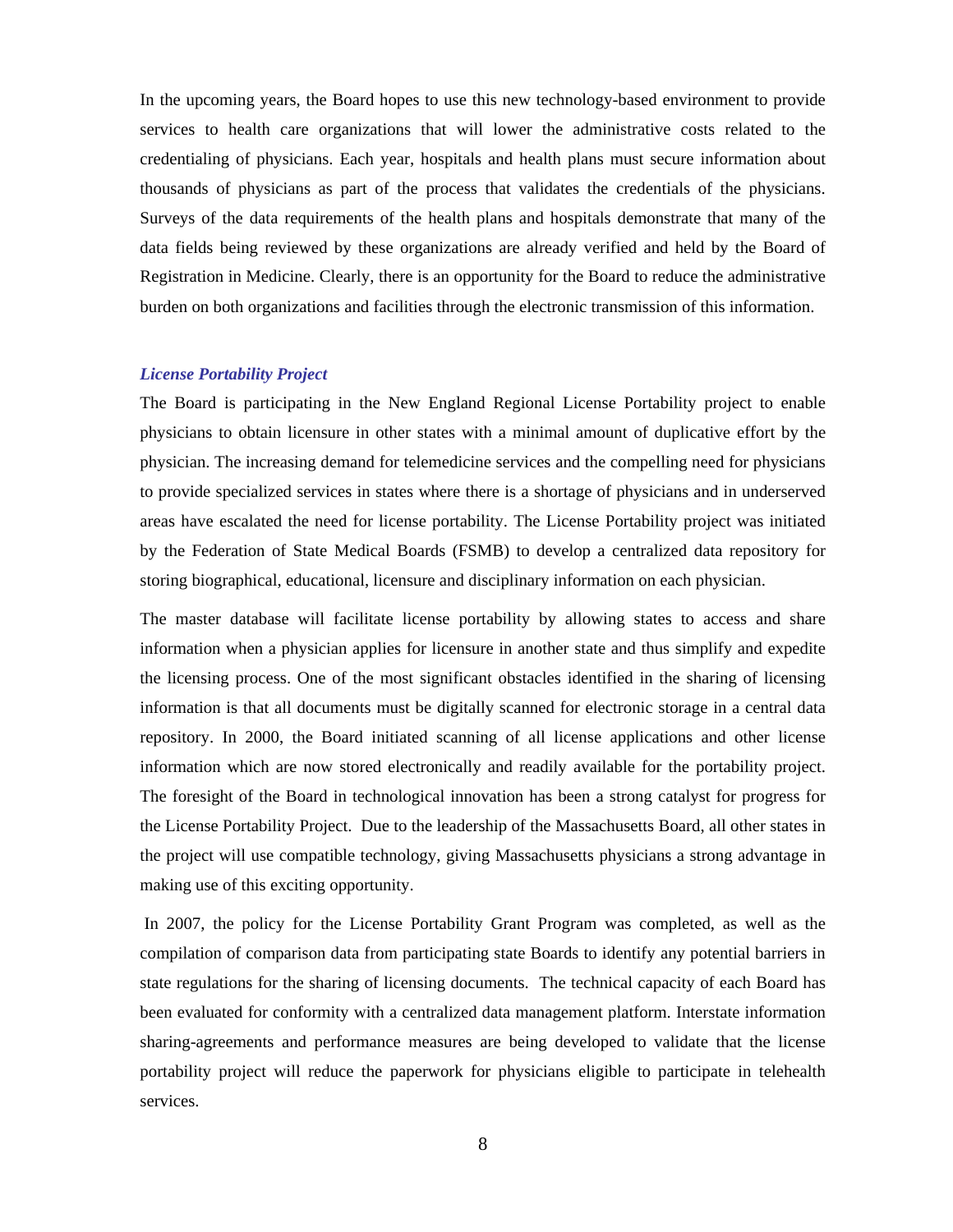In the upcoming years, the Board hopes to use this new technology-based environment to provide services to health care organizations that will lower the administrative costs related to the credentialing of physicians. Each year, hospitals and health plans must secure information about thousands of physicians as part of the process that validates the credentials of the physicians. Surveys of the data requirements of the health plans and hospitals demonstrate that many of the data fields being reviewed by these organizations are already verified and held by the Board of Registration in Medicine. Clearly, there is an opportunity for the Board to reduce the administrative burden on both organizations and facilities through the electronic transmission of this information.

### *License Portability Project*

The Board is participating in the New England Regional License Portability project to enable physicians to obtain licensure in other states with a minimal amount of duplicative effort by the physician. The increasing demand for telemedicine services and the compelling need for physicians to provide specialized services in states where there is a shortage of physicians and in underserved areas have escalated the need for license portability. The License Portability project was initiated by the Federation of State Medical Boards (FSMB) to develop a centralized data repository for storing biographical, educational, licensure and disciplinary information on each physician.

The master database will facilitate license portability by allowing states to access and share information when a physician applies for licensure in another state and thus simplify and expedite the licensing process. One of the most significant obstacles identified in the sharing of licensing information is that all documents must be digitally scanned for electronic storage in a central data repository. In 2000, the Board initiated scanning of all license applications and other license information which are now stored electronically and readily available for the portability project. The foresight of the Board in technological innovation has been a strong catalyst for progress for the License Portability Project. Due to the leadership of the Massachusetts Board, all other states in the project will use compatible technology, giving Massachusetts physicians a strong advantage in making use of this exciting opportunity.

In 2007, the policy for the License Portability Grant Program was completed, as well as the compilation of comparison data from participating state Boards to identify any potential barriers in state regulations for the sharing of licensing documents. The technical capacity of each Board has been evaluated for conformity with a centralized data management platform. Interstate information sharing-agreements and performance measures are being developed to validate that the license portability project will reduce the paperwork for physicians eligible to participate in telehealth services.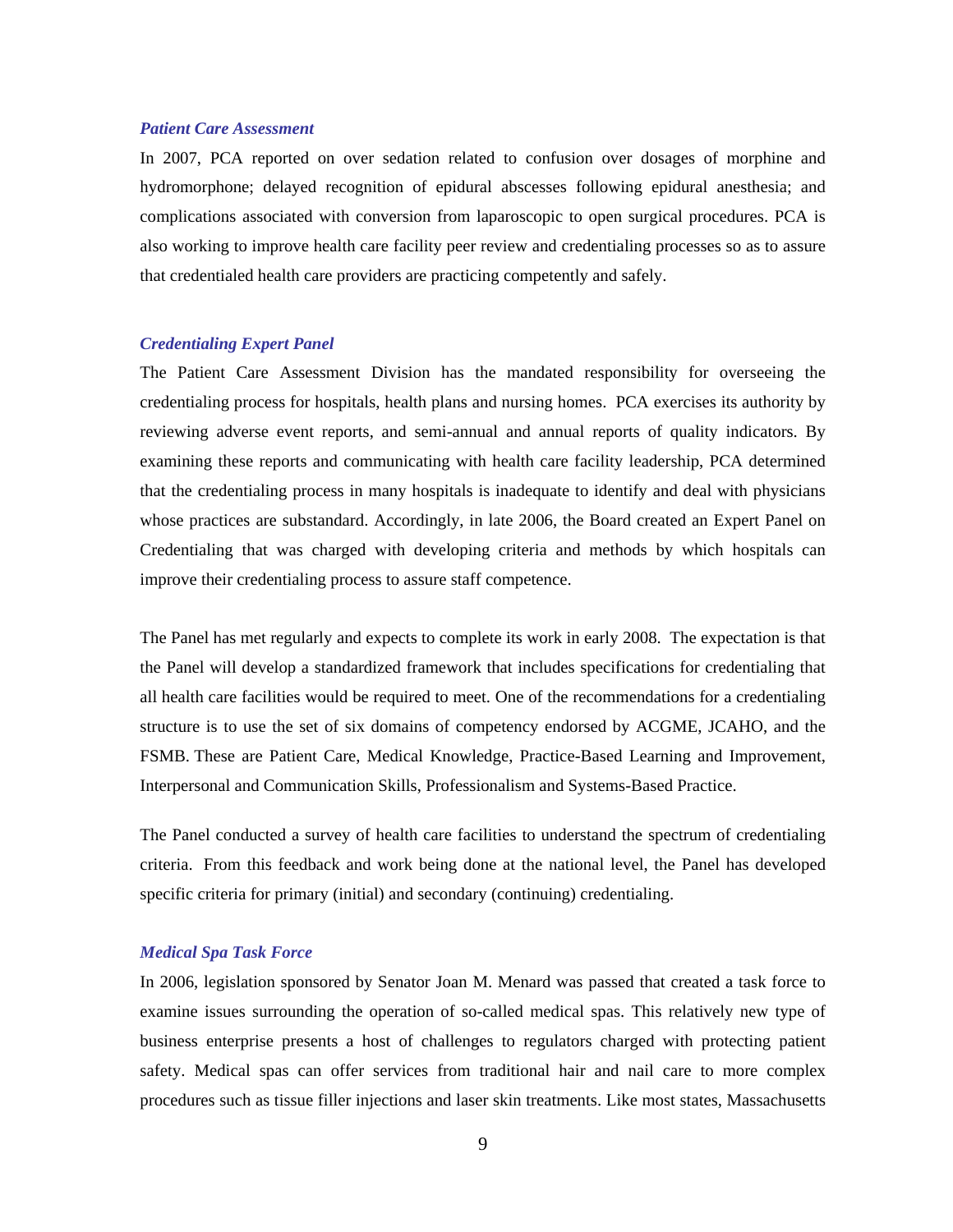### *Patient Care Assessment*

In 2007, PCA reported on over sedation related to confusion over dosages of morphine and hydromorphone; delayed recognition of epidural abscesses following epidural anesthesia; and complications associated with conversion from laparoscopic to open surgical procedures. PCA is also working to improve health care facility peer review and credentialing processes so as to assure that credentialed health care providers are practicing competently and safely.

### *Credentialing Expert Panel*

The Patient Care Assessment Division has the mandated responsibility for overseeing the credentialing process for hospitals, health plans and nursing homes. PCA exercises its authority by reviewing adverse event reports, and semi-annual and annual reports of quality indicators. By examining these reports and communicating with health care facility leadership, PCA determined that the credentialing process in many hospitals is inadequate to identify and deal with physicians whose practices are substandard. Accordingly, in late 2006, the Board created an Expert Panel on Credentialing that was charged with developing criteria and methods by which hospitals can improve their credentialing process to assure staff competence.

The Panel has met regularly and expects to complete its work in early 2008. The expectation is that the Panel will develop a standardized framework that includes specifications for credentialing that all health care facilities would be required to meet. One of the recommendations for a credentialing structure is to use the set of six domains of competency endorsed by ACGME, JCAHO, and the FSMB. These are Patient Care, Medical Knowledge, Practice-Based Learning and Improvement, Interpersonal and Communication Skills, Professionalism and Systems-Based Practice.

The Panel conducted a survey of health care facilities to understand the spectrum of credentialing criteria. From this feedback and work being done at the national level, the Panel has developed specific criteria for primary (initial) and secondary (continuing) credentialing.

### *Medical Spa Task Force*

In 2006, legislation sponsored by Senator Joan M. Menard was passed that created a task force to examine issues surrounding the operation of so-called medical spas. This relatively new type of business enterprise presents a host of challenges to regulators charged with protecting patient safety. Medical spas can offer services from traditional hair and nail care to more complex procedures such as tissue filler injections and laser skin treatments. Like most states, Massachusetts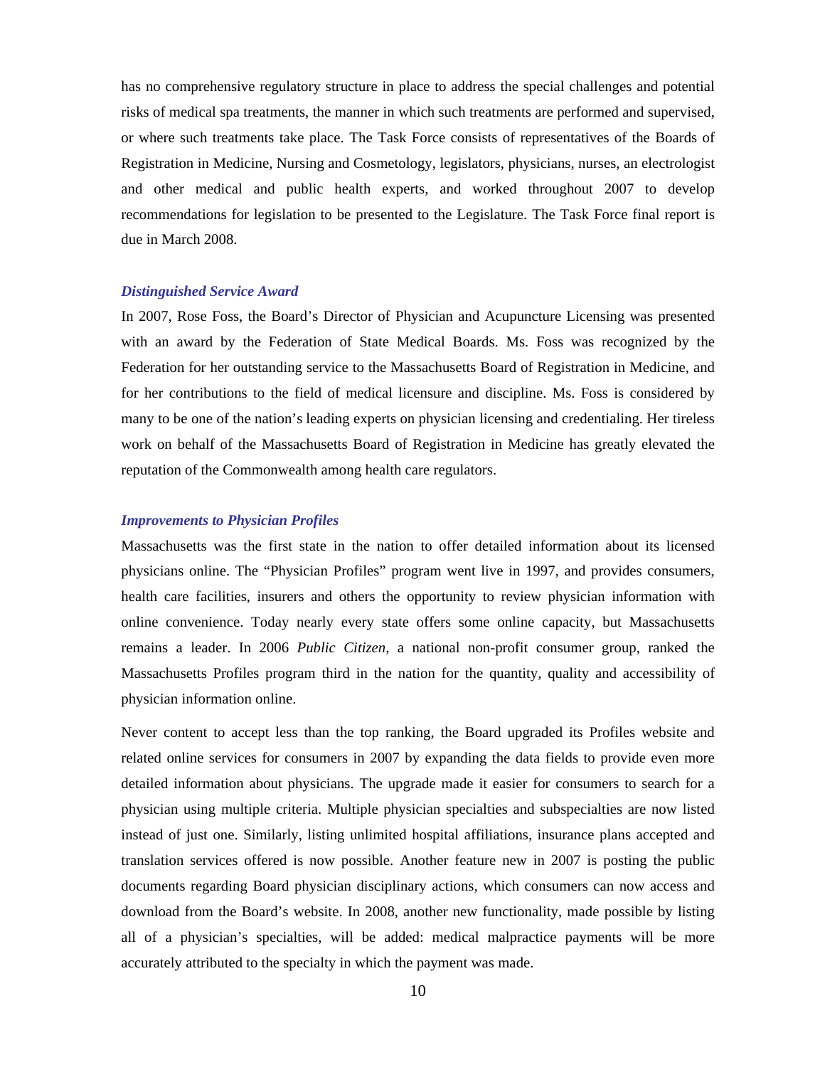has no comprehensive regulatory structure in place to address the special challenges and potential risks of medical spa treatments, the manner in which such treatments are performed and supervised, or where such treatments take place. The Task Force consists of representatives of the Boards of Registration in Medicine, Nursing and Cosmetology, legislators, physicians, nurses, an electrologist and other medical and public health experts, and worked throughout 2007 to develop recommendations for legislation to be presented to the Legislature. The Task Force final report is due in March 2008.

### *Distinguished Service Award*

In 2007, Rose Foss, the Board's Director of Physician and Acupuncture Licensing was presented with an award by the Federation of State Medical Boards. Ms. Foss was recognized by the Federation for her outstanding service to the Massachusetts Board of Registration in Medicine, and for her contributions to the field of medical licensure and discipline. Ms. Foss is considered by many to be one of the nation's leading experts on physician licensing and credentialing. Her tireless work on behalf of the Massachusetts Board of Registration in Medicine has greatly elevated the reputation of the Commonwealth among health care regulators.

### *Improvements to Physician Profiles*

Massachusetts was the first state in the nation to offer detailed information about its licensed physicians online. The "Physician Profiles" program went live in 1997, and provides consumers, health care facilities, insurers and others the opportunity to review physician information with online convenience. Today nearly every state offers some online capacity, but Massachusetts remains a leader. In 2006 *Public Citizen*, a national non-profit consumer group, ranked the Massachusetts Profiles program third in the nation for the quantity, quality and accessibility of physician information online.

Never content to accept less than the top ranking, the Board upgraded its Profiles website and related online services for consumers in 2007 by expanding the data fields to provide even more detailed information about physicians. The upgrade made it easier for consumers to search for a physician using multiple criteria. Multiple physician specialties and subspecialties are now listed instead of just one. Similarly, listing unlimited hospital affiliations, insurance plans accepted and translation services offered is now possible. Another feature new in 2007 is posting the public documents regarding Board physician disciplinary actions, which consumers can now access and download from the Board's website. In 2008, another new functionality, made possible by listing all of a physician's specialties, will be added: medical malpractice payments will be more accurately attributed to the specialty in which the payment was made.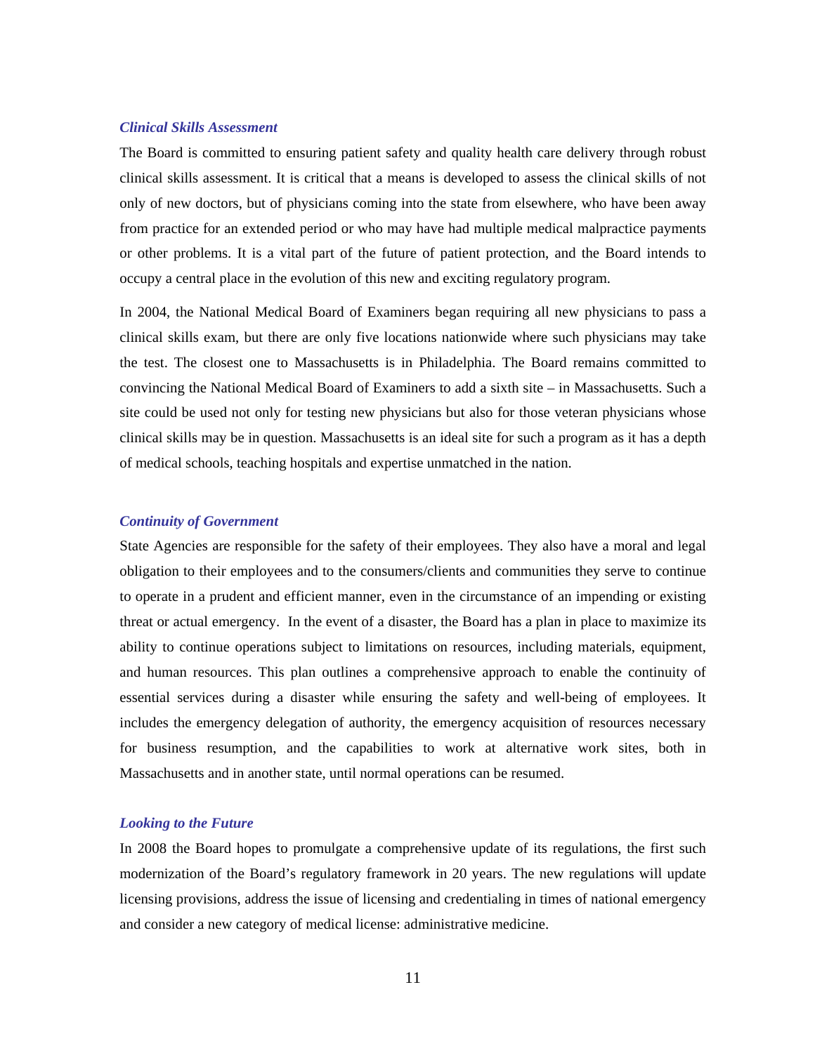### *Clinical Skills Assessment*

The Board is committed to ensuring patient safety and quality health care delivery through robust clinical skills assessment. It is critical that a means is developed to assess the clinical skills of not only of new doctors, but of physicians coming into the state from elsewhere, who have been away from practice for an extended period or who may have had multiple medical malpractice payments or other problems. It is a vital part of the future of patient protection, and the Board intends to occupy a central place in the evolution of this new and exciting regulatory program.

In 2004, the National Medical Board of Examiners began requiring all new physicians to pass a clinical skills exam, but there are only five locations nationwide where such physicians may take the test. The closest one to Massachusetts is in Philadelphia. The Board remains committed to convincing the National Medical Board of Examiners to add a sixth site – in Massachusetts. Such a site could be used not only for testing new physicians but also for those veteran physicians whose clinical skills may be in question. Massachusetts is an ideal site for such a program as it has a depth of medical schools, teaching hospitals and expertise unmatched in the nation.

### *Continuity of Government*

State Agencies are responsible for the safety of their employees. They also have a moral and legal obligation to their employees and to the consumers/clients and communities they serve to continue to operate in a prudent and efficient manner, even in the circumstance of an impending or existing threat or actual emergency. In the event of a disaster, the Board has a plan in place to maximize its ability to continue operations subject to limitations on resources, including materials, equipment, and human resources. This plan outlines a comprehensive approach to enable the continuity of essential services during a disaster while ensuring the safety and well-being of employees. It includes the emergency delegation of authority, the emergency acquisition of resources necessary for business resumption, and the capabilities to work at alternative work sites, both in Massachusetts and in another state, until normal operations can be resumed.

### *Looking to the Future*

In 2008 the Board hopes to promulgate a comprehensive update of its regulations, the first such modernization of the Board's regulatory framework in 20 years. The new regulations will update licensing provisions, address the issue of licensing and credentialing in times of national emergency and consider a new category of medical license: administrative medicine.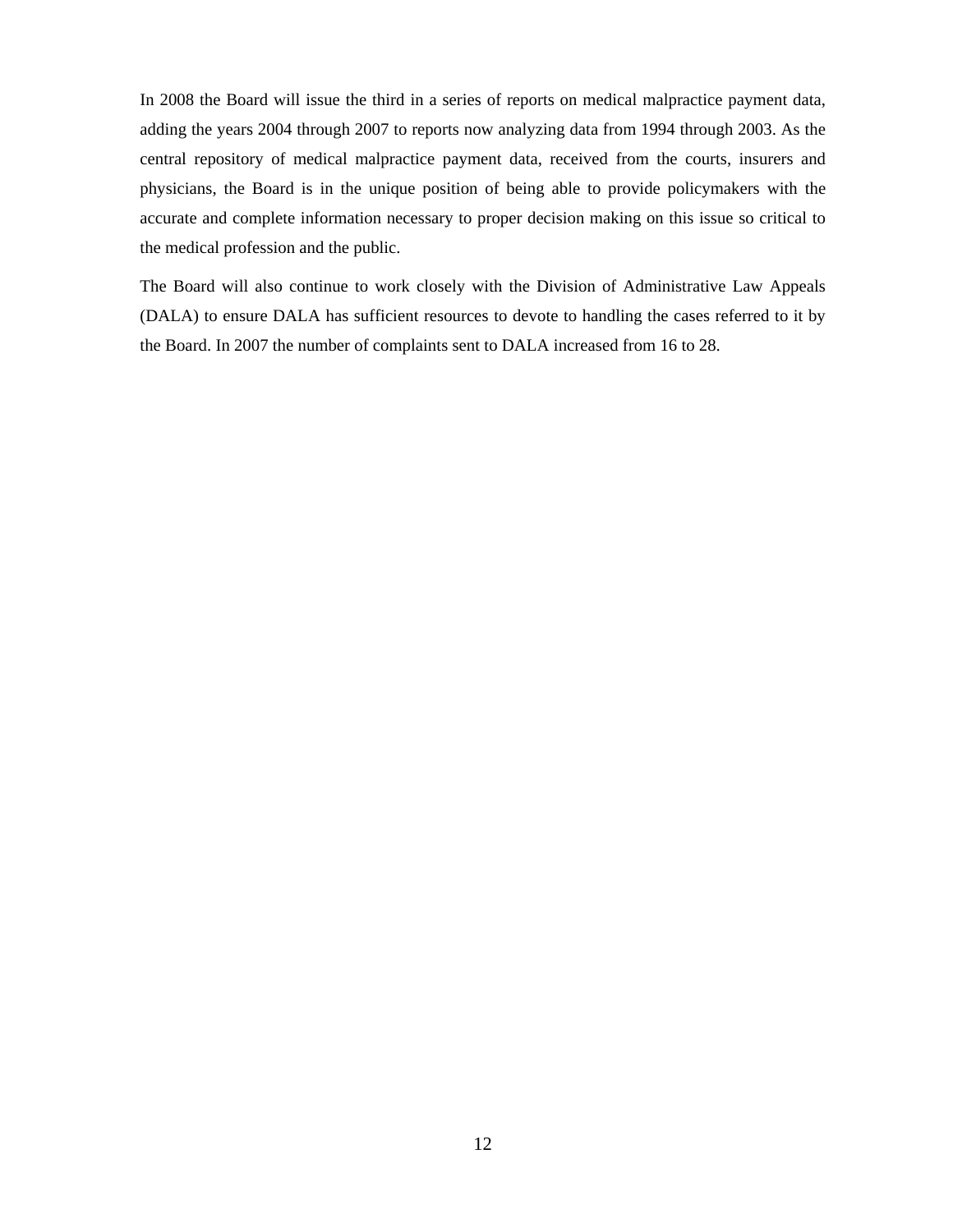In 2008 the Board will issue the third in a series of reports on medical malpractice payment data, adding the years 2004 through 2007 to reports now analyzing data from 1994 through 2003. As the central repository of medical malpractice payment data, received from the courts, insurers and physicians, the Board is in the unique position of being able to provide policymakers with the accurate and complete information necessary to proper decision making on this issue so critical to the medical profession and the public.

The Board will also continue to work closely with the Division of Administrative Law Appeals (DALA) to ensure DALA has sufficient resources to devote to handling the cases referred to it by the Board. In 2007 the number of complaints sent to DALA increased from 16 to 28.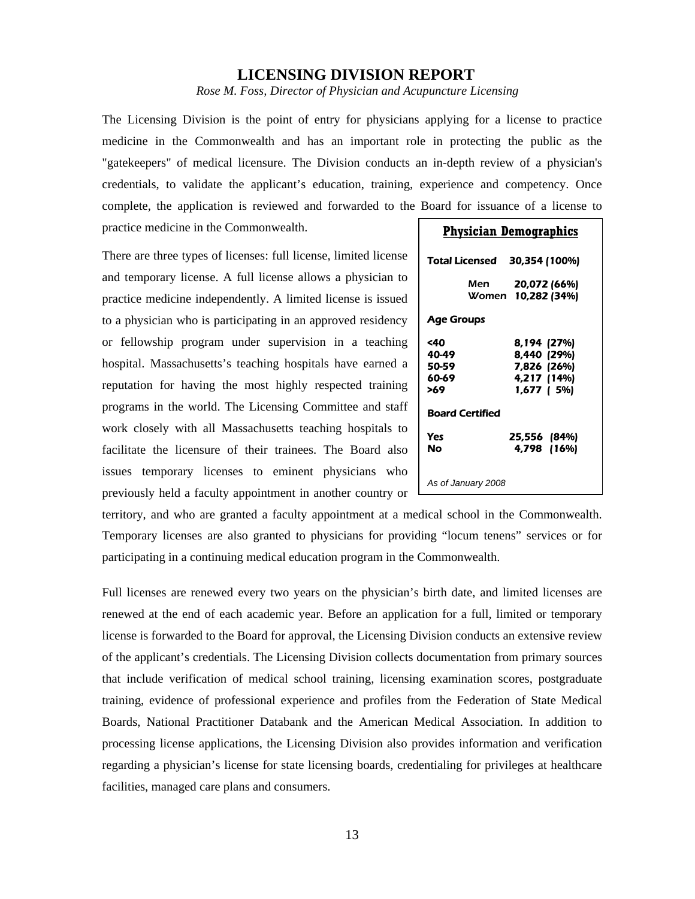# LICENSING DIVISION REPORT

*Rose M. Foss, Director of Physician and Acupuncture Licensing*

The Licensing Division is the point of entry for physicians applying for a license to practice medicine in the Commonwealth and has an important role in protecting the public as the "gatekeepers" of medical licensure. The Division conducts an in-depth review of a physician's credentials, to validate the applicant's education, training, experience and competency. Once complete, the application is reviewed and forwarded to the Board for issuance of a license to practice medicine in the Commonwealth.

There are three types of licenses: full license, limited license and temporary license. A full license allows a physician to practice medicine independently. A limited license is issued to a physician who is participating in an approved residency or fellowship program under supervision in a teaching hospital. Massachusetts's teaching hospitals have earned a reputation for having the most highly respected training programs in the world. The Licensing Committee and staff work closely with all Massachusetts teaching hospitals to facilitate the licensure of their trainees. The Board also issues temporary licenses to eminent physicians who previously held a faculty appointment in another country or territory, and who are granted a faculty appointment at a medical school in the Commonwealth. Temporary licenses are also granted to physicians for providing "locum tenens" services or for participating in a continuing medical education program in the Commonwealth.

**Physician Demographics**

| | |
|---|---|
| **Total Licensed** | **30,354 (100%)** |
| Men | 20,072 (66%) |
| Women | 10,282 (34%) |
| **Age Groups** | |
| <40 | 8,194 (27%) |
| 40-49 | 8,440 (29%) |
| 50-59 | 7,826 (26%) |
| 60-69 | 4,217 (14%) |
| >69 | 1,677 ( 5%) |
| **Board Certified** | |
| Yes | 25,556 (84%) |
| No | 4,798 (16%) |

*As of January 2008*

Full licenses are renewed every two years on the physician's birth date, and limited licenses are renewed at the end of each academic year. Before an application for a full, limited or temporary license is forwarded to the Board for approval, the Licensing Division conducts an extensive review of the applicant's credentials. The Licensing Division collects documentation from primary sources that include verification of medical school training, licensing examination scores, postgraduate training, evidence of professional experience and profiles from the Federation of State Medical Boards, National Practitioner Databank and the American Medical Association. In addition to processing license applications, the Licensing Division also provides information and verification regarding a physician's license for state licensing boards, credentialing for privileges at healthcare facilities, managed care plans and consumers.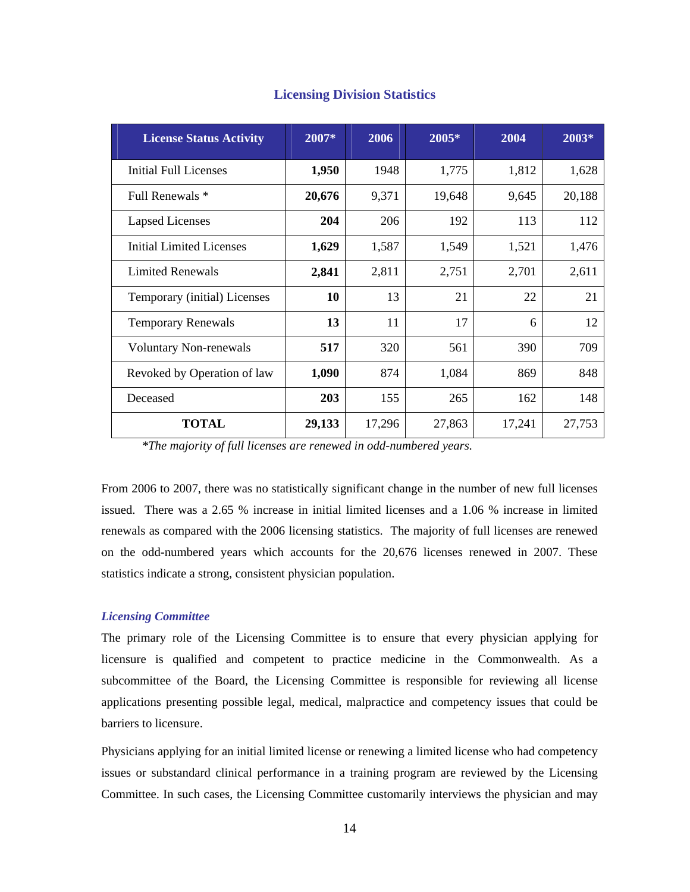## Licensing Division Statistics

| License Status Activity | 2007* | 2006 | 2005* | 2004 | 2003* |
|---|---|---|---|---|---|
| Initial Full Licenses | **1,950** | 1948 | 1,775 | 1,812 | 1,628 |
| Full Renewals * | **20,676** | 9,371 | 19,648 | 9,645 | 20,188 |
| Lapsed Licenses | **204** | 206 | 192 | 113 | 112 |
| Initial Limited Licenses | **1,629** | 1,587 | 1,549 | 1,521 | 1,476 |
| Limited Renewals | **2,841** | 2,811 | 2,751 | 2,701 | 2,611 |
| Temporary (initial) Licenses | **10** | 13 | 21 | 22 | 21 |
| Temporary Renewals | **13** | 11 | 17 | 6 | 12 |
| Voluntary Non-renewals | **517** | 320 | 561 | 390 | 709 |
| Revoked by Operation of law | **1,090** | 874 | 1,084 | 869 | 848 |
| Deceased | **203** | 155 | 265 | 162 | 148 |
| **TOTAL** | **29,133** | 17,296 | 27,863 | 17,241 | 27,753 |

**The majority of full licenses are renewed in odd-numbered years.*

From 2006 to 2007, there was no statistically significant change in the number of new full licenses issued. There was a 2.65 % increase in initial limited licenses and a 1.06 % increase in limited renewals as compared with the 2006 licensing statistics. The majority of full licenses are renewed on the odd-numbered years which accounts for the 20,676 licenses renewed in 2007. These statistics indicate a strong, consistent physician population.

### *Licensing Committee*

The primary role of the Licensing Committee is to ensure that every physician applying for licensure is qualified and competent to practice medicine in the Commonwealth. As a subcommittee of the Board, the Licensing Committee is responsible for reviewing all license applications presenting possible legal, medical, malpractice and competency issues that could be barriers to licensure.

Physicians applying for an initial limited license or renewing a limited license who had competency issues or substandard clinical performance in a training program are reviewed by the Licensing Committee. In such cases, the Licensing Committee customarily interviews the physician and may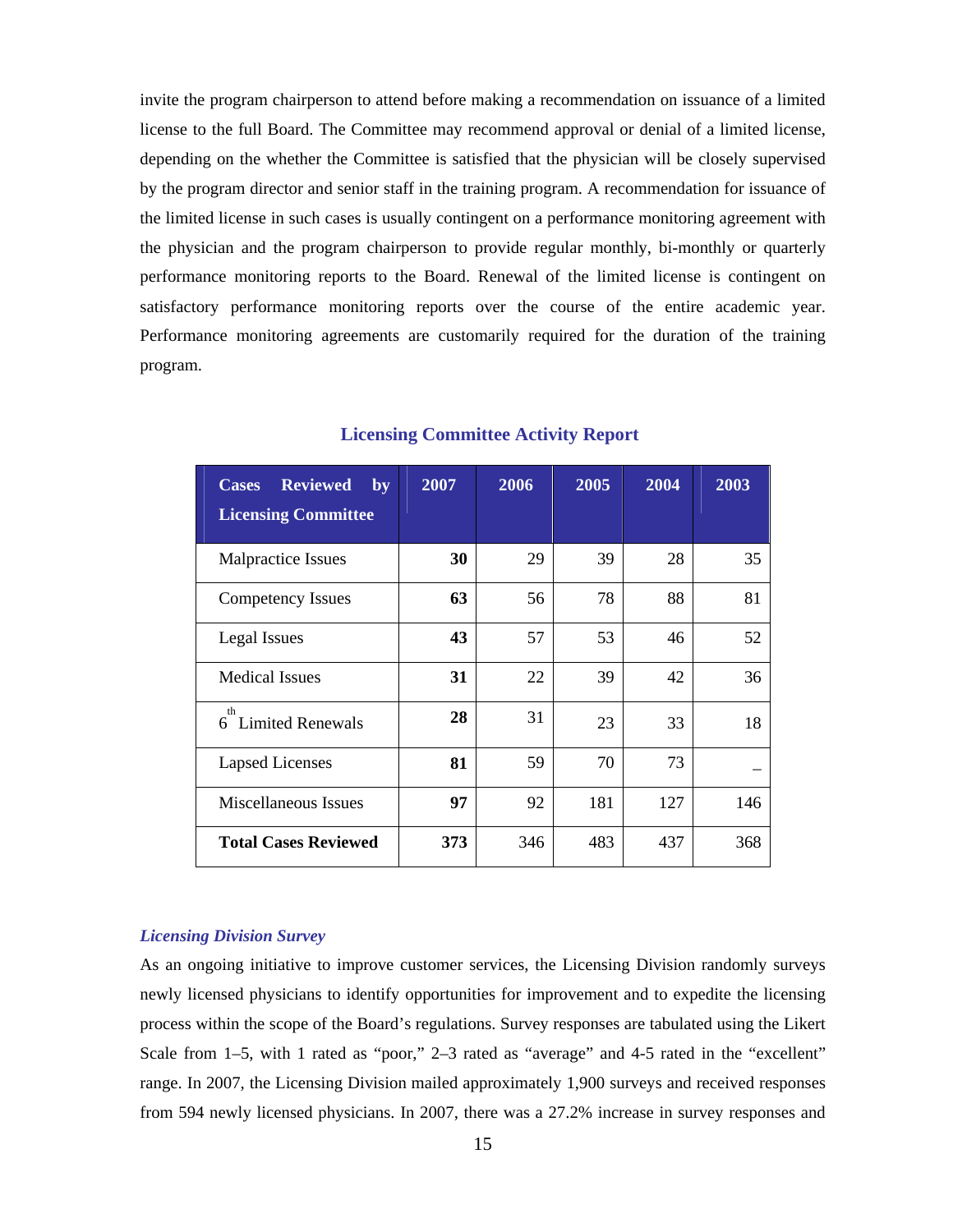invite the program chairperson to attend before making a recommendation on issuance of a limited license to the full Board. The Committee may recommend approval or denial of a limited license, depending on the whether the Committee is satisfied that the physician will be closely supervised by the program director and senior staff in the training program. A recommendation for issuance of the limited license in such cases is usually contingent on a performance monitoring agreement with the physician and the program chairperson to provide regular monthly, bi-monthly or quarterly performance monitoring reports to the Board. Renewal of the limited license is contingent on satisfactory performance monitoring reports over the course of the entire academic year. Performance monitoring agreements are customarily required for the duration of the training program.

**Licensing Committee Activity Report**

| Cases Reviewed by Licensing Committee | 2007 | 2006 | 2005 | 2004 | 2003 |
|---|---|---|---|---|---|
| Malpractice Issues | **30** | 29 | 39 | 28 | 35 |
| Competency Issues | **63** | 56 | 78 | 88 | 81 |
| Legal Issues | **43** | 57 | 53 | 46 | 52 |
| Medical Issues | **31** | 22 | 39 | 42 | 36 |
| 6th Limited Renewals | **28** | 31 | 23 | 33 | 18 |
| Lapsed Licenses | **81** | 59 | 70 | 73 | – |
| Miscellaneous Issues | **97** | 92 | 181 | 127 | 146 |
| **Total Cases Reviewed** | **373** | 346 | 483 | 437 | 368 |

### *Licensing Division Survey*

As an ongoing initiative to improve customer services, the Licensing Division randomly surveys newly licensed physicians to identify opportunities for improvement and to expedite the licensing process within the scope of the Board's regulations. Survey responses are tabulated using the Likert Scale from 1–5, with 1 rated as "poor," 2–3 rated as "average" and 4-5 rated in the "excellent" range. In 2007, the Licensing Division mailed approximately 1,900 surveys and received responses from 594 newly licensed physicians. In 2007, there was a 27.2% increase in survey responses and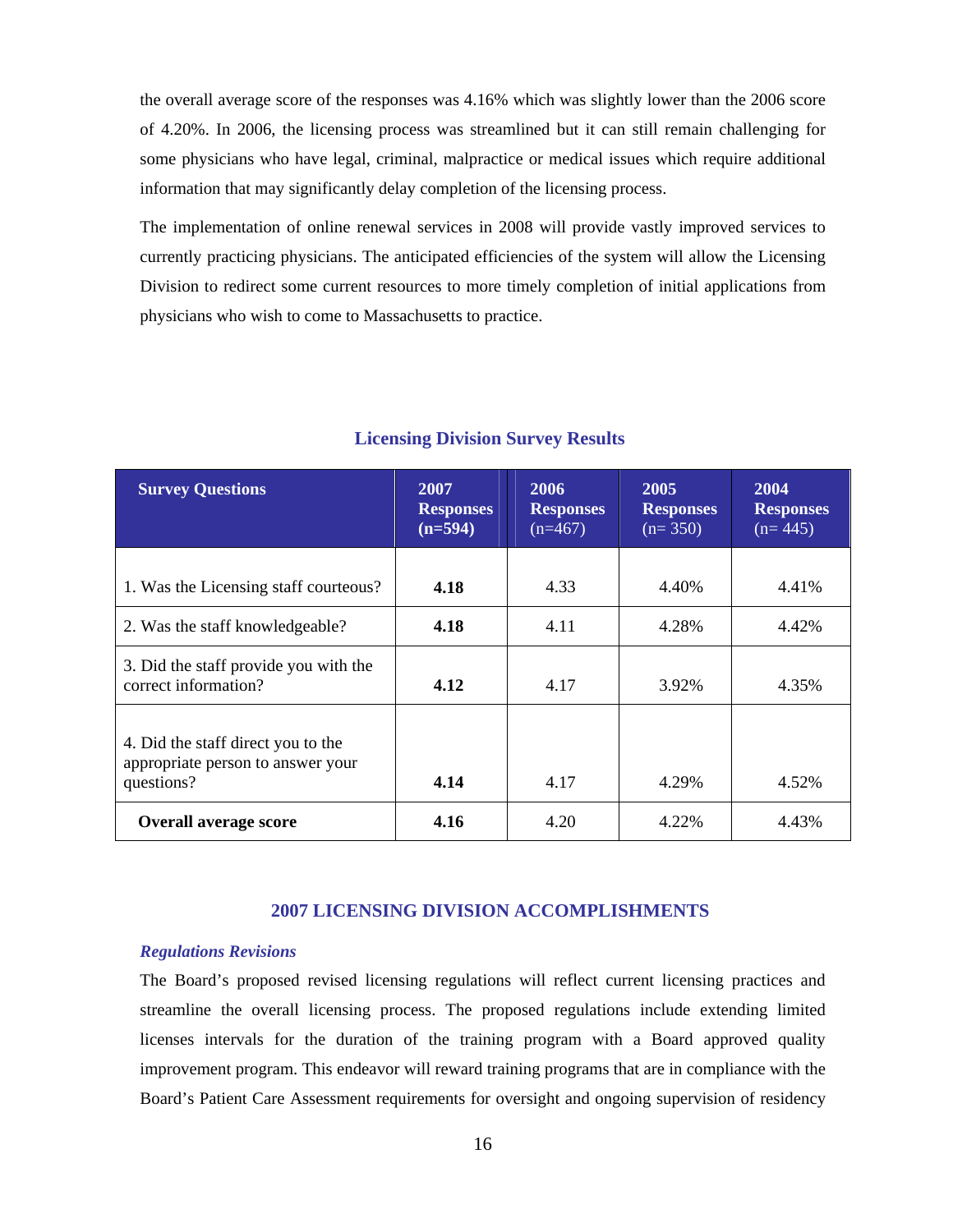the overall average score of the responses was 4.16% which was slightly lower than the 2006 score of 4.20%. In 2006, the licensing process was streamlined but it can still remain challenging for some physicians who have legal, criminal, malpractice or medical issues which require additional information that may significantly delay completion of the licensing process.

The implementation of online renewal services in 2008 will provide vastly improved services to currently practicing physicians. The anticipated efficiencies of the system will allow the Licensing Division to redirect some current resources to more timely completion of initial applications from physicians who wish to come to Massachusetts to practice.

### Licensing Division Survey Results

| Survey Questions | 2007 Responses (n=594) | 2006 Responses (n=467) | 2005 Responses (n= 350) | 2004 Responses (n= 445) |
|---|---|---|---|---|
| 1. Was the Licensing staff courteous? | **4.18** | 4.33 | 4.40% | 4.41% |
| 2. Was the staff knowledgeable? | **4.18** | 4.11 | 4.28% | 4.42% |
| 3. Did the staff provide you with the correct information? | **4.12** | 4.17 | 3.92% | 4.35% |
| 4. Did the staff direct you to the appropriate person to answer your questions? | **4.14** | 4.17 | 4.29% | 4.52% |
| **Overall average score** | **4.16** | 4.20 | 4.22% | 4.43% |

## 2007 LICENSING DIVISION ACCOMPLISHMENTS

***Regulations Revisions***

The Board's proposed revised licensing regulations will reflect current licensing practices and streamline the overall licensing process. The proposed regulations include extending limited licenses intervals for the duration of the training program with a Board approved quality improvement program. This endeavor will reward training programs that are in compliance with the Board's Patient Care Assessment requirements for oversight and ongoing supervision of residency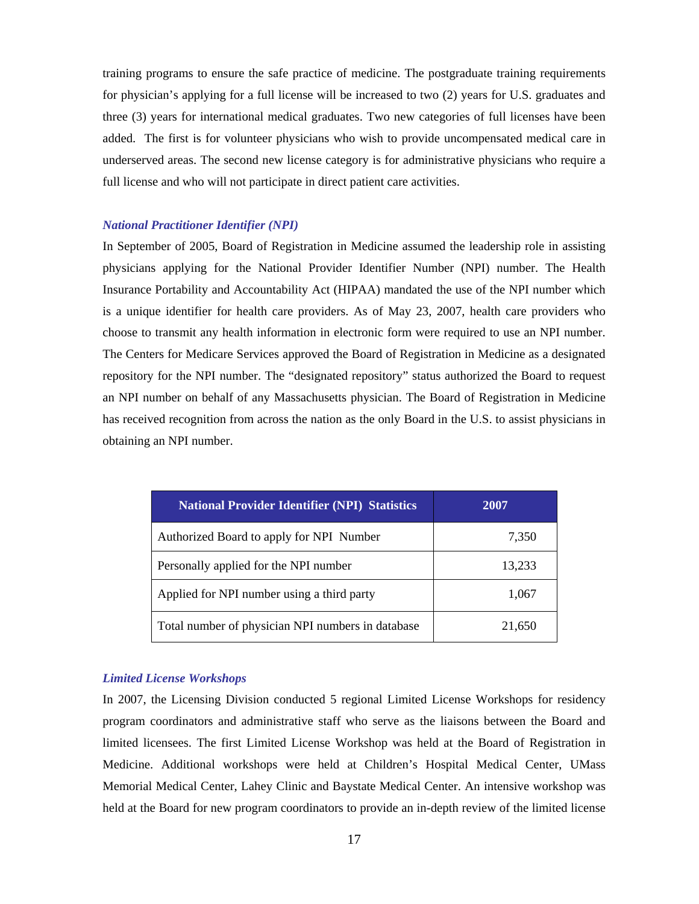training programs to ensure the safe practice of medicine. The postgraduate training requirements for physician's applying for a full license will be increased to two (2) years for U.S. graduates and three (3) years for international medical graduates. Two new categories of full licenses have been added. The first is for volunteer physicians who wish to provide uncompensated medical care in underserved areas. The second new license category is for administrative physicians who require a full license and who will not participate in direct patient care activities.

### *National Practitioner Identifier (NPI)*

In September of 2005, Board of Registration in Medicine assumed the leadership role in assisting physicians applying for the National Provider Identifier Number (NPI) number. The Health Insurance Portability and Accountability Act (HIPAA) mandated the use of the NPI number which is a unique identifier for health care providers. As of May 23, 2007, health care providers who choose to transmit any health information in electronic form were required to use an NPI number. The Centers for Medicare Services approved the Board of Registration in Medicine as a designated repository for the NPI number. The "designated repository" status authorized the Board to request an NPI number on behalf of any Massachusetts physician. The Board of Registration in Medicine has received recognition from across the nation as the only Board in the U.S. to assist physicians in obtaining an NPI number.

| National Provider Identifier (NPI) Statistics | 2007 |
|---|---|
| Authorized Board to apply for NPI Number | 7,350 |
| Personally applied for the NPI number | 13,233 |
| Applied for NPI number using a third party | 1,067 |
| Total number of physician NPI numbers in database | 21,650 |

### *Limited License Workshops*

In 2007, the Licensing Division conducted 5 regional Limited License Workshops for residency program coordinators and administrative staff who serve as the liaisons between the Board and limited licensees. The first Limited License Workshop was held at the Board of Registration in Medicine. Additional workshops were held at Children's Hospital Medical Center, UMass Memorial Medical Center, Lahey Clinic and Baystate Medical Center. An intensive workshop was held at the Board for new program coordinators to provide an in-depth review of the limited license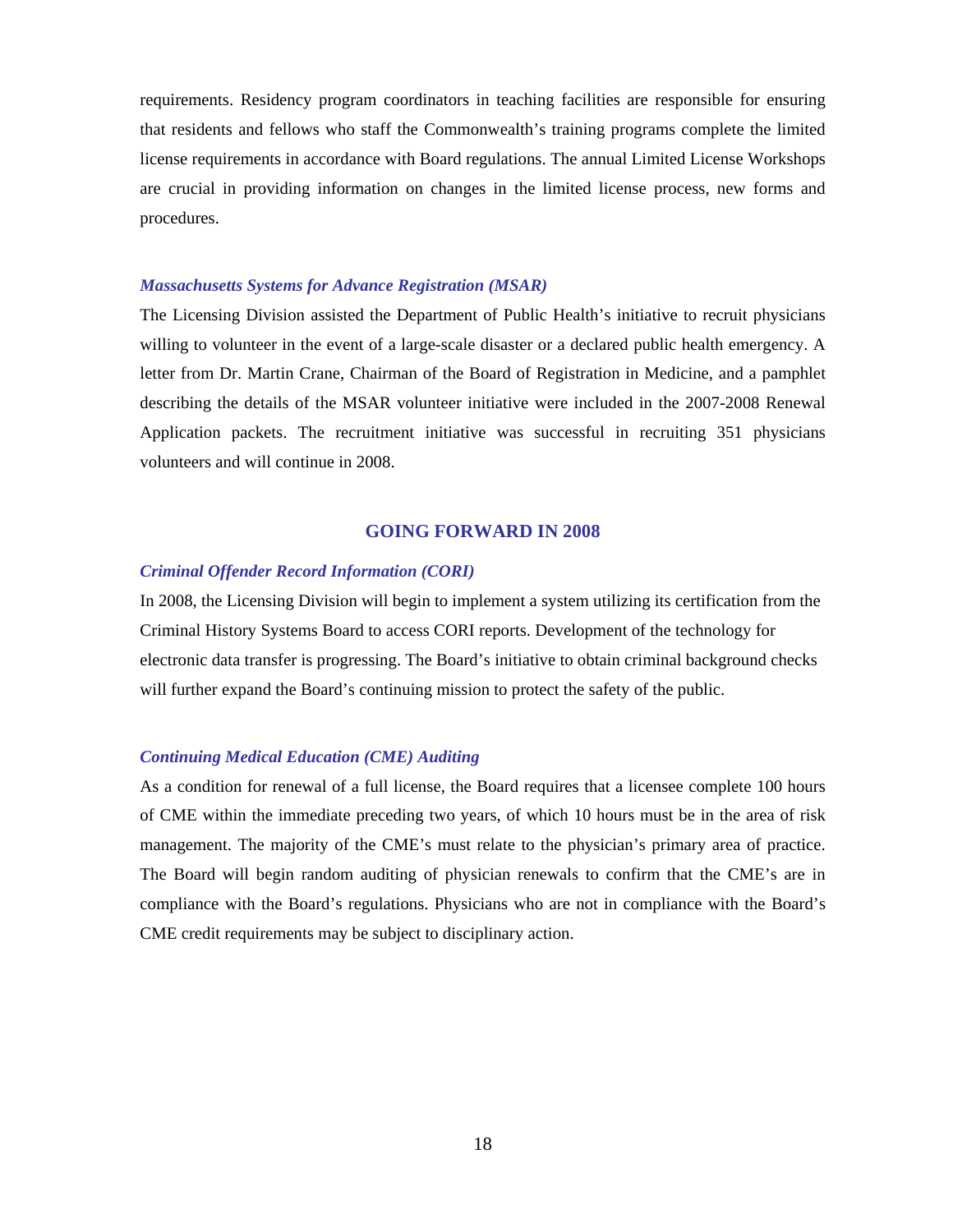requirements. Residency program coordinators in teaching facilities are responsible for ensuring that residents and fellows who staff the Commonwealth's training programs complete the limited license requirements in accordance with Board regulations. The annual Limited License Workshops are crucial in providing information on changes in the limited license process, new forms and procedures.

### *Massachusetts Systems for Advance Registration (MSAR)*

The Licensing Division assisted the Department of Public Health's initiative to recruit physicians willing to volunteer in the event of a large-scale disaster or a declared public health emergency. A letter from Dr. Martin Crane, Chairman of the Board of Registration in Medicine, and a pamphlet describing the details of the MSAR volunteer initiative were included in the 2007-2008 Renewal Application packets. The recruitment initiative was successful in recruiting 351 physicians volunteers and will continue in 2008.

## GOING FORWARD IN 2008

### *Criminal Offender Record Information (CORI)*

In 2008, the Licensing Division will begin to implement a system utilizing its certification from the Criminal History Systems Board to access CORI reports. Development of the technology for electronic data transfer is progressing. The Board's initiative to obtain criminal background checks will further expand the Board's continuing mission to protect the safety of the public.

### *Continuing Medical Education (CME) Auditing*

As a condition for renewal of a full license, the Board requires that a licensee complete 100 hours of CME within the immediate preceding two years, of which 10 hours must be in the area of risk management. The majority of the CME's must relate to the physician's primary area of practice. The Board will begin random auditing of physician renewals to confirm that the CME's are in compliance with the Board's regulations. Physicians who are not in compliance with the Board's CME credit requirements may be subject to disciplinary action.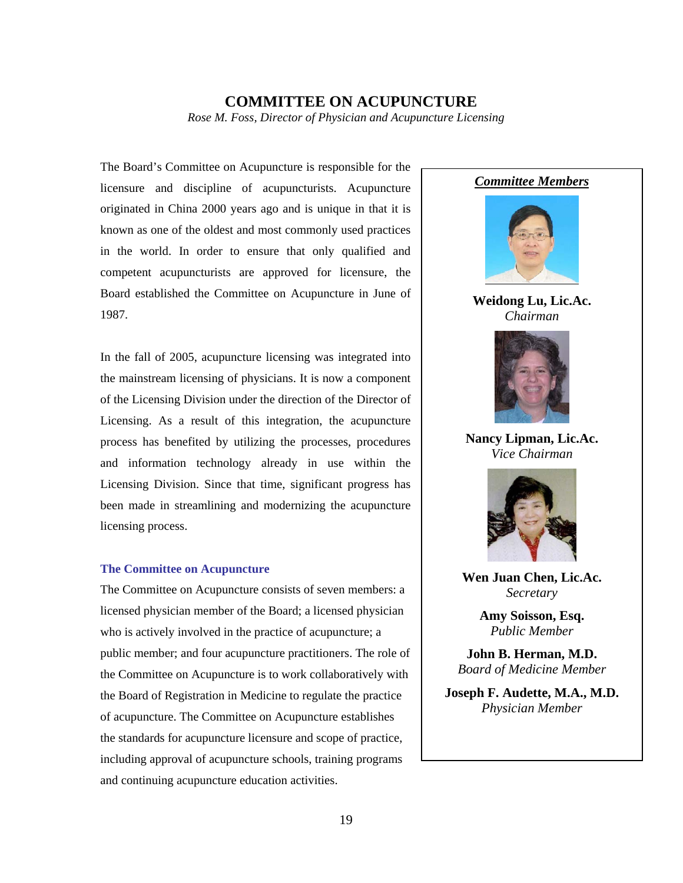# COMMITTEE ON ACUPUNCTURE

*Rose M. Foss, Director of Physician and Acupuncture Licensing*

The Board's Committee on Acupuncture is responsible for the licensure and discipline of acupuncturists. Acupuncture originated in China 2000 years ago and is unique in that it is known as one of the oldest and most commonly used practices in the world. In order to ensure that only qualified and competent acupuncturists are approved for licensure, the Board established the Committee on Acupuncture in June of 1987.

In the fall of 2005, acupuncture licensing was integrated into the mainstream licensing of physicians. It is now a component of the Licensing Division under the direction of the Director of Licensing. As a result of this integration, the acupuncture process has benefited by utilizing the processes, procedures and information technology already in use within the Licensing Division. Since that time, significant progress has been made in streamlining and modernizing the acupuncture licensing process.

### The Committee on Acupuncture

The Committee on Acupuncture consists of seven members: a licensed physician member of the Board; a licensed physician who is actively involved in the practice of acupuncture; a public member; and four acupuncture practitioners. The role of the Committee on Acupuncture is to work collaboratively with the Board of Registration in Medicine to regulate the practice of acupuncture. The Committee on Acupuncture establishes the standards for acupuncture licensure and scope of practice, including approval of acupuncture schools, training programs and continuing acupuncture education activities.

***Committee Members***

**Weidong Lu, Lic.Ac.**
*Chairman*

**Nancy Lipman, Lic.Ac.**
*Vice Chairman*

**Wen Juan Chen, Lic.Ac.**
*Secretary*

**Amy Soisson, Esq.**
*Public Member*

**John B. Herman, M.D.**
*Board of Medicine Member*

**Joseph F. Audette, M.A., M.D.**
*Physician Member*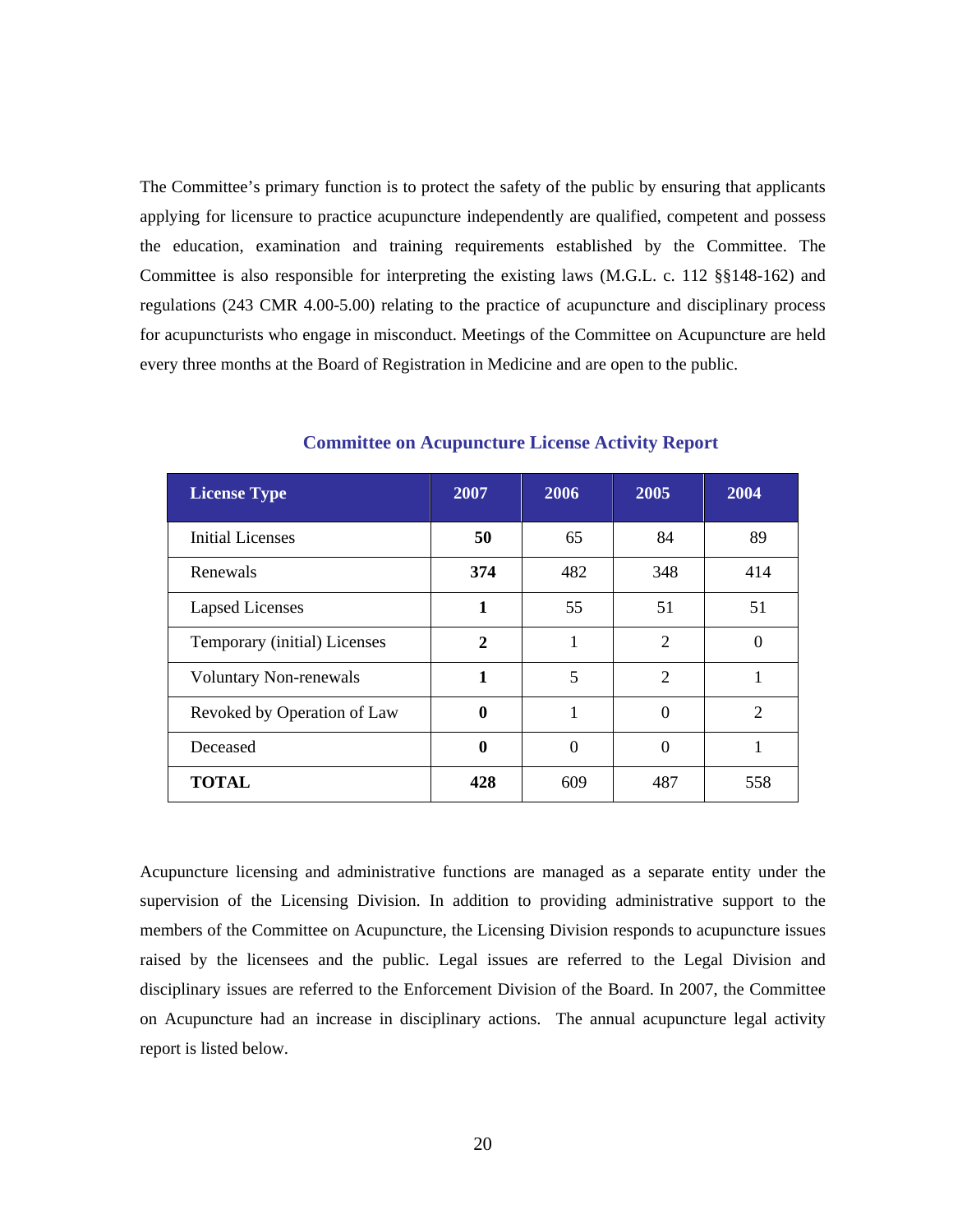The Committee's primary function is to protect the safety of the public by ensuring that applicants applying for licensure to practice acupuncture independently are qualified, competent and possess the education, examination and training requirements established by the Committee. The Committee is also responsible for interpreting the existing laws (M.G.L. c. 112 §§148-162) and regulations (243 CMR 4.00-5.00) relating to the practice of acupuncture and disciplinary process for acupuncturists who engage in misconduct. Meetings of the Committee on Acupuncture are held every three months at the Board of Registration in Medicine and are open to the public.

### Committee on Acupuncture License Activity Report

| License Type | 2007 | 2006 | 2005 | 2004 |
|---|---|---|---|---|
| Initial Licenses | **50** | 65 | 84 | 89 |
| Renewals | **374** | 482 | 348 | 414 |
| Lapsed Licenses | **1** | 55 | 51 | 51 |
| Temporary (initial) Licenses | **2** | 1 | 2 | 0 |
| Voluntary Non-renewals | **1** | 5 | 2 | 1 |
| Revoked by Operation of Law | **0** | 1 | 0 | 2 |
| Deceased | **0** | 0 | 0 | 1 |
| **TOTAL** | **428** | 609 | 487 | 558 |

Acupuncture licensing and administrative functions are managed as a separate entity under the supervision of the Licensing Division. In addition to providing administrative support to the members of the Committee on Acupuncture, the Licensing Division responds to acupuncture issues raised by the licensees and the public. Legal issues are referred to the Legal Division and disciplinary issues are referred to the Enforcement Division of the Board. In 2007, the Committee on Acupuncture had an increase in disciplinary actions. The annual acupuncture legal activity report is listed below.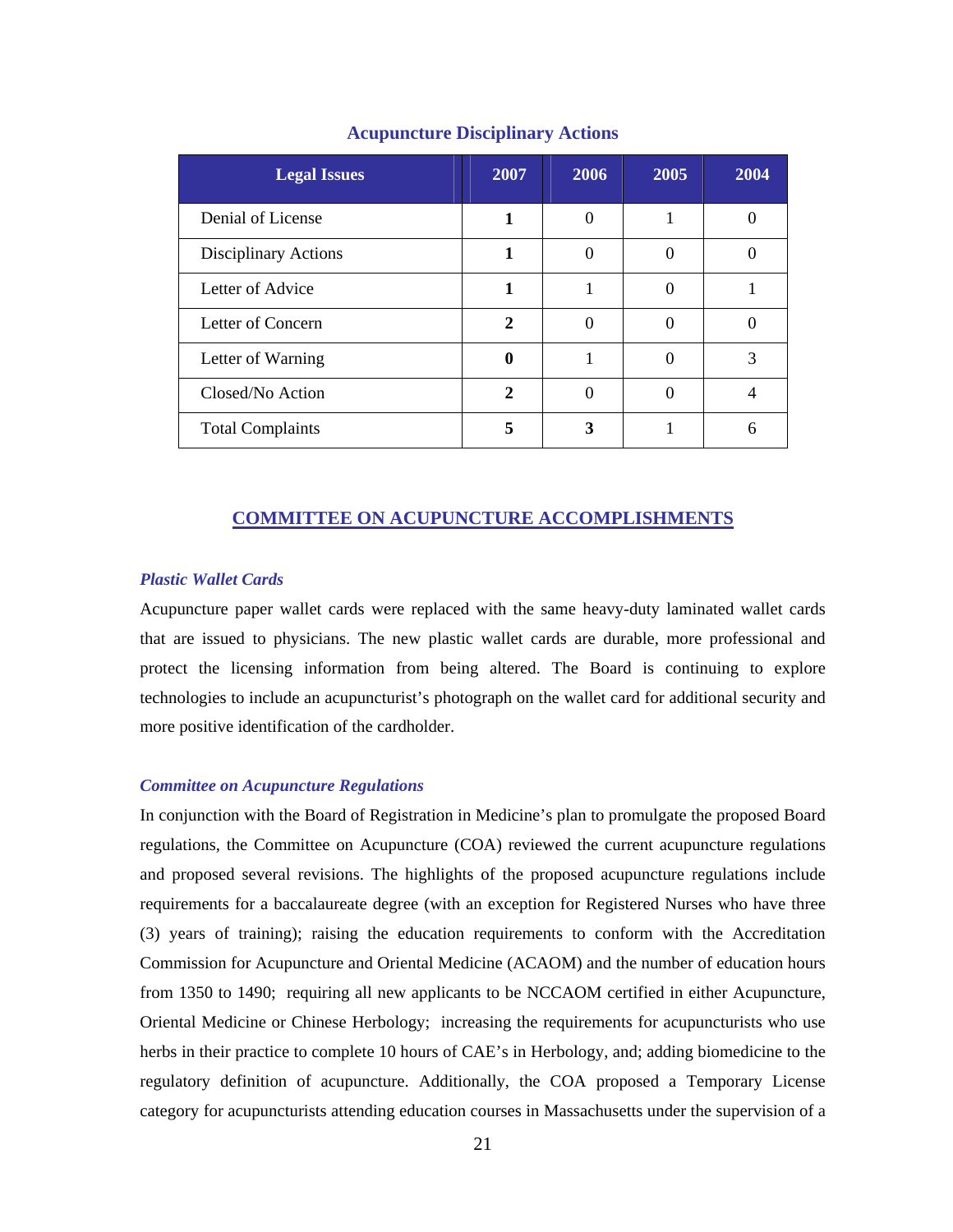### Acupuncture Disciplinary Actions

| Legal Issues | 2007 | 2006 | 2005 | 2004 |
|---|---|---|---|---|
| Denial of License | **1** | 0 | 1 | 0 |
| Disciplinary Actions | **1** | 0 | 0 | 0 |
| Letter of Advice | **1** | 1 | 0 | 1 |
| Letter of Concern | **2** | 0 | 0 | 0 |
| Letter of Warning | **0** | 1 | 0 | 3 |
| Closed/No Action | **2** | 0 | 0 | 4 |
| Total Complaints | **5** | **3** | 1 | 6 |

## COMMITTEE ON ACUPUNCTURE ACCOMPLISHMENTS

### *Plastic Wallet Cards*

Acupuncture paper wallet cards were replaced with the same heavy-duty laminated wallet cards that are issued to physicians. The new plastic wallet cards are durable, more professional and protect the licensing information from being altered. The Board is continuing to explore technologies to include an acupuncturist's photograph on the wallet card for additional security and more positive identification of the cardholder.

### *Committee on Acupuncture Regulations*

In conjunction with the Board of Registration in Medicine's plan to promulgate the proposed Board regulations, the Committee on Acupuncture (COA) reviewed the current acupuncture regulations and proposed several revisions. The highlights of the proposed acupuncture regulations include requirements for a baccalaureate degree (with an exception for Registered Nurses who have three (3) years of training); raising the education requirements to conform with the Accreditation Commission for Acupuncture and Oriental Medicine (ACAOM) and the number of education hours from 1350 to 1490; requiring all new applicants to be NCCAOM certified in either Acupuncture, Oriental Medicine or Chinese Herbology; increasing the requirements for acupuncturists who use herbs in their practice to complete 10 hours of CAE's in Herbology, and; adding biomedicine to the regulatory definition of acupuncture. Additionally, the COA proposed a Temporary License category for acupuncturists attending education courses in Massachusetts under the supervision of a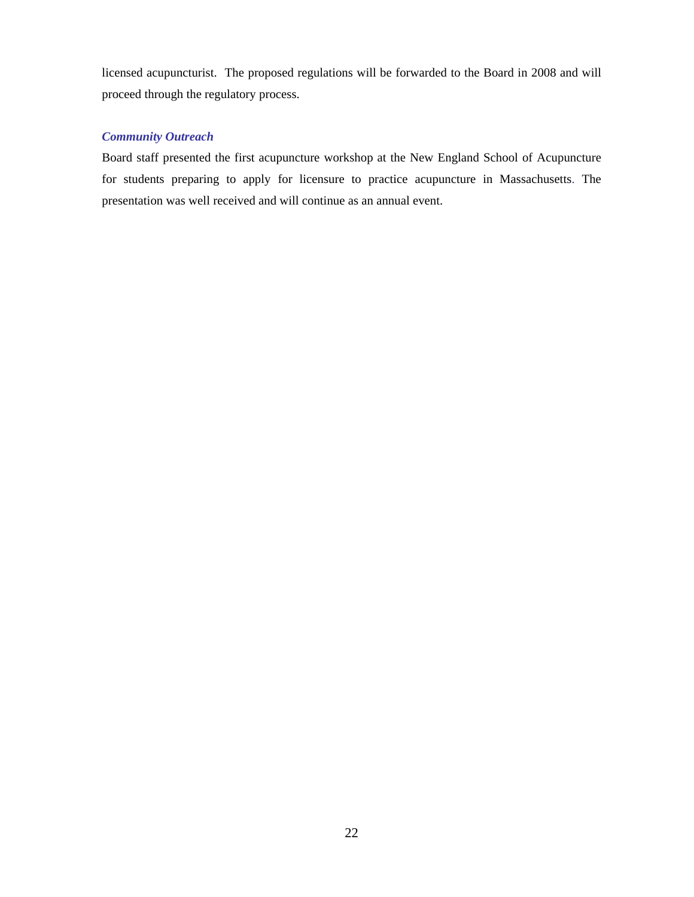licensed acupuncturist. The proposed regulations will be forwarded to the Board in 2008 and will proceed through the regulatory process.

### *Community Outreach*

Board staff presented the first acupuncture workshop at the New England School of Acupuncture for students preparing to apply for licensure to practice acupuncture in Massachusetts. The presentation was well received and will continue as an annual event.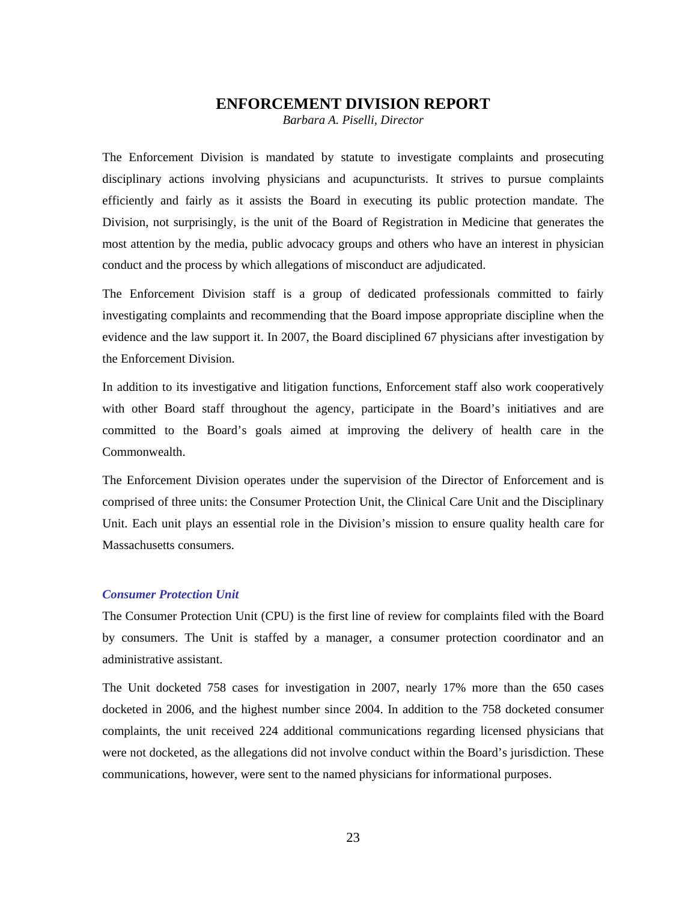# ENFORCEMENT DIVISION REPORT

*Barbara A. Piselli, Director*

The Enforcement Division is mandated by statute to investigate complaints and prosecuting disciplinary actions involving physicians and acupuncturists. It strives to pursue complaints efficiently and fairly as it assists the Board in executing its public protection mandate. The Division, not surprisingly, is the unit of the Board of Registration in Medicine that generates the most attention by the media, public advocacy groups and others who have an interest in physician conduct and the process by which allegations of misconduct are adjudicated.

The Enforcement Division staff is a group of dedicated professionals committed to fairly investigating complaints and recommending that the Board impose appropriate discipline when the evidence and the law support it. In 2007, the Board disciplined 67 physicians after investigation by the Enforcement Division.

In addition to its investigative and litigation functions, Enforcement staff also work cooperatively with other Board staff throughout the agency, participate in the Board's initiatives and are committed to the Board's goals aimed at improving the delivery of health care in the Commonwealth.

The Enforcement Division operates under the supervision of the Director of Enforcement and is comprised of three units: the Consumer Protection Unit, the Clinical Care Unit and the Disciplinary Unit. Each unit plays an essential role in the Division's mission to ensure quality health care for Massachusetts consumers.

### *Consumer Protection Unit*

The Consumer Protection Unit (CPU) is the first line of review for complaints filed with the Board by consumers. The Unit is staffed by a manager, a consumer protection coordinator and an administrative assistant.

The Unit docketed 758 cases for investigation in 2007, nearly 17% more than the 650 cases docketed in 2006, and the highest number since 2004. In addition to the 758 docketed consumer complaints, the unit received 224 additional communications regarding licensed physicians that were not docketed, as the allegations did not involve conduct within the Board's jurisdiction. These communications, however, were sent to the named physicians for informational purposes.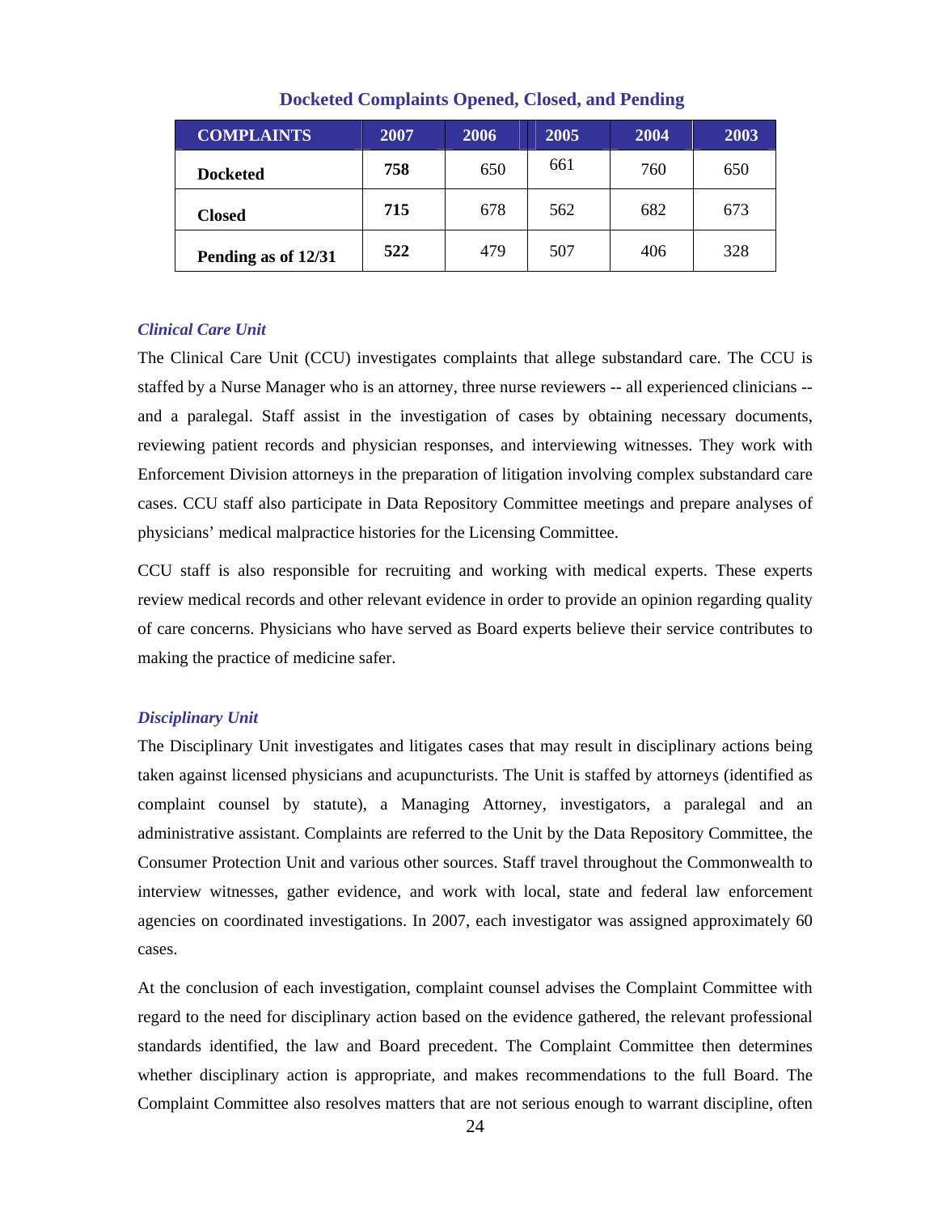**Docketed Complaints Opened, Closed, and Pending**

| COMPLAINTS | 2007 | 2006 | 2005 | 2004 | 2003 |
|---|---|---|---|---|---|
| **Docketed** | **758** | 650 | 661 | 760 | 650 |
| **Closed** | **715** | 678 | 562 | 682 | 673 |
| **Pending as of 12/31** | **522** | 479 | 507 | 406 | 328 |

### *Clinical Care Unit*

The Clinical Care Unit (CCU) investigates complaints that allege substandard care. The CCU is staffed by a Nurse Manager who is an attorney, three nurse reviewers -- all experienced clinicians -- and a paralegal. Staff assist in the investigation of cases by obtaining necessary documents, reviewing patient records and physician responses, and interviewing witnesses. They work with Enforcement Division attorneys in the preparation of litigation involving complex substandard care cases. CCU staff also participate in Data Repository Committee meetings and prepare analyses of physicians' medical malpractice histories for the Licensing Committee.

CCU staff is also responsible for recruiting and working with medical experts. These experts review medical records and other relevant evidence in order to provide an opinion regarding quality of care concerns. Physicians who have served as Board experts believe their service contributes to making the practice of medicine safer.

### *Disciplinary Unit*

The Disciplinary Unit investigates and litigates cases that may result in disciplinary actions being taken against licensed physicians and acupuncturists. The Unit is staffed by attorneys (identified as complaint counsel by statute), a Managing Attorney, investigators, a paralegal and an administrative assistant. Complaints are referred to the Unit by the Data Repository Committee, the Consumer Protection Unit and various other sources. Staff travel throughout the Commonwealth to interview witnesses, gather evidence, and work with local, state and federal law enforcement agencies on coordinated investigations. In 2007, each investigator was assigned approximately 60 cases.

At the conclusion of each investigation, complaint counsel advises the Complaint Committee with regard to the need for disciplinary action based on the evidence gathered, the relevant professional standards identified, the law and Board precedent. The Complaint Committee then determines whether disciplinary action is appropriate, and makes recommendations to the full Board. The Complaint Committee also resolves matters that are not serious enough to warrant discipline, often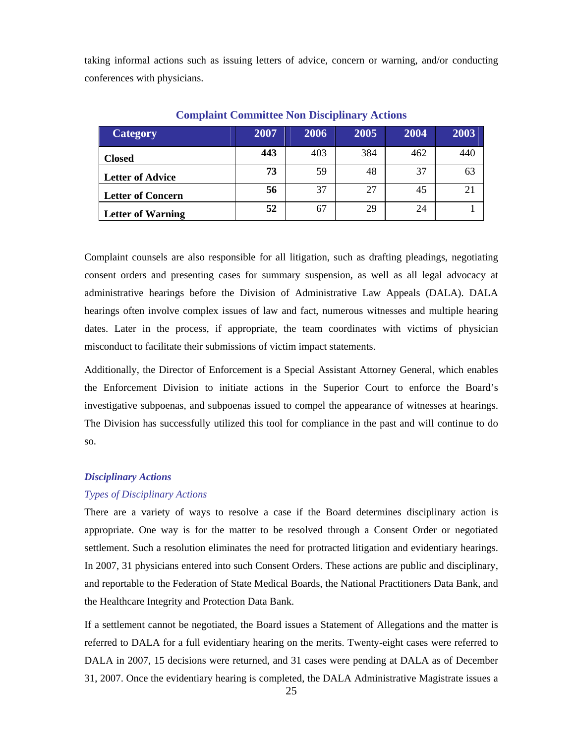taking informal actions such as issuing letters of advice, concern or warning, and/or conducting conferences with physicians.

**Complaint Committee Non Disciplinary Actions**

| Category | 2007 | 2006 | 2005 | 2004 | 2003 |
|---|---|---|---|---|---|
| **Closed** | **443** | 403 | 384 | 462 | 440 |
| **Letter of Advice** | **73** | 59 | 48 | 37 | 63 |
| **Letter of Concern** | **56** | 37 | 27 | 45 | 21 |
| **Letter of Warning** | **52** | 67 | 29 | 24 | 1 |

Complaint counsels are also responsible for all litigation, such as drafting pleadings, negotiating consent orders and presenting cases for summary suspension, as well as all legal advocacy at administrative hearings before the Division of Administrative Law Appeals (DALA). DALA hearings often involve complex issues of law and fact, numerous witnesses and multiple hearing dates. Later in the process, if appropriate, the team coordinates with victims of physician misconduct to facilitate their submissions of victim impact statements.

Additionally, the Director of Enforcement is a Special Assistant Attorney General, which enables the Enforcement Division to initiate actions in the Superior Court to enforce the Board's investigative subpoenas, and subpoenas issued to compel the appearance of witnesses at hearings. The Division has successfully utilized this tool for compliance in the past and will continue to do so.

### *Disciplinary Actions*

#### *Types of Disciplinary Actions*

There are a variety of ways to resolve a case if the Board determines disciplinary action is appropriate. One way is for the matter to be resolved through a Consent Order or negotiated settlement. Such a resolution eliminates the need for protracted litigation and evidentiary hearings. In 2007, 31 physicians entered into such Consent Orders. These actions are public and disciplinary, and reportable to the Federation of State Medical Boards, the National Practitioners Data Bank, and the Healthcare Integrity and Protection Data Bank.

If a settlement cannot be negotiated, the Board issues a Statement of Allegations and the matter is referred to DALA for a full evidentiary hearing on the merits. Twenty-eight cases were referred to DALA in 2007, 15 decisions were returned, and 31 cases were pending at DALA as of December 31, 2007. Once the evidentiary hearing is completed, the DALA Administrative Magistrate issues a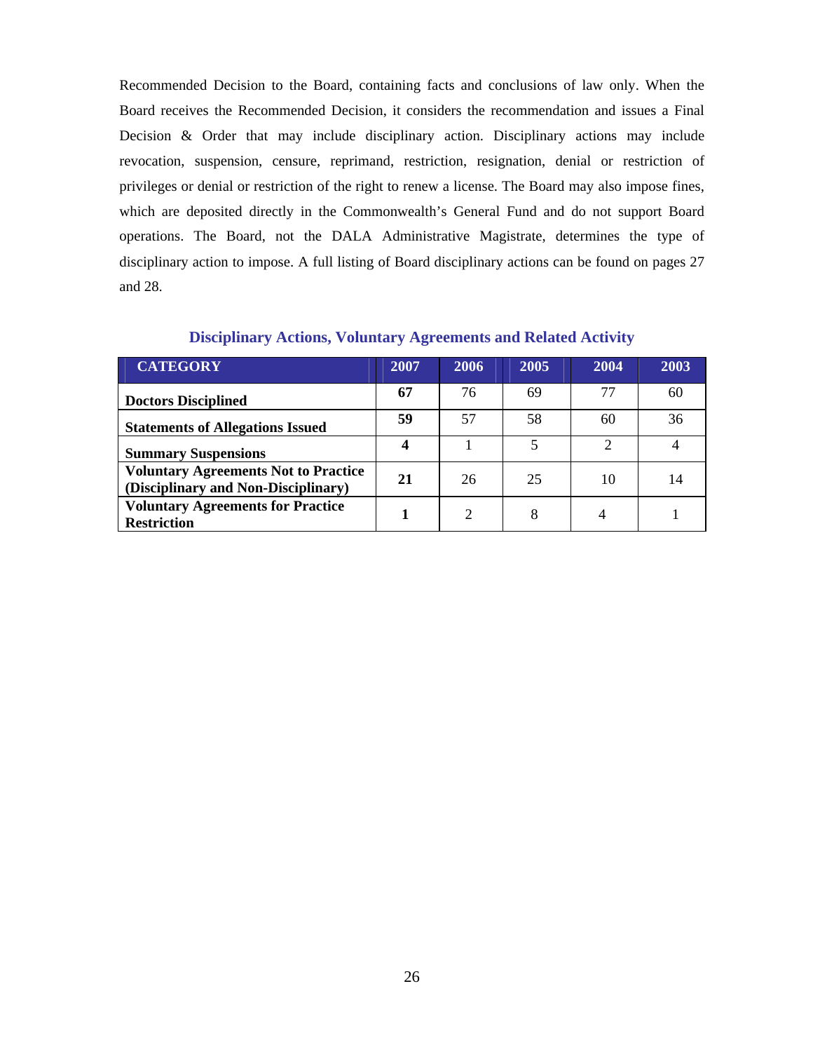Recommended Decision to the Board, containing facts and conclusions of law only. When the Board receives the Recommended Decision, it considers the recommendation and issues a Final Decision & Order that may include disciplinary action. Disciplinary actions may include revocation, suspension, censure, reprimand, restriction, resignation, denial or restriction of privileges or denial or restriction of the right to renew a license. The Board may also impose fines, which are deposited directly in the Commonwealth's General Fund and do not support Board operations. The Board, not the DALA Administrative Magistrate, determines the type of disciplinary action to impose. A full listing of Board disciplinary actions can be found on pages 27 and 28.

### Disciplinary Actions, Voluntary Agreements and Related Activity

| CATEGORY | 2007 | 2006 | 2005 | 2004 | 2003 |
|---|---|---|---|---|---|
| **Doctors Disciplined** | **67** | 76 | 69 | 77 | 60 |
| **Statements of Allegations Issued** | **59** | 57 | 58 | 60 | 36 |
| **Summary Suspensions** | **4** | 1 | 5 | 2 | 4 |
| **Voluntary Agreements Not to Practice (Disciplinary and Non-Disciplinary)** | **21** | 26 | 25 | 10 | 14 |
| **Voluntary Agreements for Practice Restriction** | **1** | 2 | 8 | 4 | 1 |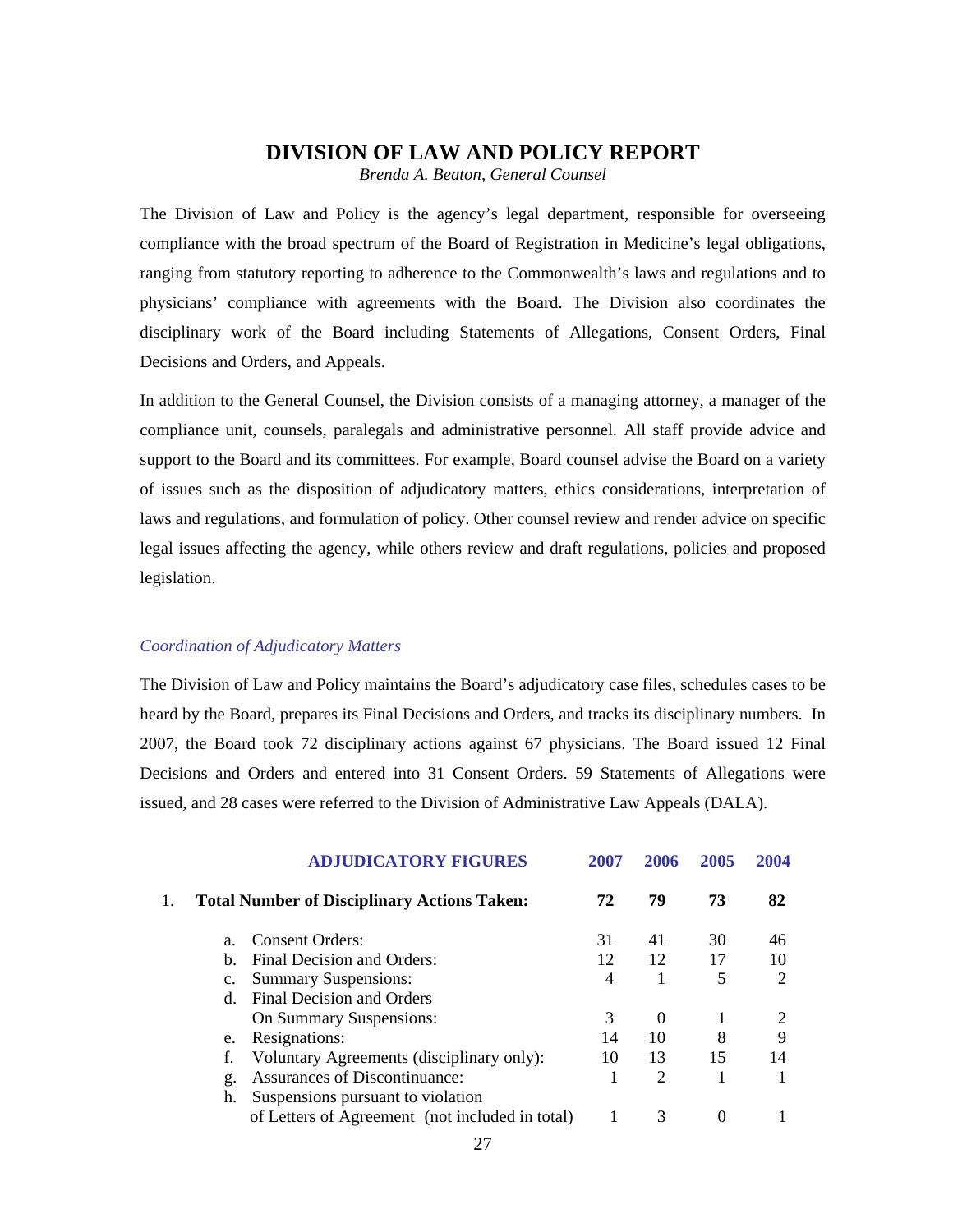# DIVISION OF LAW AND POLICY REPORT

*Brenda A. Beaton, General Counsel*

The Division of Law and Policy is the agency's legal department, responsible for overseeing compliance with the broad spectrum of the Board of Registration in Medicine's legal obligations, ranging from statutory reporting to adherence to the Commonwealth's laws and regulations and to physicians' compliance with agreements with the Board. The Division also coordinates the disciplinary work of the Board including Statements of Allegations, Consent Orders, Final Decisions and Orders, and Appeals.

In addition to the General Counsel, the Division consists of a managing attorney, a manager of the compliance unit, counsels, paralegals and administrative personnel. All staff provide advice and support to the Board and its committees. For example, Board counsel advise the Board on a variety of issues such as the disposition of adjudicatory matters, ethics considerations, interpretation of laws and regulations, and formulation of policy. Other counsel review and render advice on specific legal issues affecting the agency, while others review and draft regulations, policies and proposed legislation.

## *Coordination of Adjudicatory Matters*

The Division of Law and Policy maintains the Board's adjudicatory case files, schedules cases to be heard by the Board, prepares its Final Decisions and Orders, and tracks its disciplinary numbers. In 2007, the Board took 72 disciplinary actions against 67 physicians. The Board issued 12 Final Decisions and Orders and entered into 31 Consent Orders. 59 Statements of Allegations were issued, and 28 cases were referred to the Division of Administrative Law Appeals (DALA).

| ADJUDICATORY FIGURES | 2007 | 2006 | 2005 | 2004 |
|---|---|---|---|---|
| **1. Total Number of Disciplinary Actions Taken:** | **72** | **79** | **73** | **82** |
| a. Consent Orders: | 31 | 41 | 30 | 46 |
| b. Final Decision and Orders: | 12 | 12 | 17 | 10 |
| c. Summary Suspensions: | 4 | 1 | 5 | 2 |
| d. Final Decision and Orders On Summary Suspensions: | 3 | 0 | 1 | 2 |
| e. Resignations: | 14 | 10 | 8 | 9 |
| f. Voluntary Agreements (disciplinary only): | 10 | 13 | 15 | 14 |
| g. Assurances of Discontinuance: | 1 | 2 | 1 | 1 |
| h. Suspensions pursuant to violation of Letters of Agreement (not included in total) | 1 | 3 | 0 | 1 |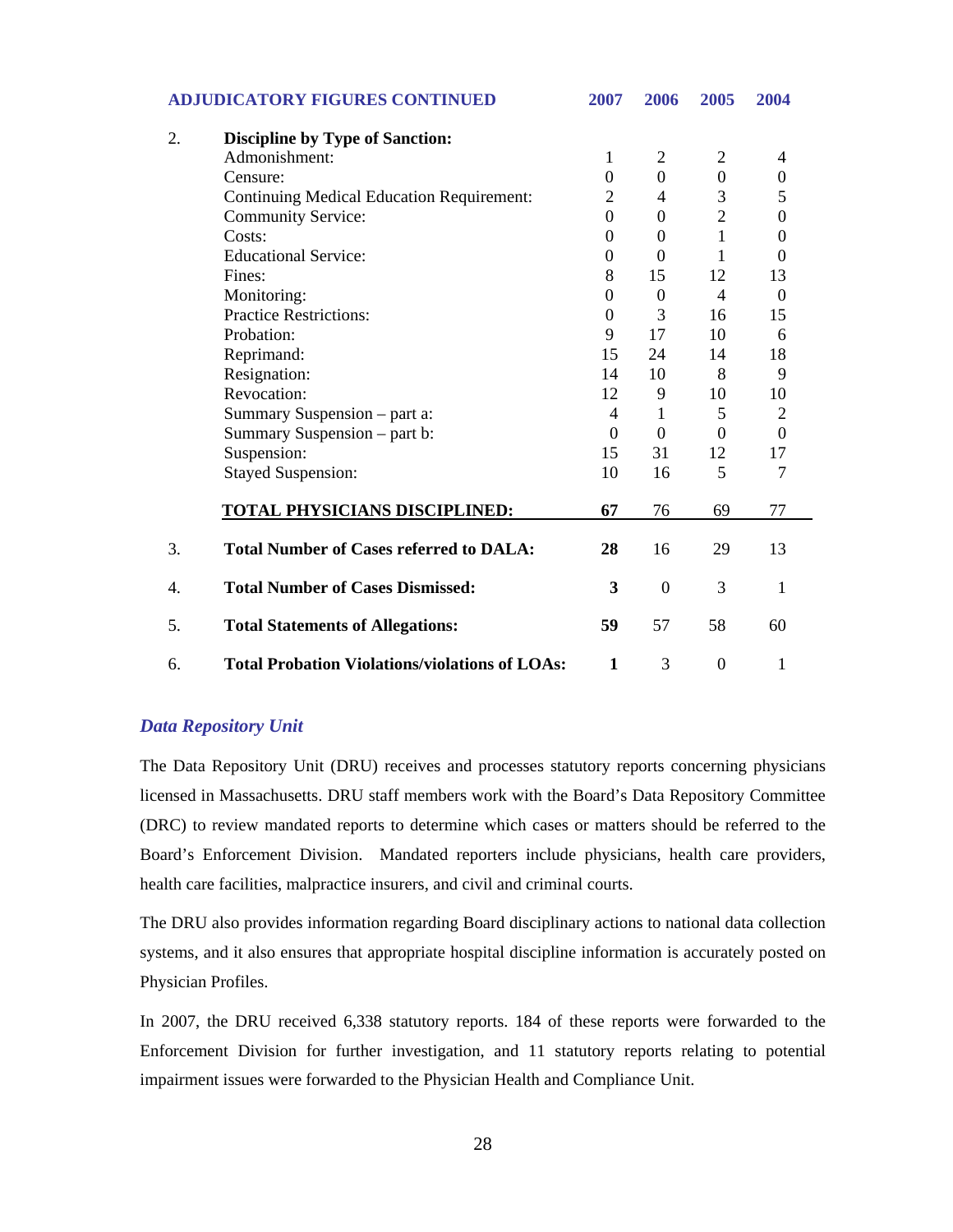| ADJUDICATORY FIGURES CONTINUED | | 2007 | 2006 | 2005 | 2004 |
|---|---|---|---|---|---|
| 2. | **Discipline by Type of Sanction:** | | | | |
| | Admonishment: | 1 | 2 | 2 | 4 |
| | Censure: | 0 | 0 | 0 | 0 |
| | Continuing Medical Education Requirement: | 2 | 4 | 3 | 5 |
| | Community Service: | 0 | 0 | 2 | 0 |
| | Costs: | 0 | 0 | 1 | 0 |
| | Educational Service: | 0 | 0 | 1 | 0 |
| | Fines: | 8 | 15 | 12 | 13 |
| | Monitoring: | 0 | 0 | 4 | 0 |
| | Practice Restrictions: | 0 | 3 | 16 | 15 |
| | Probation: | 9 | 17 | 10 | 6 |
| | Reprimand: | 15 | 24 | 14 | 18 |
| | Resignation: | 14 | 10 | 8 | 9 |
| | Revocation: | 12 | 9 | 10 | 10 |
| | Summary Suspension – part a: | 4 | 1 | 5 | 2 |
| | Summary Suspension – part b: | 0 | 0 | 0 | 0 |
| | Suspension: | 15 | 31 | 12 | 17 |
| | Stayed Suspension: | 10 | 16 | 5 | 7 |
| | **TOTAL PHYSICIANS DISCIPLINED:** | **67** | 76 | 69 | 77 |
| 3. | **Total Number of Cases referred to DALA:** | **28** | 16 | 29 | 13 |
| 4. | **Total Number of Cases Dismissed:** | **3** | 0 | 3 | 1 |
| 5. | **Total Statements of Allegations:** | **59** | 57 | 58 | 60 |
| 6. | **Total Probation Violations/violations of LOAs:** | **1** | 3 | 0 | 1 |

### *Data Repository Unit*

The Data Repository Unit (DRU) receives and processes statutory reports concerning physicians licensed in Massachusetts. DRU staff members work with the Board's Data Repository Committee (DRC) to review mandated reports to determine which cases or matters should be referred to the Board's Enforcement Division. Mandated reporters include physicians, health care providers, health care facilities, malpractice insurers, and civil and criminal courts.

The DRU also provides information regarding Board disciplinary actions to national data collection systems, and it also ensures that appropriate hospital discipline information is accurately posted on Physician Profiles.

In 2007, the DRU received 6,338 statutory reports. 184 of these reports were forwarded to the Enforcement Division for further investigation, and 11 statutory reports relating to potential impairment issues were forwarded to the Physician Health and Compliance Unit.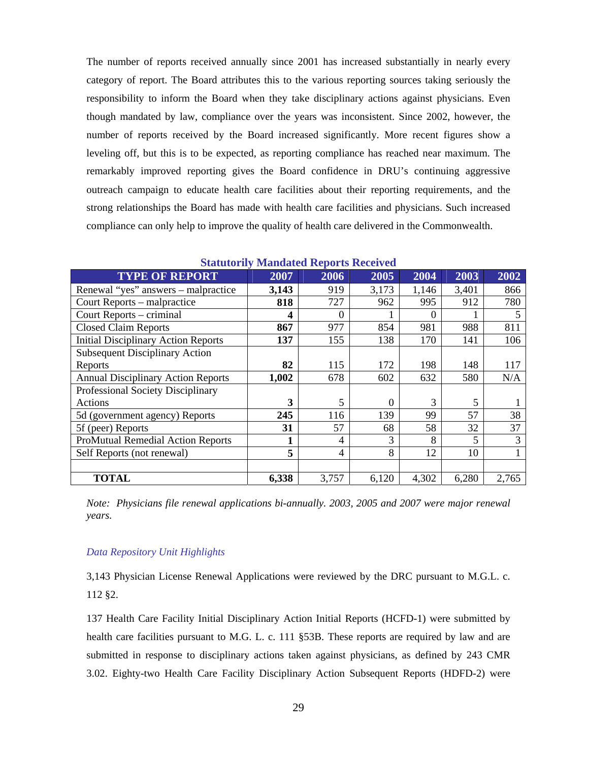The number of reports received annually since 2001 has increased substantially in nearly every category of report. The Board attributes this to the various reporting sources taking seriously the responsibility to inform the Board when they take disciplinary actions against physicians. Even though mandated by law, compliance over the years was inconsistent. Since 2002, however, the number of reports received by the Board increased significantly. More recent figures show a leveling off, but this is to be expected, as reporting compliance has reached near maximum. The remarkably improved reporting gives the Board confidence in DRU's continuing aggressive outreach campaign to educate health care facilities about their reporting requirements, and the strong relationships the Board has made with health care facilities and physicians. Such increased compliance can only help to improve the quality of health care delivered in the Commonwealth.

**Statutorily Mandated Reports Received**

| TYPE OF REPORT | 2007 | 2006 | 2005 | 2004 | 2003 | 2002 |
|---|---|---|---|---|---|---|
| Renewal "yes" answers – malpractice | **3,143** | 919 | 3,173 | 1,146 | 3,401 | 866 |
| Court Reports – malpractice | **818** | 727 | 962 | 995 | 912 | 780 |
| Court Reports – criminal | **4** | 0 | 1 | 0 | 1 | 5 |
| Closed Claim Reports | **867** | 977 | 854 | 981 | 988 | 811 |
| Initial Disciplinary Action Reports | **137** | 155 | 138 | 170 | 141 | 106 |
| Subsequent Disciplinary Action Reports | **82** | 115 | 172 | 198 | 148 | 117 |
| Annual Disciplinary Action Reports | **1,002** | 678 | 602 | 632 | 580 | N/A |
| Professional Society Disciplinary Actions | **3** | 5 | 0 | 3 | 5 | 1 |
| 5d (government agency) Reports | **245** | 116 | 139 | 99 | 57 | 38 |
| 5f (peer) Reports | **31** | 57 | 68 | 58 | 32 | 37 |
| ProMutual Remedial Action Reports | **1** | 4 | 3 | 8 | 5 | 3 |
| Self Reports (not renewal) | **5** | 4 | 8 | 12 | 10 | 1 |
| | | | | | | |
| **TOTAL** | **6,338** | 3,757 | 6,120 | 4,302 | 6,280 | 2,765 |

*Note: Physicians file renewal applications bi-annually. 2003, 2005 and 2007 were major renewal years.*

*Data Repository Unit Highlights*

3,143 Physician License Renewal Applications were reviewed by the DRC pursuant to M.G.L. c. 112 §2.

137 Health Care Facility Initial Disciplinary Action Initial Reports (HCFD-1) were submitted by health care facilities pursuant to M.G. L. c. 111 §53B. These reports are required by law and are submitted in response to disciplinary actions taken against physicians, as defined by 243 CMR 3.02. Eighty-two Health Care Facility Disciplinary Action Subsequent Reports (HDFD-2) were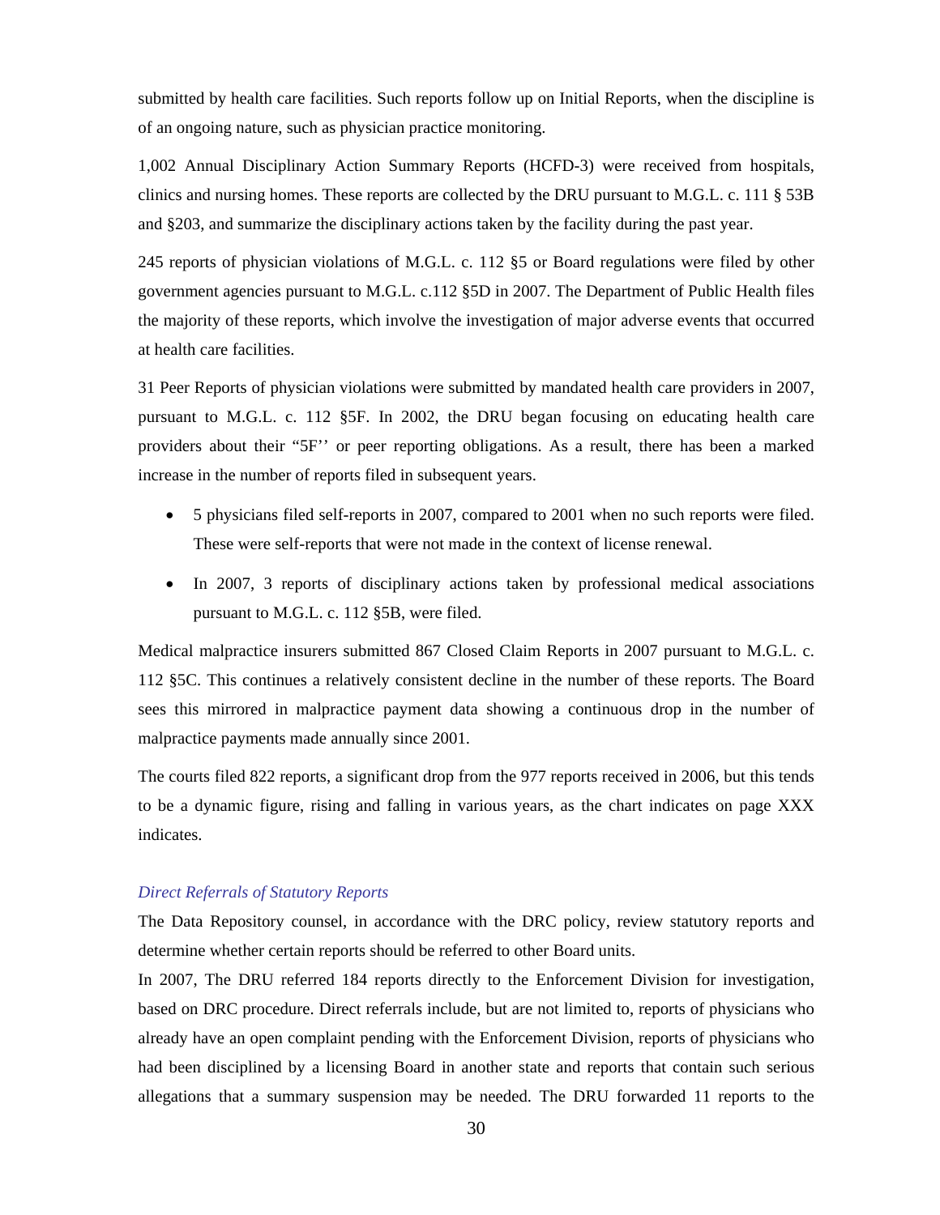submitted by health care facilities. Such reports follow up on Initial Reports, when the discipline is of an ongoing nature, such as physician practice monitoring.

1,002 Annual Disciplinary Action Summary Reports (HCFD-3) were received from hospitals, clinics and nursing homes. These reports are collected by the DRU pursuant to M.G.L. c. 111 § 53B and §203, and summarize the disciplinary actions taken by the facility during the past year.

245 reports of physician violations of M.G.L. c. 112 §5 or Board regulations were filed by other government agencies pursuant to M.G.L. c.112 §5D in 2007. The Department of Public Health files the majority of these reports, which involve the investigation of major adverse events that occurred at health care facilities.

31 Peer Reports of physician violations were submitted by mandated health care providers in 2007, pursuant to M.G.L. c. 112 §5F. In 2002, the DRU began focusing on educating health care providers about their "5F'' or peer reporting obligations. As a result, there has been a marked increase in the number of reports filed in subsequent years.

- 5 physicians filed self-reports in 2007, compared to 2001 when no such reports were filed. These were self-reports that were not made in the context of license renewal.
- In 2007, 3 reports of disciplinary actions taken by professional medical associations pursuant to M.G.L. c. 112 §5B, were filed.

Medical malpractice insurers submitted 867 Closed Claim Reports in 2007 pursuant to M.G.L. c. 112 §5C. This continues a relatively consistent decline in the number of these reports. The Board sees this mirrored in malpractice payment data showing a continuous drop in the number of malpractice payments made annually since 2001.

The courts filed 822 reports, a significant drop from the 977 reports received in 2006, but this tends to be a dynamic figure, rising and falling in various years, as the chart indicates on page XXX indicates.

*Direct Referrals of Statutory Reports*

The Data Repository counsel, in accordance with the DRC policy, review statutory reports and determine whether certain reports should be referred to other Board units.

In 2007, The DRU referred 184 reports directly to the Enforcement Division for investigation, based on DRC procedure. Direct referrals include, but are not limited to, reports of physicians who already have an open complaint pending with the Enforcement Division, reports of physicians who had been disciplined by a licensing Board in another state and reports that contain such serious allegations that a summary suspension may be needed. The DRU forwarded 11 reports to the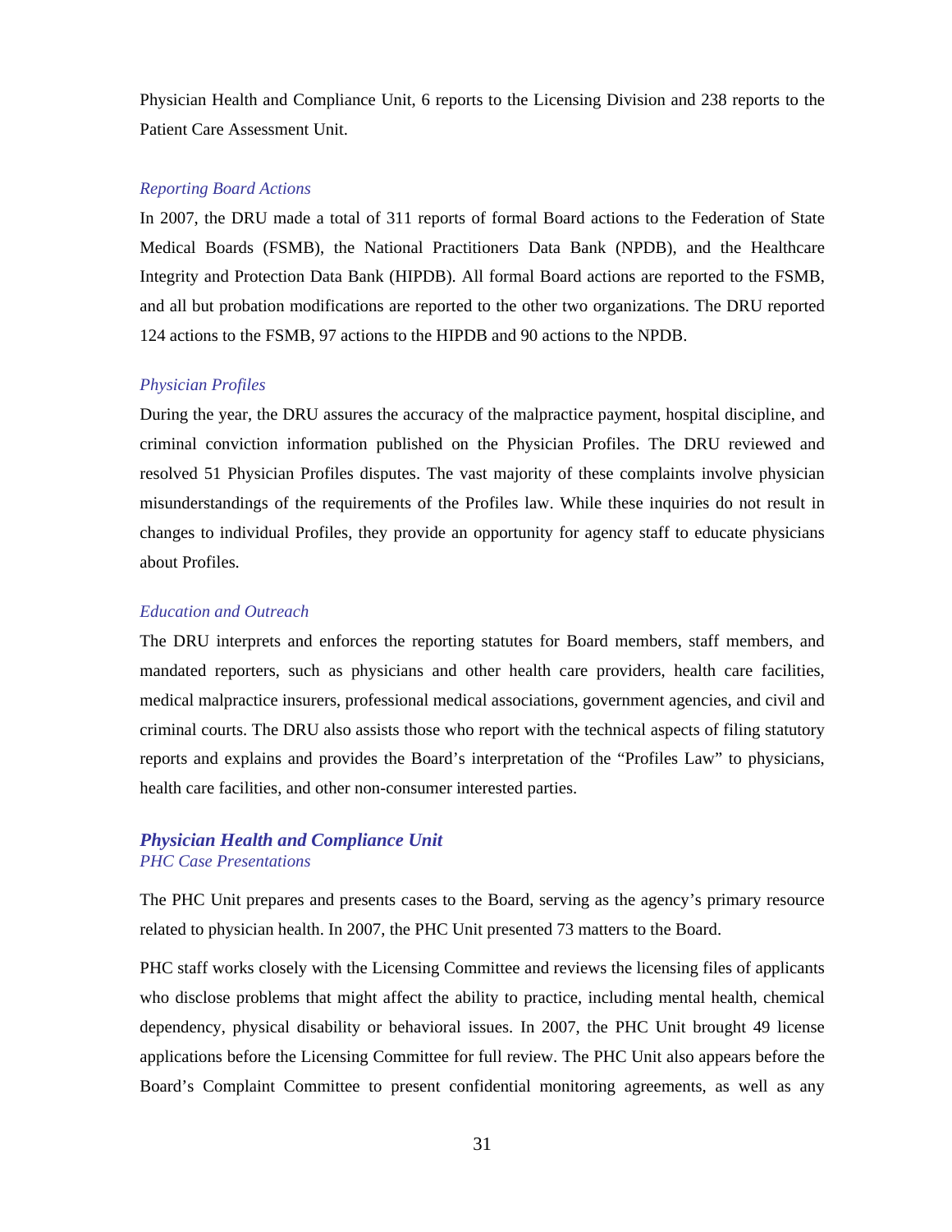Physician Health and Compliance Unit, 6 reports to the Licensing Division and 238 reports to the Patient Care Assessment Unit.

*Reporting Board Actions*

In 2007, the DRU made a total of 311 reports of formal Board actions to the Federation of State Medical Boards (FSMB), the National Practitioners Data Bank (NPDB), and the Healthcare Integrity and Protection Data Bank (HIPDB). All formal Board actions are reported to the FSMB, and all but probation modifications are reported to the other two organizations. The DRU reported 124 actions to the FSMB, 97 actions to the HIPDB and 90 actions to the NPDB.

*Physician Profiles*

During the year, the DRU assures the accuracy of the malpractice payment, hospital discipline, and criminal conviction information published on the Physician Profiles. The DRU reviewed and resolved 51 Physician Profiles disputes. The vast majority of these complaints involve physician misunderstandings of the requirements of the Profiles law. While these inquiries do not result in changes to individual Profiles, they provide an opportunity for agency staff to educate physicians about Profiles.

*Education and Outreach*

The DRU interprets and enforces the reporting statutes for Board members, staff members, and mandated reporters, such as physicians and other health care providers, health care facilities, medical malpractice insurers, professional medical associations, government agencies, and civil and criminal courts. The DRU also assists those who report with the technical aspects of filing statutory reports and explains and provides the Board's interpretation of the "Profiles Law" to physicians, health care facilities, and other non-consumer interested parties.

### *Physician Health and Compliance Unit*

*PHC Case Presentations*

The PHC Unit prepares and presents cases to the Board, serving as the agency's primary resource related to physician health. In 2007, the PHC Unit presented 73 matters to the Board.

PHC staff works closely with the Licensing Committee and reviews the licensing files of applicants who disclose problems that might affect the ability to practice, including mental health, chemical dependency, physical disability or behavioral issues. In 2007, the PHC Unit brought 49 license applications before the Licensing Committee for full review. The PHC Unit also appears before the Board's Complaint Committee to present confidential monitoring agreements, as well as any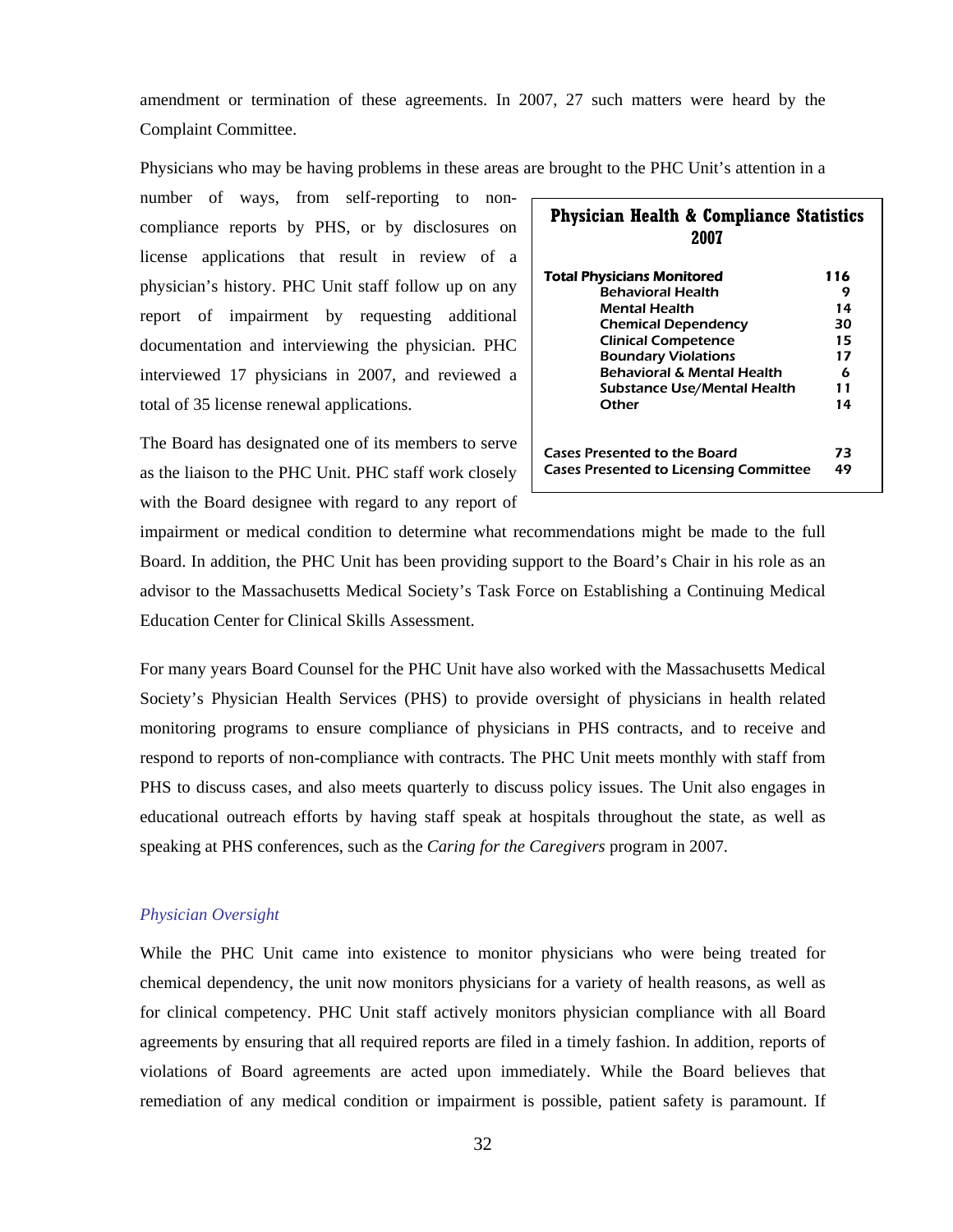amendment or termination of these agreements. In 2007, 27 such matters were heard by the Complaint Committee.

Physicians who may be having problems in these areas are brought to the PHC Unit's attention in a number of ways, from self-reporting to non-compliance reports by PHS, or by disclosures on license applications that result in review of a physician's history. PHC Unit staff follow up on any report of impairment by requesting additional documentation and interviewing the physician. PHC interviewed 17 physicians in 2007, and reviewed a total of 35 license renewal applications.

**Physician Health & Compliance Statistics 2007**

| | |
|---|---|
| **Total Physicians Monitored** | **116** |
| Behavioral Health | 9 |
| Mental Health | 14 |
| Chemical Dependency | 30 |
| Clinical Competence | 15 |
| Boundary Violations | 17 |
| Behavioral & Mental Health | 6 |
| Substance Use/Mental Health | 11 |
| Other | 14 |
| *Cases Presented to the Board* | 73 |
| *Cases Presented to Licensing Committee* | 49 |

The Board has designated one of its members to serve as the liaison to the PHC Unit. PHC staff work closely with the Board designee with regard to any report of impairment or medical condition to determine what recommendations might be made to the full Board. In addition, the PHC Unit has been providing support to the Board's Chair in his role as an advisor to the Massachusetts Medical Society's Task Force on Establishing a Continuing Medical Education Center for Clinical Skills Assessment.

For many years Board Counsel for the PHC Unit have also worked with the Massachusetts Medical Society's Physician Health Services (PHS) to provide oversight of physicians in health related monitoring programs to ensure compliance of physicians in PHS contracts, and to receive and respond to reports of non-compliance with contracts. The PHC Unit meets monthly with staff from PHS to discuss cases, and also meets quarterly to discuss policy issues. The Unit also engages in educational outreach efforts by having staff speak at hospitals throughout the state, as well as speaking at PHS conferences, such as the *Caring for the Caregivers* program in 2007.

### *Physician Oversight*

While the PHC Unit came into existence to monitor physicians who were being treated for chemical dependency, the unit now monitors physicians for a variety of health reasons, as well as for clinical competency. PHC Unit staff actively monitors physician compliance with all Board agreements by ensuring that all required reports are filed in a timely fashion. In addition, reports of violations of Board agreements are acted upon immediately. While the Board believes that remediation of any medical condition or impairment is possible, patient safety is paramount. If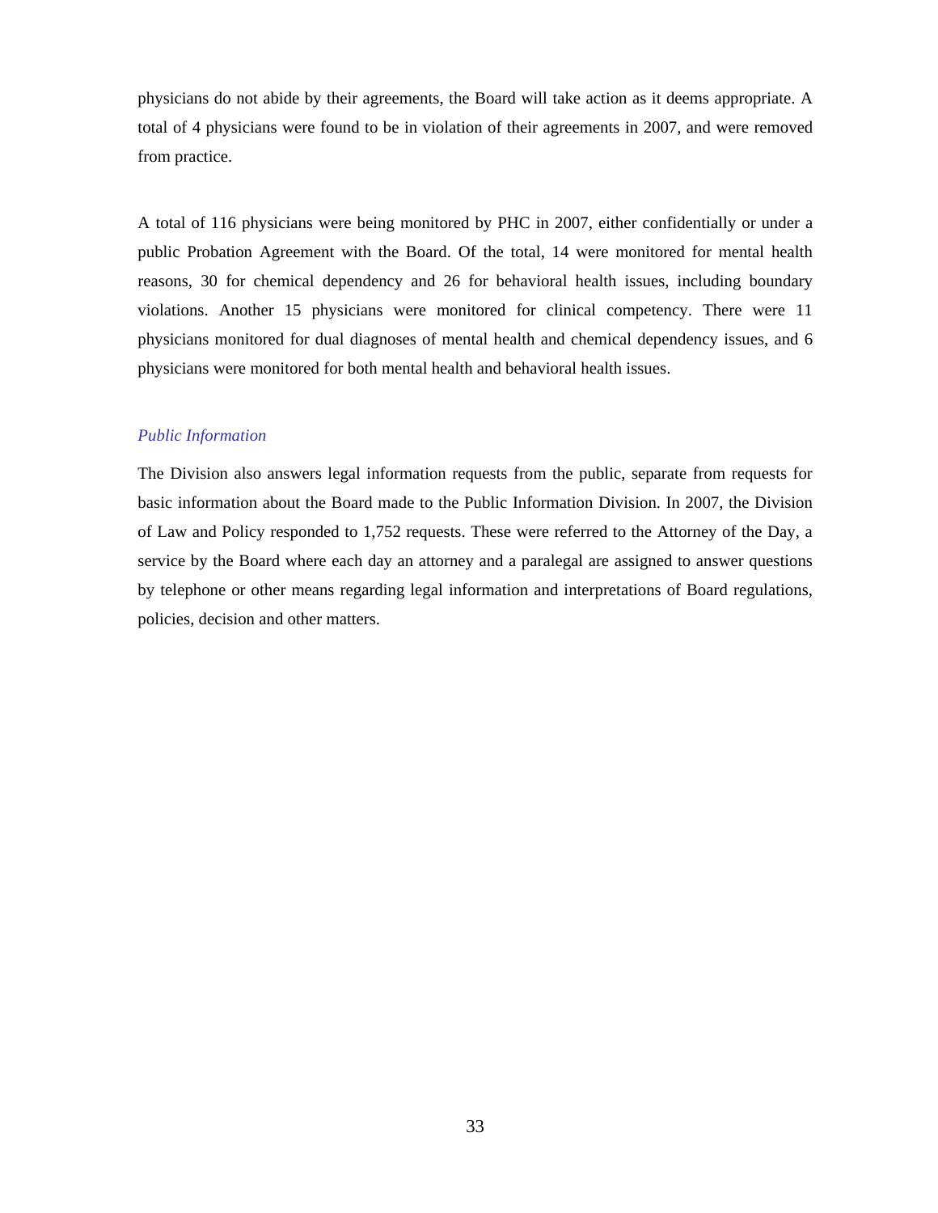physicians do not abide by their agreements, the Board will take action as it deems appropriate. A total of 4 physicians were found to be in violation of their agreements in 2007, and were removed from practice.

A total of 116 physicians were being monitored by PHC in 2007, either confidentially or under a public Probation Agreement with the Board. Of the total, 14 were monitored for mental health reasons, 30 for chemical dependency and 26 for behavioral health issues, including boundary violations. Another 15 physicians were monitored for clinical competency. There were 11 physicians monitored for dual diagnoses of mental health and chemical dependency issues, and 6 physicians were monitored for both mental health and behavioral health issues.

### *Public Information*

The Division also answers legal information requests from the public, separate from requests for basic information about the Board made to the Public Information Division. In 2007, the Division of Law and Policy responded to 1,752 requests. These were referred to the Attorney of the Day, a service by the Board where each day an attorney and a paralegal are assigned to answer questions by telephone or other means regarding legal information and interpretations of Board regulations, policies, decision and other matters.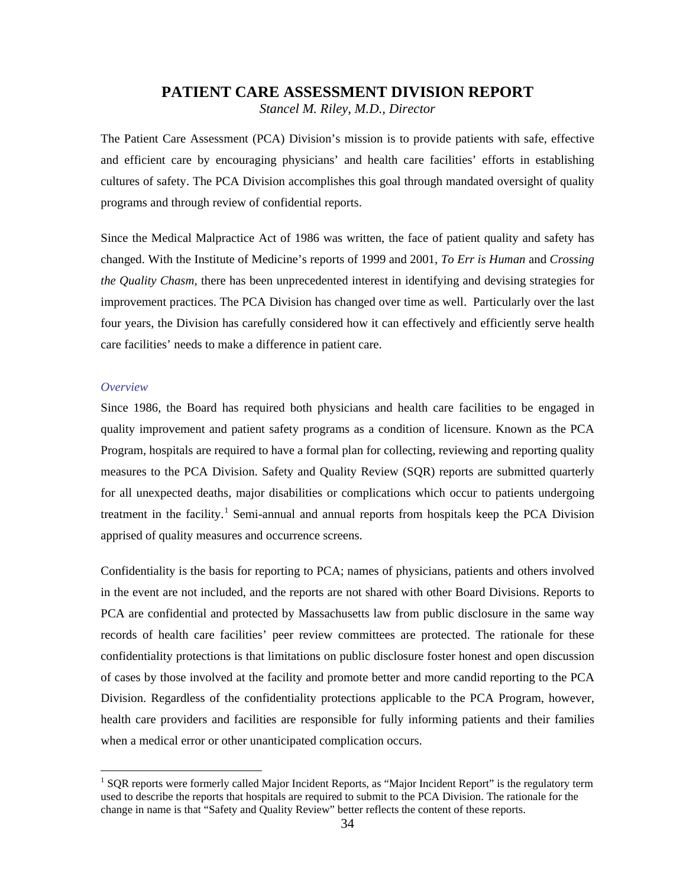# PATIENT CARE ASSESSMENT DIVISION REPORT

*Stancel M. Riley, M.D., Director*

The Patient Care Assessment (PCA) Division's mission is to provide patients with safe, effective and efficient care by encouraging physicians' and health care facilities' efforts in establishing cultures of safety. The PCA Division accomplishes this goal through mandated oversight of quality programs and through review of confidential reports.

Since the Medical Malpractice Act of 1986 was written, the face of patient quality and safety has changed. With the Institute of Medicine's reports of 1999 and 2001, *To Err is Human* and *Crossing the Quality Chasm*, there has been unprecedented interest in identifying and devising strategies for improvement practices. The PCA Division has changed over time as well. Particularly over the last four years, the Division has carefully considered how it can effectively and efficiently serve health care facilities' needs to make a difference in patient care.

### *Overview*

Since 1986, the Board has required both physicians and health care facilities to be engaged in quality improvement and patient safety programs as a condition of licensure. Known as the PCA Program, hospitals are required to have a formal plan for collecting, reviewing and reporting quality measures to the PCA Division. Safety and Quality Review (SQR) reports are submitted quarterly for all unexpected deaths, major disabilities or complications which occur to patients undergoing treatment in the facility.[1] Semi-annual and annual reports from hospitals keep the PCA Division apprised of quality measures and occurrence screens.

Confidentiality is the basis for reporting to PCA; names of physicians, patients and others involved in the event are not included, and the reports are not shared with other Board Divisions. Reports to PCA are confidential and protected by Massachusetts law from public disclosure in the same way records of health care facilities' peer review committees are protected. The rationale for these confidentiality protections is that limitations on public disclosure foster honest and open discussion of cases by those involved at the facility and promote better and more candid reporting to the PCA Division. Regardless of the confidentiality protections applicable to the PCA Program, however, health care providers and facilities are responsible for fully informing patients and their families when a medical error or other unanticipated complication occurs.

---

[1] SQR reports were formerly called Major Incident Reports, as "Major Incident Report" is the regulatory term used to describe the reports that hospitals are required to submit to the PCA Division. The rationale for the change in name is that "Safety and Quality Review" better reflects the content of these reports.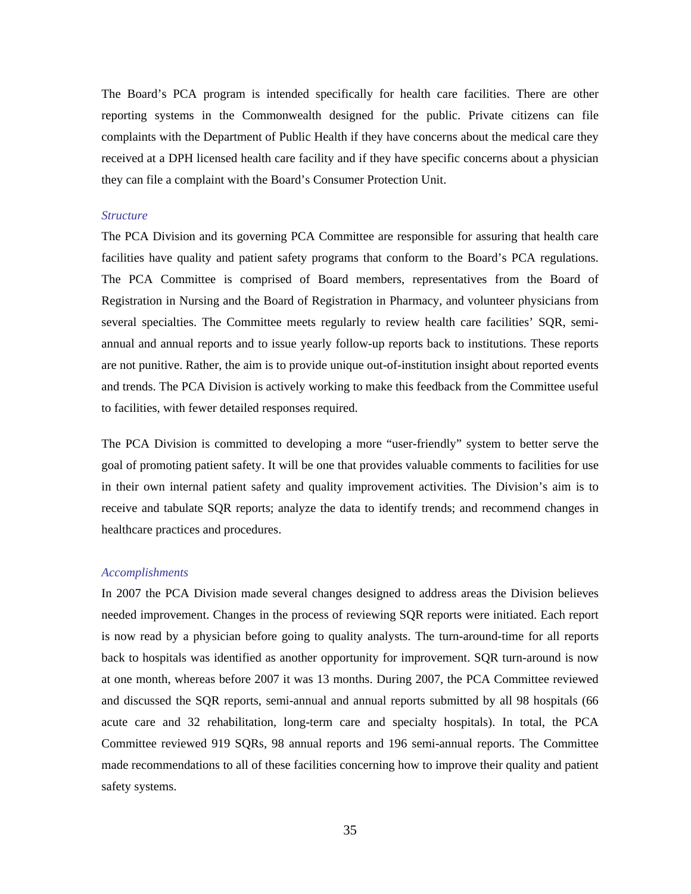The Board's PCA program is intended specifically for health care facilities. There are other reporting systems in the Commonwealth designed for the public. Private citizens can file complaints with the Department of Public Health if they have concerns about the medical care they received at a DPH licensed health care facility and if they have specific concerns about a physician they can file a complaint with the Board's Consumer Protection Unit.

### *Structure*

The PCA Division and its governing PCA Committee are responsible for assuring that health care facilities have quality and patient safety programs that conform to the Board's PCA regulations. The PCA Committee is comprised of Board members, representatives from the Board of Registration in Nursing and the Board of Registration in Pharmacy, and volunteer physicians from several specialties. The Committee meets regularly to review health care facilities' SQR, semi-annual and annual reports and to issue yearly follow-up reports back to institutions. These reports are not punitive. Rather, the aim is to provide unique out-of-institution insight about reported events and trends. The PCA Division is actively working to make this feedback from the Committee useful to facilities, with fewer detailed responses required.

The PCA Division is committed to developing a more "user-friendly" system to better serve the goal of promoting patient safety. It will be one that provides valuable comments to facilities for use in their own internal patient safety and quality improvement activities. The Division's aim is to receive and tabulate SQR reports; analyze the data to identify trends; and recommend changes in healthcare practices and procedures.

### *Accomplishments*

In 2007 the PCA Division made several changes designed to address areas the Division believes needed improvement. Changes in the process of reviewing SQR reports were initiated. Each report is now read by a physician before going to quality analysts. The turn-around-time for all reports back to hospitals was identified as another opportunity for improvement. SQR turn-around is now at one month, whereas before 2007 it was 13 months. During 2007, the PCA Committee reviewed and discussed the SQR reports, semi-annual and annual reports submitted by all 98 hospitals (66 acute care and 32 rehabilitation, long-term care and specialty hospitals). In total, the PCA Committee reviewed 919 SQRs, 98 annual reports and 196 semi-annual reports. The Committee made recommendations to all of these facilities concerning how to improve their quality and patient safety systems.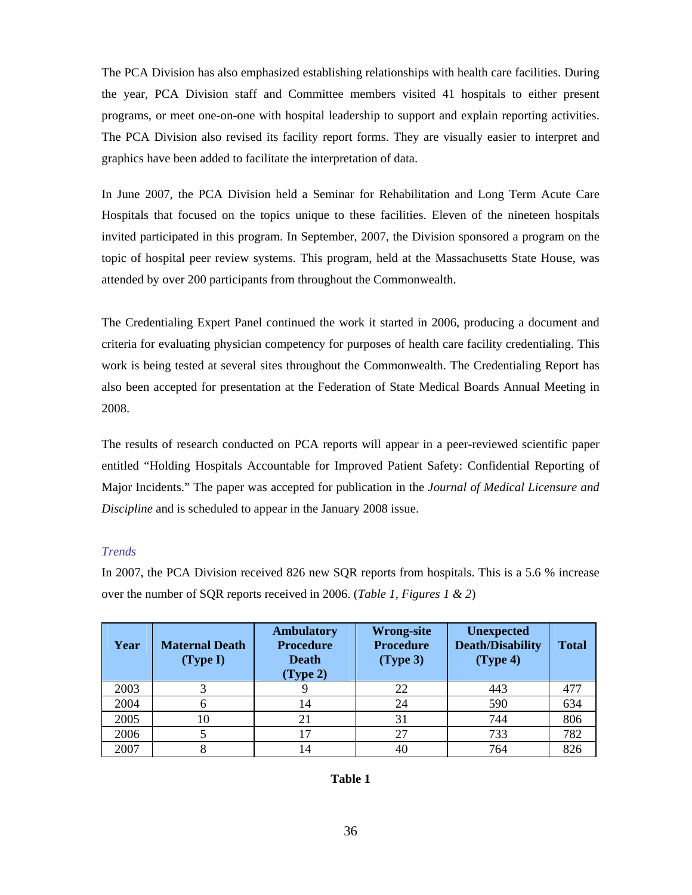The PCA Division has also emphasized establishing relationships with health care facilities. During the year, PCA Division staff and Committee members visited 41 hospitals to either present programs, or meet one-on-one with hospital leadership to support and explain reporting activities. The PCA Division also revised its facility report forms. They are visually easier to interpret and graphics have been added to facilitate the interpretation of data.

In June 2007, the PCA Division held a Seminar for Rehabilitation and Long Term Acute Care Hospitals that focused on the topics unique to these facilities. Eleven of the nineteen hospitals invited participated in this program. In September, 2007, the Division sponsored a program on the topic of hospital peer review systems. This program, held at the Massachusetts State House, was attended by over 200 participants from throughout the Commonwealth.

The Credentialing Expert Panel continued the work it started in 2006, producing a document and criteria for evaluating physician competency for purposes of health care facility credentialing. This work is being tested at several sites throughout the Commonwealth. The Credentialing Report has also been accepted for presentation at the Federation of State Medical Boards Annual Meeting in 2008.

The results of research conducted on PCA reports will appear in a peer-reviewed scientific paper entitled "Holding Hospitals Accountable for Improved Patient Safety: Confidential Reporting of Major Incidents." The paper was accepted for publication in the *Journal of Medical Licensure and Discipline* and is scheduled to appear in the January 2008 issue.

### *Trends*

In 2007, the PCA Division received 826 new SQR reports from hospitals. This is a 5.6 % increase over the number of SQR reports received in 2006. (*Table 1, Figures 1 & 2*)

| Year | Maternal Death (Type I) | Ambulatory Procedure Death (Type 2) | Wrong-site Procedure (Type 3) | Unexpected Death/Disability (Type 4) | Total |
|---|---|---|---|---|---|
| 2003 | 3 | 9 | 22 | 443 | 477 |
| 2004 | 6 | 14 | 24 | 590 | 634 |
| 2005 | 10 | 21 | 31 | 744 | 806 |
| 2006 | 5 | 17 | 27 | 733 | 782 |
| 2007 | 8 | 14 | 40 | 764 | 826 |

**Table 1**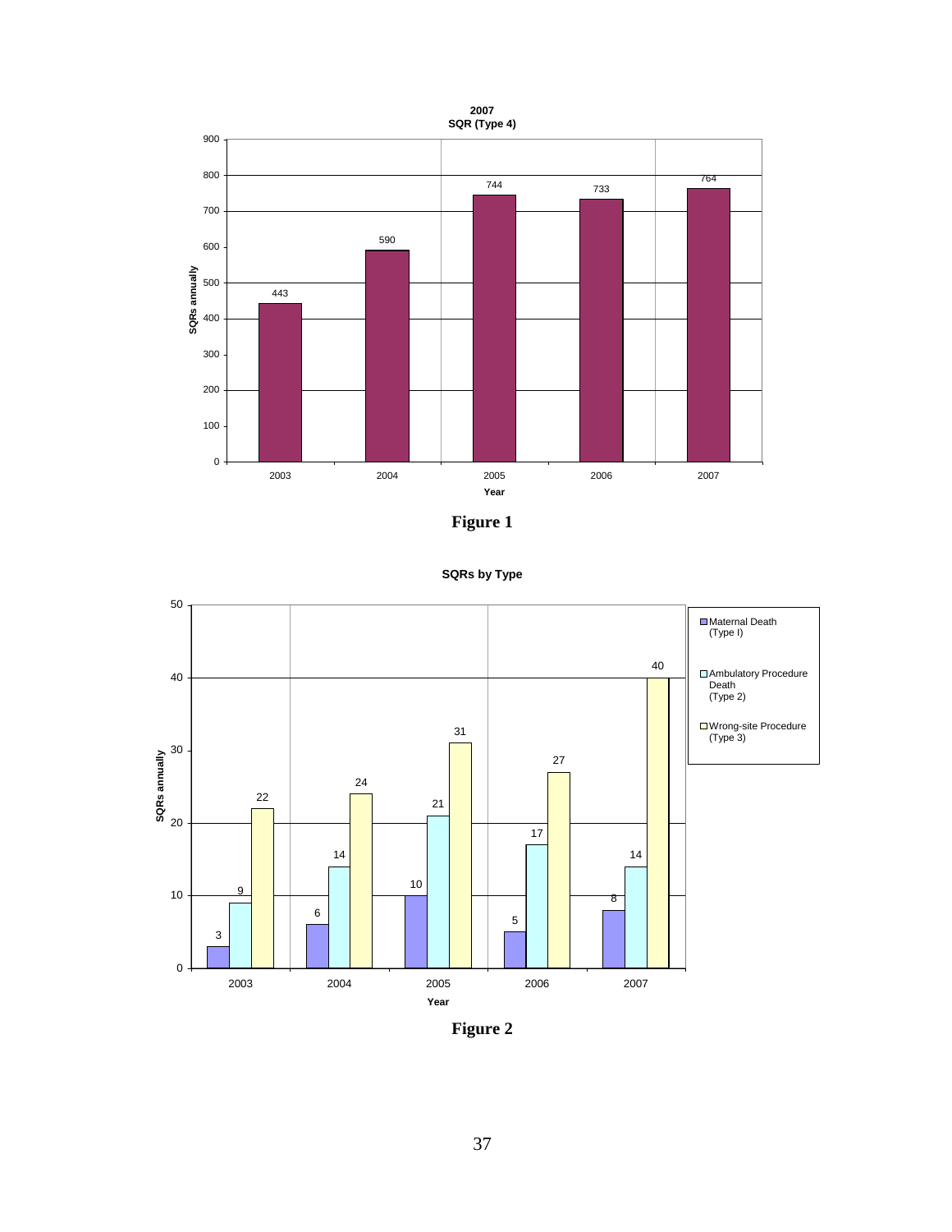**2007**
**SQR (Type 4)**

| Year | SQRs annually |
| --- | --- |
| 2003 | 443 |
| 2004 | 590 |
| 2005 | 744 |
| 2006 | 733 |
| 2007 | 764 |

**Figure 1**

**SQRs by Type**

| Year | Maternal Death (Type I) | Ambulatory Procedure Death (Type 2) | Wrong-site Procedure (Type 3) |
| --- | --- | --- | --- |
| 2003 | 3 | 9 | 22 |
| 2004 | 6 | 14 | 24 |
| 2005 | 10 | 21 | 31 |
| 2006 | 5 | 17 | 27 |
| 2007 | 8 | 14 | 40 |

**Figure 2**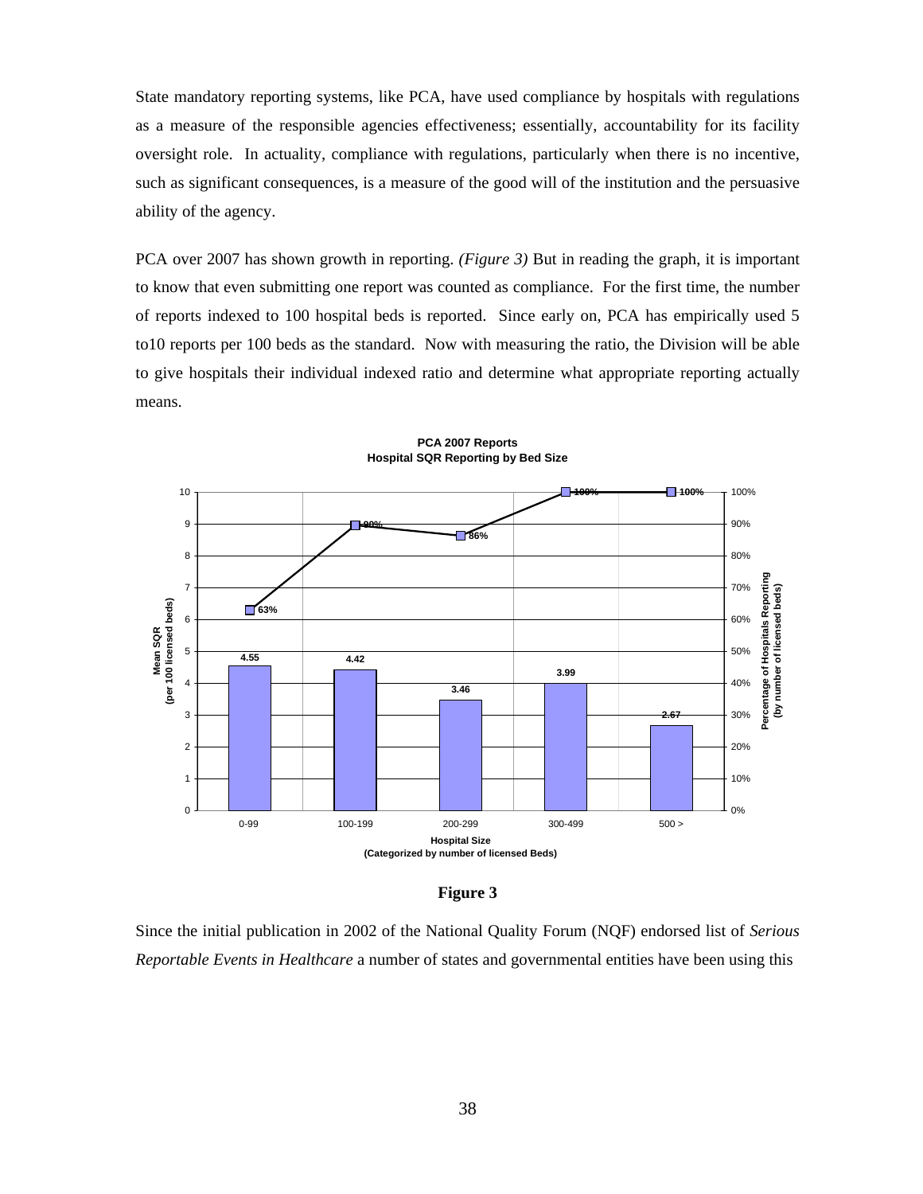State mandatory reporting systems, like PCA, have used compliance by hospitals with regulations as a measure of the responsible agencies effectiveness; essentially, accountability for its facility oversight role. In actuality, compliance with regulations, particularly when there is no incentive, such as significant consequences, is a measure of the good will of the institution and the persuasive ability of the agency.

PCA over 2007 has shown growth in reporting. *(Figure 3)* But in reading the graph, it is important to know that even submitting one report was counted as compliance. For the first time, the number of reports indexed to 100 hospital beds is reported. Since early on, PCA has empirically used 5 to10 reports per 100 beds as the standard. Now with measuring the ratio, the Division will be able to give hospitals their individual indexed ratio and determine what appropriate reporting actually means.

**PCA 2007 Reports**
**Hospital SQR Reporting by Bed Size**

| Hospital Size (Categorized by number of licensed Beds) | Mean SQR (per 100 licensed beds) | Percentage of Hospitals Reporting (by number of licensed beds) |
|---|---|---|
| 0-99 | 4.55 | 63% |
| 100-199 | 4.42 | 90% |
| 200-299 | 3.46 | 86% |
| 300-499 | 3.99 | 100% |
| 500 > | 2.67 | 100% |

**Figure 3**

Since the initial publication in 2002 of the National Quality Forum (NQF) endorsed list of *Serious Reportable Events in Healthcare* a number of states and governmental entities have been using this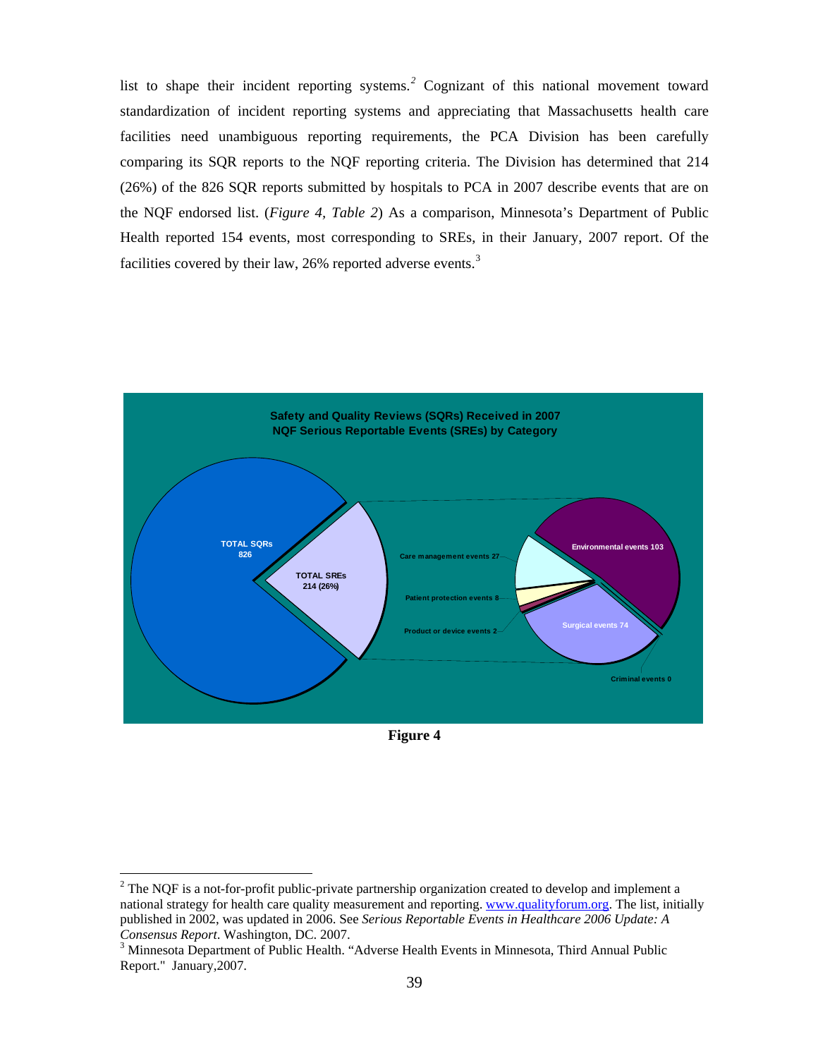list to shape their incident reporting systems.[2] Cognizant of this national movement toward standardization of incident reporting systems and appreciating that Massachusetts health care facilities need unambiguous reporting requirements, the PCA Division has been carefully comparing its SQR reports to the NQF reporting criteria. The Division has determined that 214 (26%) of the 826 SQR reports submitted by hospitals to PCA in 2007 describe events that are on the NQF endorsed list. (*Figure 4, Table 2*) As a comparison, Minnesota's Department of Public Health reported 154 events, most corresponding to SREs, in their January, 2007 report. Of the facilities covered by their law, 26% reported adverse events.[3]

**Safety and Quality Reviews (SQRs) Received in 2007**
**NQF Serious Reportable Events (SREs) by Category**

TOTAL SQRs 826

TOTAL SREs 214 (26%)

Care management events 27

Patient protection events 8

Product or device events 2

Environmental events 103

Surgical events 74

Criminal events 0

**Figure 4**

[2] The NQF is a not-for-profit public-private partnership organization created to develop and implement a national strategy for health care quality measurement and reporting. www.qualityforum.org. The list, initially published in 2002, was updated in 2006. See *Serious Reportable Events in Healthcare 2006 Update: A Consensus Report*. Washington, DC. 2007.

[3] Minnesota Department of Public Health. "Adverse Health Events in Minnesota, Third Annual Public Report." January,2007.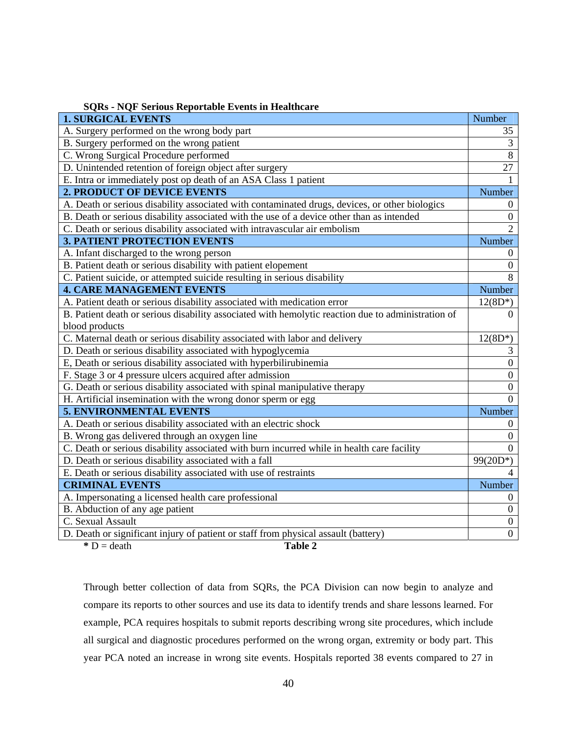**SQRs - NQF Serious Reportable Events in Healthcare**

| 1. SURGICAL EVENTS | Number |
|---|---|
| A. Surgery performed on the wrong body part | 35 |
| B. Surgery performed on the wrong patient | 3 |
| C. Wrong Surgical Procedure performed | 8 |
| D. Unintended retention of foreign object after surgery | 27 |
| E. Intra or immediately post op death of an ASA Class 1 patient | 1 |
| **2. PRODUCT OF DEVICE EVENTS** | Number |
| A. Death or serious disability associated with contaminated drugs, devices, or other biologics | 0 |
| B. Death or serious disability associated with the use of a device other than as intended | 0 |
| C. Death or serious disability associated with intravascular air embolism | 2 |
| **3. PATIENT PROTECTION EVENTS** | Number |
| A. Infant discharged to the wrong person | 0 |
| B. Patient death or serious disability with patient elopement | 0 |
| C. Patient suicide, or attempted suicide resulting in serious disability | 8 |
| **4. CARE MANAGEMENT EVENTS** | Number |
| A. Patient death or serious disability associated with medication error | 12(8D*) |
| B. Patient death or serious disability associated with hemolytic reaction due to administration of blood products | 0 |
| C. Maternal death or serious disability associated with labor and delivery | 12(8D*) |
| D. Death or serious disability associated with hypoglycemia | 3 |
| E, Death or serious disability associated with hyperbilirubinemia | 0 |
| F. Stage 3 or 4 pressure ulcers acquired after admission | 0 |
| G. Death or serious disability associated with spinal manipulative therapy | 0 |
| H. Artificial insemination with the wrong donor sperm or egg | 0 |
| **5. ENVIRONMENTAL EVENTS** | Number |
| A. Death or serious disability associated with an electric shock | 0 |
| B. Wrong gas delivered through an oxygen line | 0 |
| C. Death or serious disability associated with burn incurred while in health care facility | 0 |
| D. Death or serious disability associated with a fall | 99(20D*) |
| E. Death or serious disability associated with use of restraints | 4 |
| **CRIMINAL EVENTS** | Number |
| A. Impersonating a licensed health care professional | 0 |
| B. Abduction of any age patient | 0 |
| C. Sexual Assault | 0 |
| D. Death or significant injury of patient or staff from physical assault (battery) | 0 |

**\*** D = death

**Table 2**

Through better collection of data from SQRs, the PCA Division can now begin to analyze and compare its reports to other sources and use its data to identify trends and share lessons learned. For example, PCA requires hospitals to submit reports describing wrong site procedures, which include all surgical and diagnostic procedures performed on the wrong organ, extremity or body part. This year PCA noted an increase in wrong site events. Hospitals reported 38 events compared to 27 in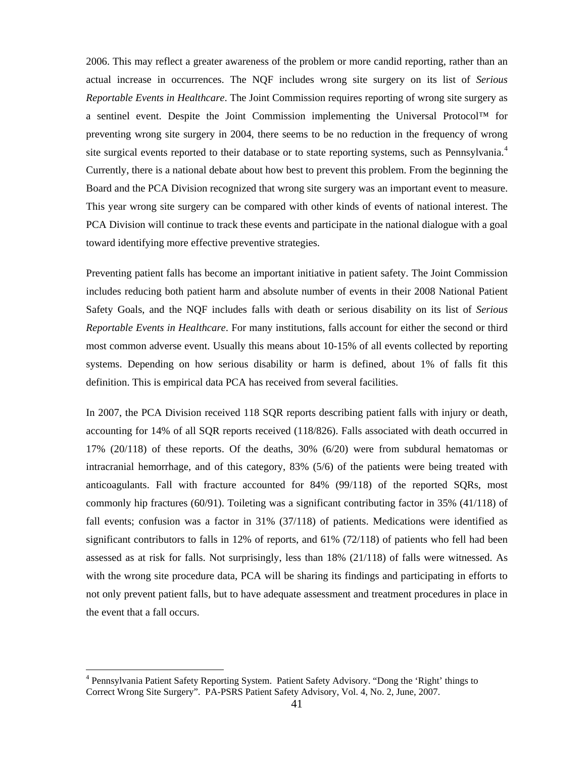2006. This may reflect a greater awareness of the problem or more candid reporting, rather than an actual increase in occurrences. The NQF includes wrong site surgery on its list of *Serious Reportable Events in Healthcare*. The Joint Commission requires reporting of wrong site surgery as a sentinel event. Despite the Joint Commission implementing the Universal Protocol™ for preventing wrong site surgery in 2004, there seems to be no reduction in the frequency of wrong site surgical events reported to their database or to state reporting systems, such as Pennsylvania.[4] Currently, there is a national debate about how best to prevent this problem. From the beginning the Board and the PCA Division recognized that wrong site surgery was an important event to measure. This year wrong site surgery can be compared with other kinds of events of national interest. The PCA Division will continue to track these events and participate in the national dialogue with a goal toward identifying more effective preventive strategies.

Preventing patient falls has become an important initiative in patient safety. The Joint Commission includes reducing both patient harm and absolute number of events in their 2008 National Patient Safety Goals, and the NQF includes falls with death or serious disability on its list of *Serious Reportable Events in Healthcare*. For many institutions, falls account for either the second or third most common adverse event. Usually this means about 10-15% of all events collected by reporting systems. Depending on how serious disability or harm is defined, about 1% of falls fit this definition. This is empirical data PCA has received from several facilities.

In 2007, the PCA Division received 118 SQR reports describing patient falls with injury or death, accounting for 14% of all SQR reports received (118/826). Falls associated with death occurred in 17% (20/118) of these reports. Of the deaths, 30% (6/20) were from subdural hematomas or intracranial hemorrhage, and of this category, 83% (5/6) of the patients were being treated with anticoagulants. Fall with fracture accounted for 84% (99/118) of the reported SQRs, most commonly hip fractures (60/91). Toileting was a significant contributing factor in 35% (41/118) of fall events; confusion was a factor in 31% (37/118) of patients. Medications were identified as significant contributors to falls in 12% of reports, and 61% (72/118) of patients who fell had been assessed as at risk for falls. Not surprisingly, less than 18% (21/118) of falls were witnessed. As with the wrong site procedure data, PCA will be sharing its findings and participating in efforts to not only prevent patient falls, but to have adequate assessment and treatment procedures in place in the event that a fall occurs.

---

[4] Pennsylvania Patient Safety Reporting System. Patient Safety Advisory. "Dong the 'Right' things to Correct Wrong Site Surgery". PA-PSRS Patient Safety Advisory, Vol. 4, No. 2, June, 2007.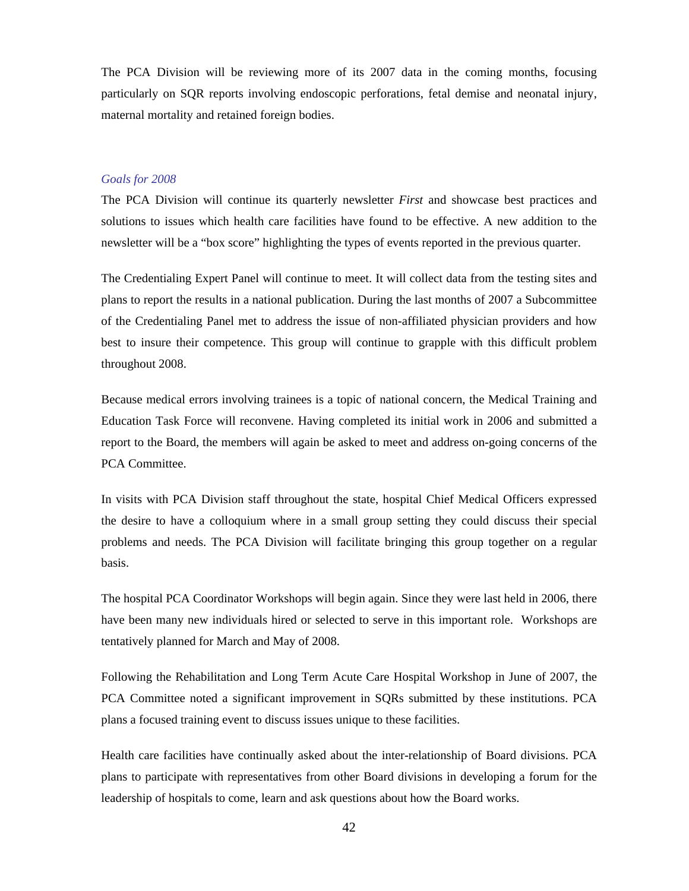The PCA Division will be reviewing more of its 2007 data in the coming months, focusing particularly on SQR reports involving endoscopic perforations, fetal demise and neonatal injury, maternal mortality and retained foreign bodies.

### *Goals for 2008*

The PCA Division will continue its quarterly newsletter *First* and showcase best practices and solutions to issues which health care facilities have found to be effective. A new addition to the newsletter will be a "box score" highlighting the types of events reported in the previous quarter.

The Credentialing Expert Panel will continue to meet. It will collect data from the testing sites and plans to report the results in a national publication. During the last months of 2007 a Subcommittee of the Credentialing Panel met to address the issue of non-affiliated physician providers and how best to insure their competence. This group will continue to grapple with this difficult problem throughout 2008.

Because medical errors involving trainees is a topic of national concern, the Medical Training and Education Task Force will reconvene. Having completed its initial work in 2006 and submitted a report to the Board, the members will again be asked to meet and address on-going concerns of the PCA Committee.

In visits with PCA Division staff throughout the state, hospital Chief Medical Officers expressed the desire to have a colloquium where in a small group setting they could discuss their special problems and needs. The PCA Division will facilitate bringing this group together on a regular basis.

The hospital PCA Coordinator Workshops will begin again. Since they were last held in 2006, there have been many new individuals hired or selected to serve in this important role. Workshops are tentatively planned for March and May of 2008.

Following the Rehabilitation and Long Term Acute Care Hospital Workshop in June of 2007, the PCA Committee noted a significant improvement in SQRs submitted by these institutions. PCA plans a focused training event to discuss issues unique to these facilities.

Health care facilities have continually asked about the inter-relationship of Board divisions. PCA plans to participate with representatives from other Board divisions in developing a forum for the leadership of hospitals to come, learn and ask questions about how the Board works.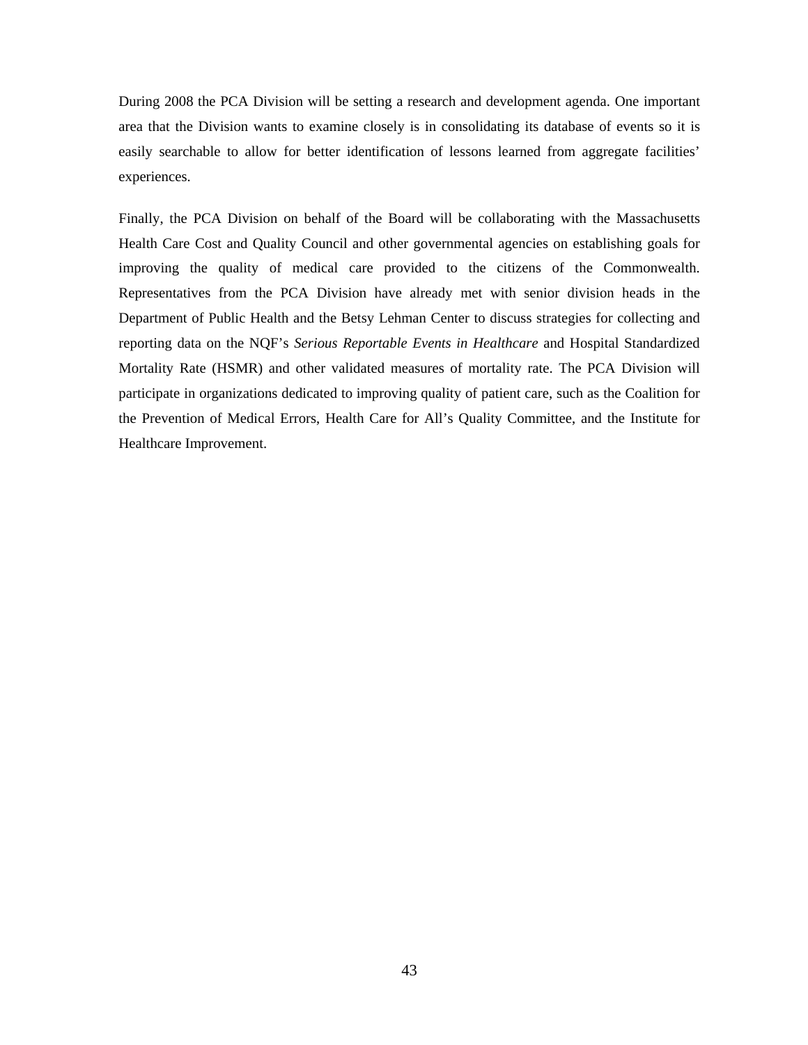During 2008 the PCA Division will be setting a research and development agenda. One important area that the Division wants to examine closely is in consolidating its database of events so it is easily searchable to allow for better identification of lessons learned from aggregate facilities' experiences.

Finally, the PCA Division on behalf of the Board will be collaborating with the Massachusetts Health Care Cost and Quality Council and other governmental agencies on establishing goals for improving the quality of medical care provided to the citizens of the Commonwealth. Representatives from the PCA Division have already met with senior division heads in the Department of Public Health and the Betsy Lehman Center to discuss strategies for collecting and reporting data on the NQF's *Serious Reportable Events in Healthcare* and Hospital Standardized Mortality Rate (HSMR) and other validated measures of mortality rate. The PCA Division will participate in organizations dedicated to improving quality of patient care, such as the Coalition for the Prevention of Medical Errors, Health Care for All's Quality Committee, and the Institute for Healthcare Improvement.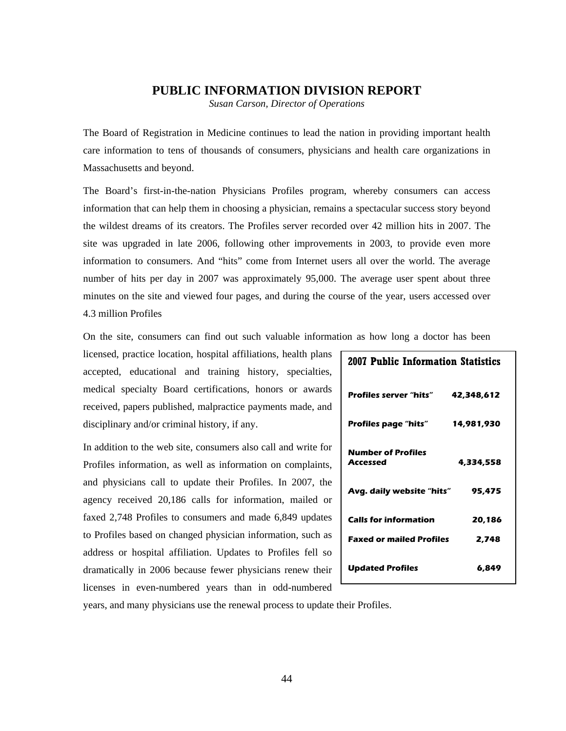# PUBLIC INFORMATION DIVISION REPORT

*Susan Carson, Director of Operations*

The Board of Registration in Medicine continues to lead the nation in providing important health care information to tens of thousands of consumers, physicians and health care organizations in Massachusetts and beyond.

The Board's first-in-the-nation Physicians Profiles program, whereby consumers can access information that can help them in choosing a physician, remains a spectacular success story beyond the wildest dreams of its creators. The Profiles server recorded over 42 million hits in 2007. The site was upgraded in late 2006, following other improvements in 2003, to provide even more information to consumers. And "hits" come from Internet users all over the world. The average number of hits per day in 2007 was approximately 95,000. The average user spent about three minutes on the site and viewed four pages, and during the course of the year, users accessed over 4.3 million Profiles

On the site, consumers can find out such valuable information as how long a doctor has been licensed, practice location, hospital affiliations, health plans accepted, educational and training history, specialties, medical specialty Board certifications, honors or awards received, papers published, malpractice payments made, and disciplinary and/or criminal history, if any.

In addition to the web site, consumers also call and write for Profiles information, as well as information on complaints, and physicians call to update their Profiles. In 2007, the agency received 20,186 calls for information, mailed or faxed 2,748 Profiles to consumers and made 6,849 updates to Profiles based on changed physician information, such as address or hospital affiliation. Updates to Profiles fell so dramatically in 2006 because fewer physicians renew their licenses in even-numbered years than in odd-numbered years, and many physicians use the renewal process to update their Profiles.

| 2007 Public Information Statistics | |
|---|---|
| **Profiles server "hits"** | **42,348,612** |
| **Profiles page "hits"** | **14,981,930** |
| **Number of Profiles Accessed** | **4,334,558** |
| **Avg. daily website "hits"** | **95,475** |
| **Calls for information** | **20,186** |
| **Faxed or mailed Profiles** | **2,748** |
| **Updated Profiles** | **6,849** |